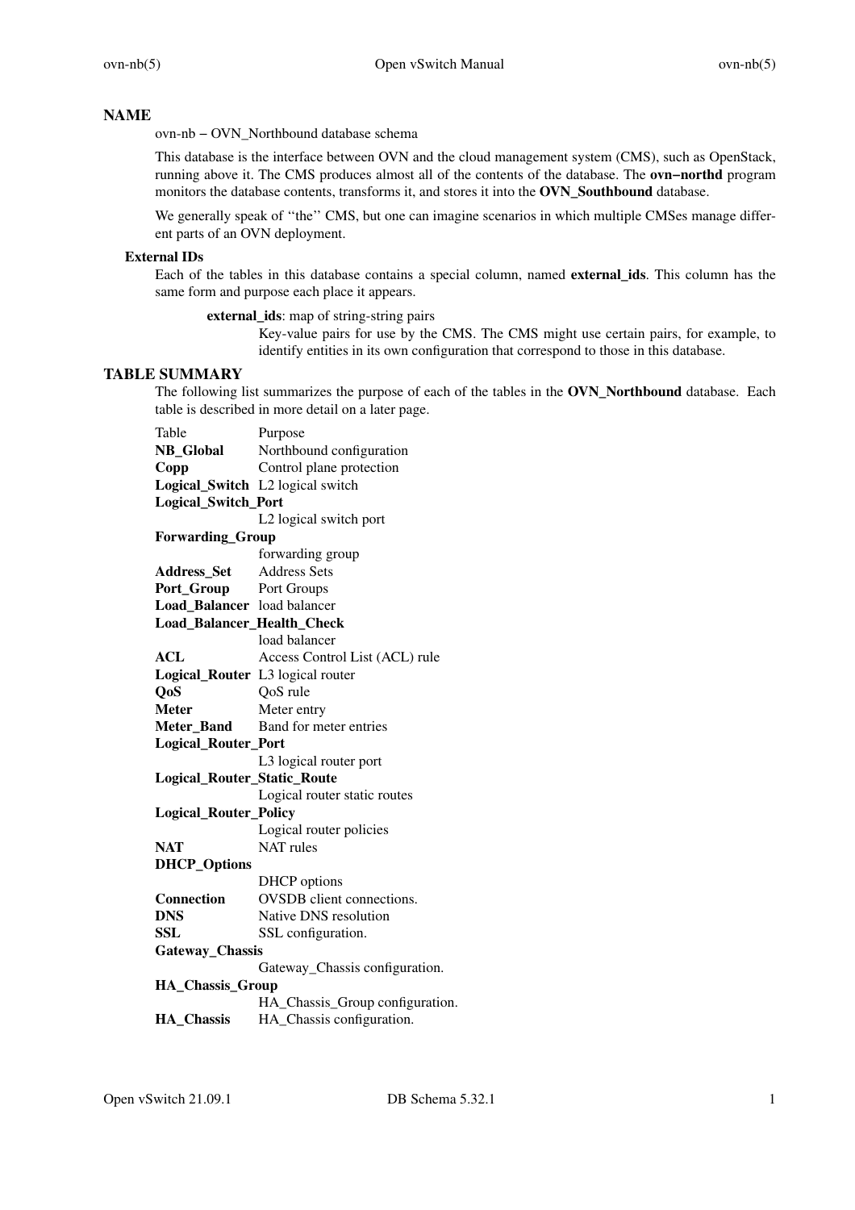## NAME

ovn-nb − OVN_Northbound database schema

This database is the interface between OVN and the cloud management system (CMS), such as OpenStack, running above it. The CMS produces almost all of the contents of the database. The **ovn−northd** program monitors the database contents, transforms it, and stores it into the **OVN_Southbound** database.

We generally speak of ''the'' CMS, but one can imagine scenarios in which multiple CMSes manage different parts of an OVN deployment.

### External IDs

Each of the tables in this database contains a special column, named **external_ids**. This column has the same form and purpose each place it appears.

**external_ids**: map of string-string pairs

Key-value pairs for use by the CMS. The CMS might use certain pairs, for example, to identify entities in its own configuration that correspond to those in this database.

## TABLE SUMMARY

The following list summarizes the purpose of each of the tables in the **OVN_Northbound** database. Each table is described in more detail on a later page.

| Table | Purpose |
|---|---|
| **NB_Global** | Northbound configuration |
| **Copp** | Control plane protection |
| **Logical_Switch** | L2 logical switch |
| **Logical_Switch_Port** | L2 logical switch port |
| **Forwarding_Group** | forwarding group |
| **Address_Set** | Address Sets |
| **Port_Group** | Port Groups |
| **Load_Balancer** | load balancer |
| **Load_Balancer_Health_Check** | load balancer |
| **ACL** | Access Control List (ACL) rule |
| **Logical_Router** | L3 logical router |
| **QoS** | QoS rule |
| **Meter** | Meter entry |
| **Meter_Band** | Band for meter entries |
| **Logical_Router_Port** | L3 logical router port |
| **Logical_Router_Static_Route** | Logical router static routes |
| **Logical_Router_Policy** | Logical router policies |
| **NAT** | NAT rules |
| **DHCP_Options** | DHCP options |
| **Connection** | OVSDB client connections. |
| **DNS** | Native DNS resolution |
| **SSL** | SSL configuration. |
| **Gateway_Chassis** | Gateway_Chassis configuration. |
| **HA_Chassis_Group** | HA_Chassis_Group configuration. |
| **HA_Chassis** | HA_Chassis configuration. |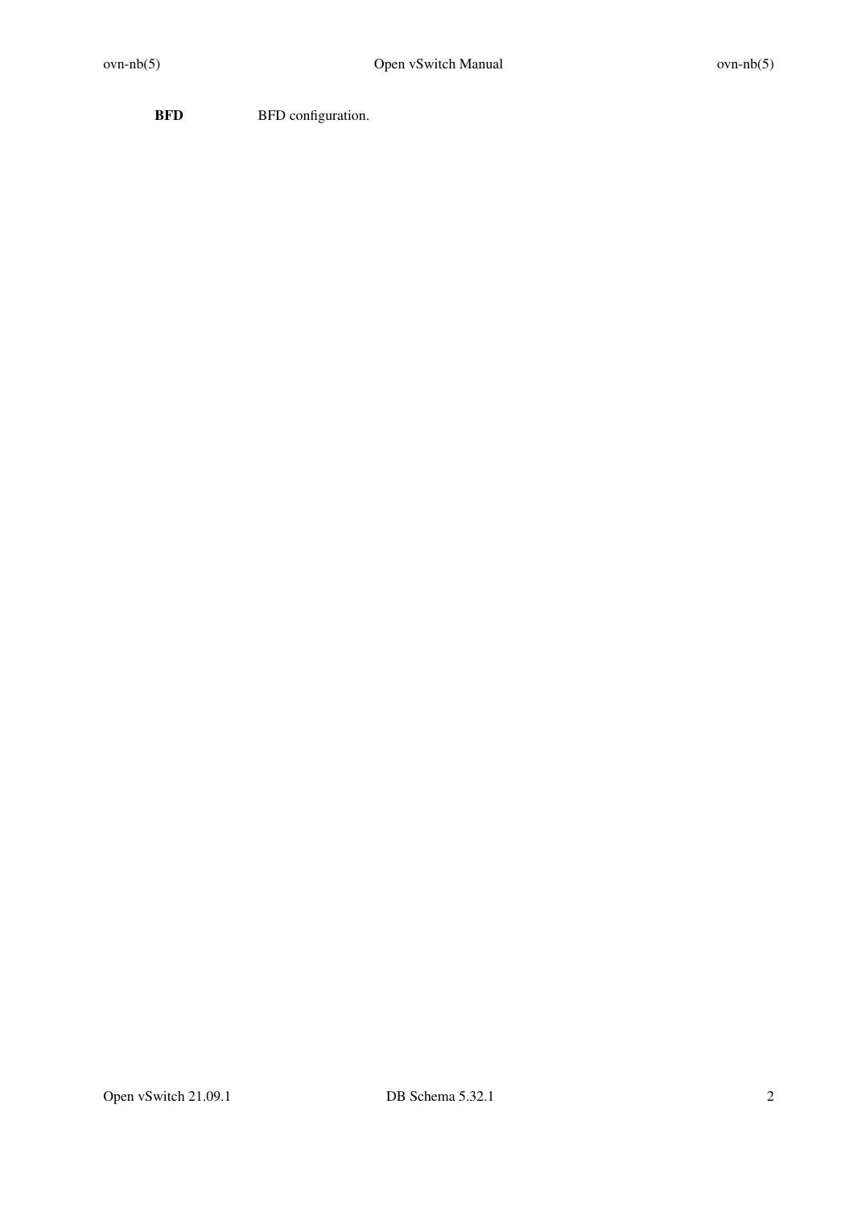**BFD** BFD configuration.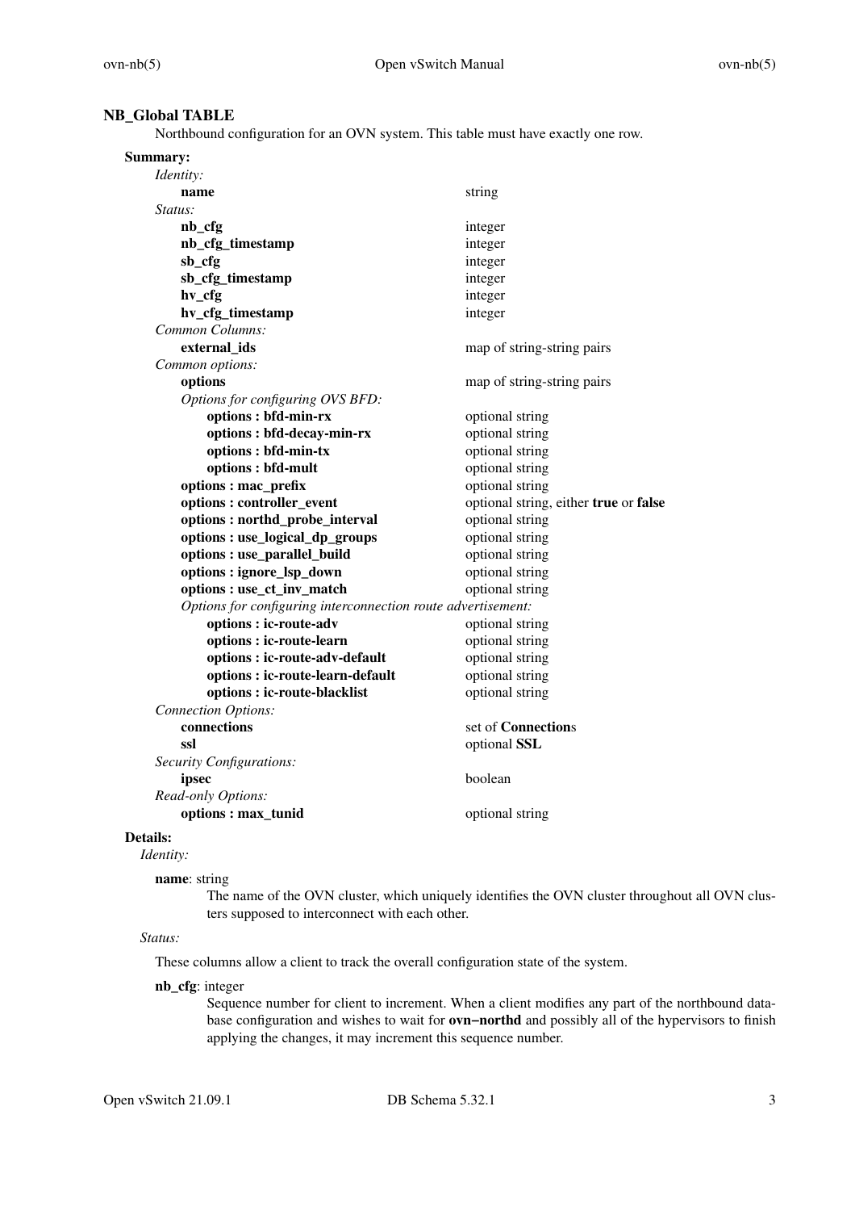## NB_Global TABLE

Northbound configuration for an OVN system. This table must have exactly one row.

### Summary:

| | |
|---|---|
| *Identity:* | |
| **name** | string |
| *Status:* | |
| **nb_cfg** | integer |
| **nb_cfg_timestamp** | integer |
| **sb_cfg** | integer |
| **sb_cfg_timestamp** | integer |
| **hv_cfg** | integer |
| **hv_cfg_timestamp** | integer |
| *Common Columns:* | |
| **external_ids** | map of string-string pairs |
| *Common options:* | |
| **options** | map of string-string pairs |
| *Options for configuring OVS BFD:* | |
| **options : bfd-min-rx** | optional string |
| **options : bfd-decay-min-rx** | optional string |
| **options : bfd-min-tx** | optional string |
| **options : bfd-mult** | optional string |
| **options : mac_prefix** | optional string |
| **options : controller_event** | optional string, either **true** or **false** |
| **options : northd_probe_interval** | optional string |
| **options : use_logical_dp_groups** | optional string |
| **options : use_parallel_build** | optional string |
| **options : ignore_lsp_down** | optional string |
| **options : use_ct_inv_match** | optional string |
| *Options for configuring interconnection route advertisement:* | |
| **options : ic-route-adv** | optional string |
| **options : ic-route-learn** | optional string |
| **options : ic-route-adv-default** | optional string |
| **options : ic-route-learn-default** | optional string |
| **options : ic-route-blacklist** | optional string |
| *Connection Options:* | |
| **connections** | set of **Connection**s |
| **ssl** | optional **SSL** |
| *Security Configurations:* | |
| **ipsec** | boolean |
| *Read-only Options:* | |
| **options : max_tunid** | optional string |

### Details:

*Identity:*

**name**: string

The name of the OVN cluster, which uniquely identifies the OVN cluster throughout all OVN clusters supposed to interconnect with each other.

*Status:*

These columns allow a client to track the overall configuration state of the system.

**nb_cfg**: integer

Sequence number for client to increment. When a client modifies any part of the northbound database configuration and wishes to wait for **ovn−northd** and possibly all of the hypervisors to finish applying the changes, it may increment this sequence number.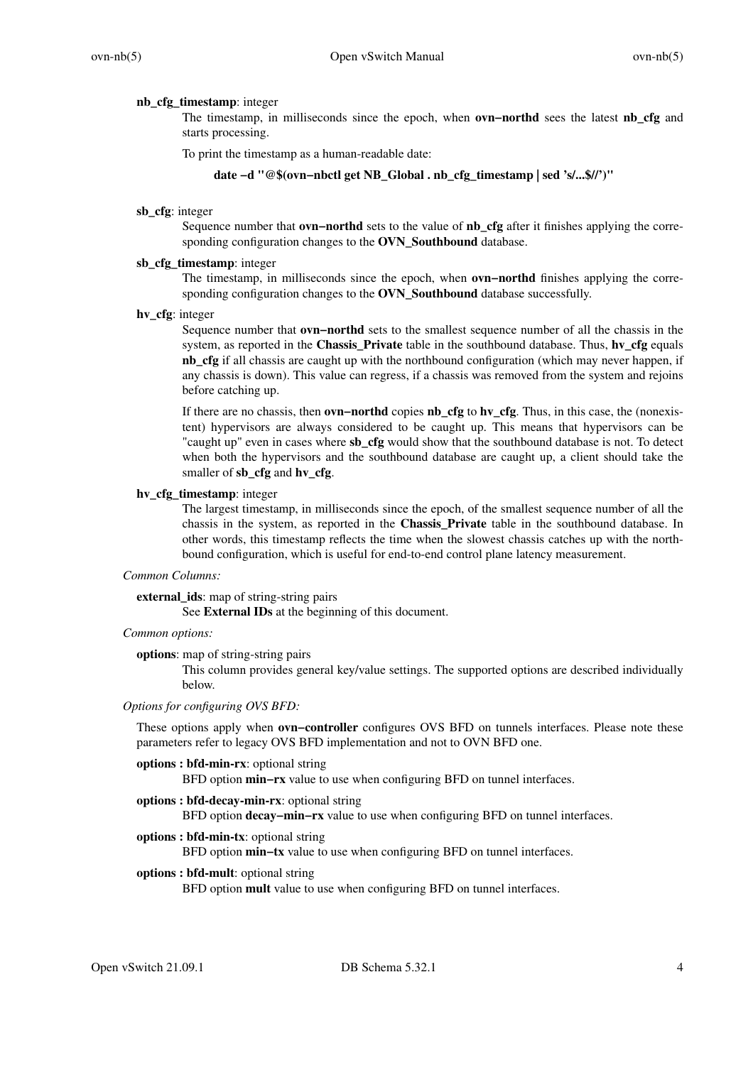**nb_cfg_timestamp**: integer

The timestamp, in milliseconds since the epoch, when **ovn−northd** sees the latest **nb_cfg** and starts processing.

To print the timestamp as a human-readable date:

**date −d "@$(ovn−nbctl get NB_Global . nb_cfg_timestamp | sed 's/...$//')"**

**sb_cfg**: integer

Sequence number that **ovn−northd** sets to the value of **nb_cfg** after it finishes applying the corresponding configuration changes to the **OVN_Southbound** database.

**sb_cfg_timestamp**: integer

The timestamp, in milliseconds since the epoch, when **ovn−northd** finishes applying the corresponding configuration changes to the **OVN_Southbound** database successfully.

**hv_cfg**: integer

Sequence number that **ovn−northd** sets to the smallest sequence number of all the chassis in the system, as reported in the **Chassis_Private** table in the southbound database. Thus, **hv_cfg** equals **nb_cfg** if all chassis are caught up with the northbound configuration (which may never happen, if any chassis is down). This value can regress, if a chassis was removed from the system and rejoins before catching up.

If there are no chassis, then **ovn−northd** copies **nb_cfg** to **hv_cfg**. Thus, in this case, the (nonexistent) hypervisors are always considered to be caught up. This means that hypervisors can be "caught up" even in cases where **sb_cfg** would show that the southbound database is not. To detect when both the hypervisors and the southbound database are caught up, a client should take the smaller of **sb_cfg** and **hv_cfg**.

**hv_cfg_timestamp**: integer

The largest timestamp, in milliseconds since the epoch, of the smallest sequence number of all the chassis in the system, as reported in the **Chassis_Private** table in the southbound database. In other words, this timestamp reflects the time when the slowest chassis catches up with the northbound configuration, which is useful for end-to-end control plane latency measurement.

*Common Columns:*

**external_ids**: map of string-string pairs

See **External IDs** at the beginning of this document.

*Common options:*

**options**: map of string-string pairs

This column provides general key/value settings. The supported options are described individually below.

*Options for configuring OVS BFD:*

These options apply when **ovn−controller** configures OVS BFD on tunnels interfaces. Please note these parameters refer to legacy OVS BFD implementation and not to OVN BFD one.

**options : bfd-min-rx**: optional string

BFD option **min−rx** value to use when configuring BFD on tunnel interfaces.

**options : bfd-decay-min-rx**: optional string

BFD option **decay−min−rx** value to use when configuring BFD on tunnel interfaces.

**options : bfd-min-tx**: optional string

BFD option **min−tx** value to use when configuring BFD on tunnel interfaces.

**options : bfd-mult**: optional string

BFD option **mult** value to use when configuring BFD on tunnel interfaces.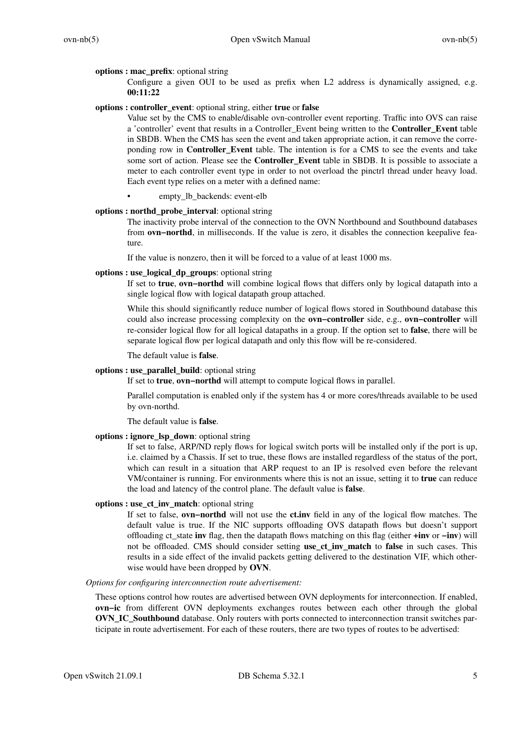**options : mac_prefix**: optional string

Configure a given OUI to be used as prefix when L2 address is dynamically assigned, e.g. **00:11:22**

**options : controller_event**: optional string, either **true** or **false**

Value set by the CMS to enable/disable ovn-controller event reporting. Traffic into OVS can raise a 'controller' event that results in a Controller_Event being written to the **Controller_Event** table in SBDB. When the CMS has seen the event and taken appropriate action, it can remove the correponding row in **Controller_Event** table. The intention is for a CMS to see the events and take some sort of action. Please see the **Controller_Event** table in SBDB. It is possible to associate a meter to each controller event type in order to not overload the pinctrl thread under heavy load. Each event type relies on a meter with a defined name:

- empty_lb_backends: event-elb

**options : northd_probe_interval**: optional string

The inactivity probe interval of the connection to the OVN Northbound and Southbound databases from **ovn−northd**, in milliseconds. If the value is zero, it disables the connection keepalive feature.

If the value is nonzero, then it will be forced to a value of at least 1000 ms.

**options : use_logical_dp_groups**: optional string

If set to **true**, **ovn−northd** will combine logical flows that differs only by logical datapath into a single logical flow with logical datapath group attached.

While this should significantly reduce number of logical flows stored in Southbound database this could also increase processing complexity on the **ovn−controller** side, e.g., **ovn−controller** will re-consider logical flow for all logical datapaths in a group. If the option set to **false**, there will be separate logical flow per logical datapath and only this flow will be re-considered.

The default value is **false**.

**options : use_parallel_build**: optional string

If set to **true**, **ovn−northd** will attempt to compute logical flows in parallel.

Parallel computation is enabled only if the system has 4 or more cores/threads available to be used by ovn-northd.

The default value is **false**.

**options : ignore_lsp_down**: optional string

If set to false, ARP/ND reply flows for logical switch ports will be installed only if the port is up, i.e. claimed by a Chassis. If set to true, these flows are installed regardless of the status of the port, which can result in a situation that ARP request to an IP is resolved even before the relevant VM/container is running. For environments where this is not an issue, setting it to **true** can reduce the load and latency of the control plane. The default value is **false**.

**options : use_ct_inv_match**: optional string

If set to false, **ovn−northd** will not use the **ct.inv** field in any of the logical flow matches. The default value is true. If the NIC supports offloading OVS datapath flows but doesn't support offloading ct_state **inv** flag, then the datapath flows matching on this flag (either **+inv** or **−inv**) will not be offloaded. CMS should consider setting **use_ct_inv_match** to **false** in such cases. This results in a side effect of the invalid packets getting delivered to the destination VIF, which otherwise would have been dropped by **OVN**.

*Options for configuring interconnection route advertisement:*

These options control how routes are advertised between OVN deployments for interconnection. If enabled, **ovn−ic** from different OVN deployments exchanges routes between each other through the global **OVN_IC_Southbound** database. Only routers with ports connected to interconnection transit switches participate in route advertisement. For each of these routers, there are two types of routes to be advertised: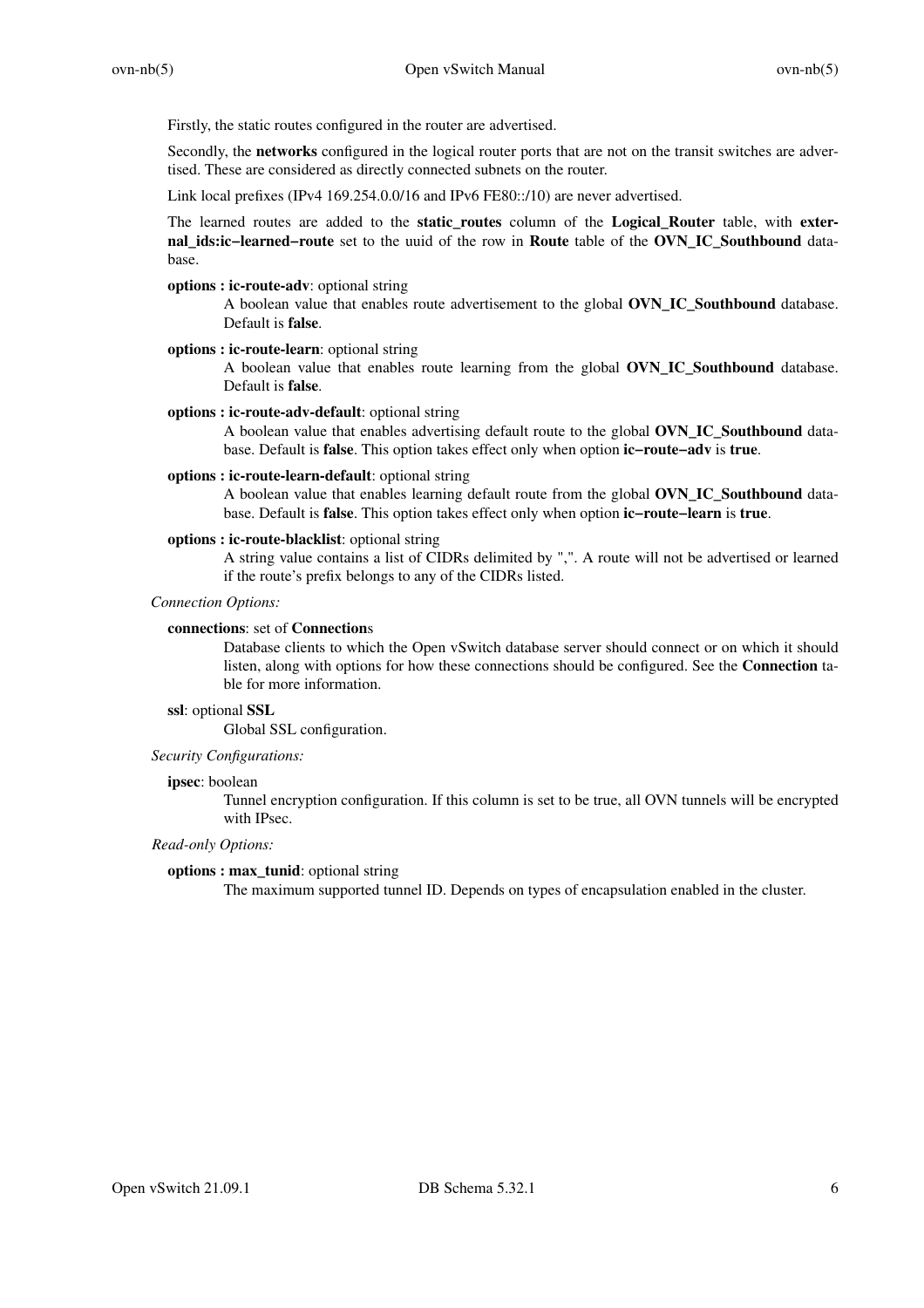Firstly, the static routes configured in the router are advertised.

Secondly, the **networks** configured in the logical router ports that are not on the transit switches are advertised. These are considered as directly connected subnets on the router.

Link local prefixes (IPv4 169.254.0.0/16 and IPv6 FE80::/10) are never advertised.

The learned routes are added to the **static_routes** column of the **Logical_Router** table, with **external_ids:ic−learned−route** set to the uuid of the row in **Route** table of the **OVN_IC_Southbound** database.

**options : ic-route-adv**: optional string

A boolean value that enables route advertisement to the global **OVN_IC_Southbound** database. Default is **false**.

**options : ic-route-learn**: optional string

A boolean value that enables route learning from the global **OVN_IC_Southbound** database. Default is **false**.

**options : ic-route-adv-default**: optional string

A boolean value that enables advertising default route to the global **OVN_IC_Southbound** database. Default is **false**. This option takes effect only when option **ic−route−adv** is **true**.

**options : ic-route-learn-default**: optional string

A boolean value that enables learning default route from the global **OVN_IC_Southbound** database. Default is **false**. This option takes effect only when option **ic−route−learn** is **true**.

**options : ic-route-blacklist**: optional string

A string value contains a list of CIDRs delimited by ",". A route will not be advertised or learned if the route's prefix belongs to any of the CIDRs listed.

*Connection Options:*

**connections**: set of **Connection**s

Database clients to which the Open vSwitch database server should connect or on which it should listen, along with options for how these connections should be configured. See the **Connection** table for more information.

**ssl**: optional **SSL**

Global SSL configuration.

*Security Configurations:*

**ipsec**: boolean

Tunnel encryption configuration. If this column is set to be true, all OVN tunnels will be encrypted with IPsec.

*Read-only Options:*

**options : max_tunid**: optional string

The maximum supported tunnel ID. Depends on types of encapsulation enabled in the cluster.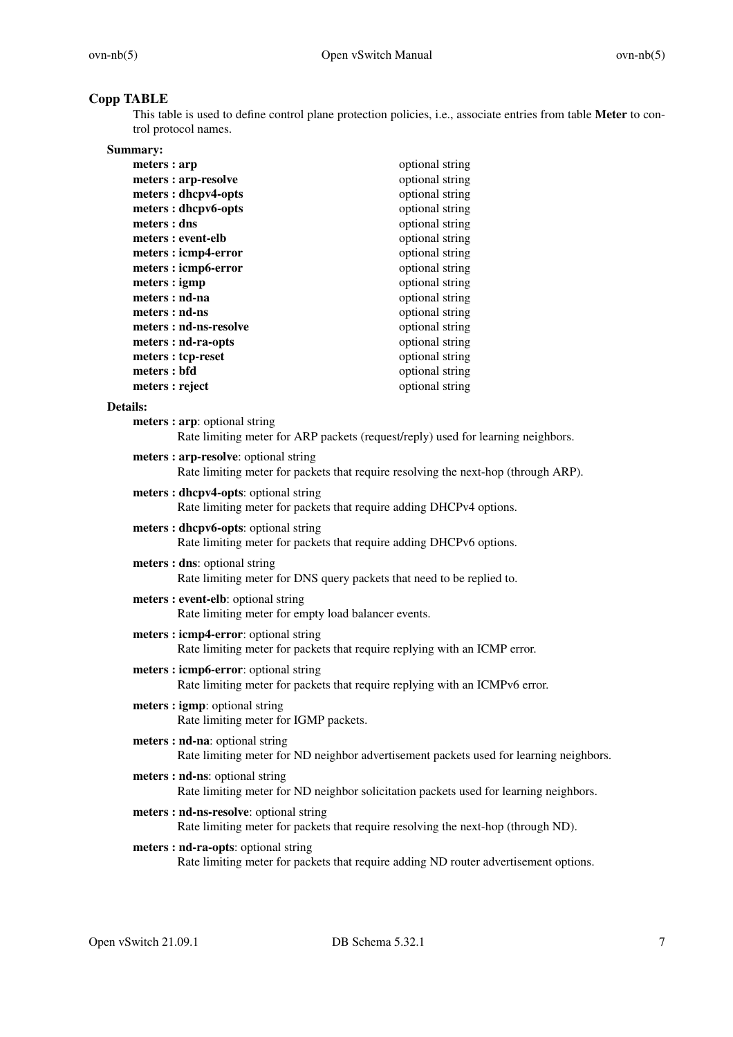## Copp TABLE

This table is used to define control plane protection policies, i.e., associate entries from table **Meter** to control protocol names.

### Summary:

| | |
|---|---|
| **meters : arp** | optional string |
| **meters : arp-resolve** | optional string |
| **meters : dhcpv4-opts** | optional string |
| **meters : dhcpv6-opts** | optional string |
| **meters : dns** | optional string |
| **meters : event-elb** | optional string |
| **meters : icmp4-error** | optional string |
| **meters : icmp6-error** | optional string |
| **meters : igmp** | optional string |
| **meters : nd-na** | optional string |
| **meters : nd-ns** | optional string |
| **meters : nd-ns-resolve** | optional string |
| **meters : nd-ra-opts** | optional string |
| **meters : tcp-reset** | optional string |
| **meters : bfd** | optional string |
| **meters : reject** | optional string |

### Details:

**meters : arp**: optional string
Rate limiting meter for ARP packets (request/reply) used for learning neighbors.

**meters : arp-resolve**: optional string
Rate limiting meter for packets that require resolving the next-hop (through ARP).

**meters : dhcpv4-opts**: optional string
Rate limiting meter for packets that require adding DHCPv4 options.

**meters : dhcpv6-opts**: optional string
Rate limiting meter for packets that require adding DHCPv6 options.

**meters : dns**: optional string
Rate limiting meter for DNS query packets that need to be replied to.

**meters : event-elb**: optional string
Rate limiting meter for empty load balancer events.

**meters : icmp4-error**: optional string
Rate limiting meter for packets that require replying with an ICMP error.

**meters : icmp6-error**: optional string
Rate limiting meter for packets that require replying with an ICMPv6 error.

**meters : igmp**: optional string
Rate limiting meter for IGMP packets.

**meters : nd-na**: optional string
Rate limiting meter for ND neighbor advertisement packets used for learning neighbors.

**meters : nd-ns**: optional string
Rate limiting meter for ND neighbor solicitation packets used for learning neighbors.

**meters : nd-ns-resolve**: optional string
Rate limiting meter for packets that require resolving the next-hop (through ND).

**meters : nd-ra-opts**: optional string
Rate limiting meter for packets that require adding ND router advertisement options.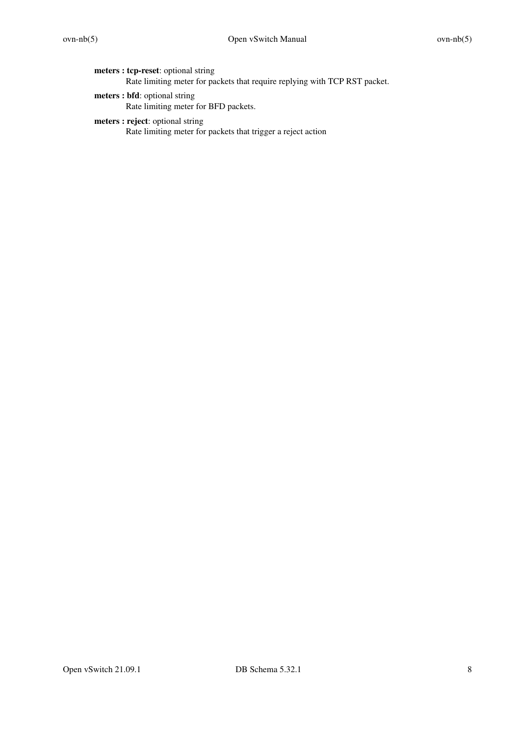**meters : tcp-reset**: optional string
Rate limiting meter for packets that require replying with TCP RST packet.

**meters : bfd**: optional string
Rate limiting meter for BFD packets.

**meters : reject**: optional string
Rate limiting meter for packets that trigger a reject action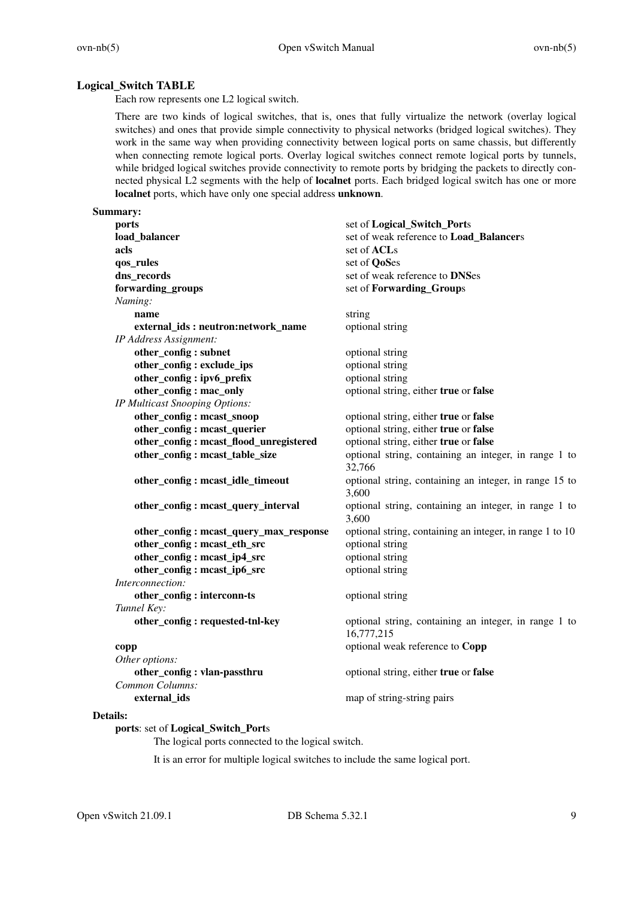## Logical_Switch TABLE

Each row represents one L2 logical switch.

There are two kinds of logical switches, that is, ones that fully virtualize the network (overlay logical switches) and ones that provide simple connectivity to physical networks (bridged logical switches). They work in the same way when providing connectivity between logical ports on same chassis, but differently when connecting remote logical ports. Overlay logical switches connect remote logical ports by tunnels, while bridged logical switches provide connectivity to remote ports by bridging the packets to directly connected physical L2 segments with the help of **localnet** ports. Each bridged logical switch has one or more **localnet** ports, which have only one special address **unknown**.

### Summary:

| Column | Type |
|---|---|
| **ports** | set of **Logical_Switch_Port**s |
| **load_balancer** | set of weak reference to **Load_Balancer**s |
| **acls** | set of **ACL**s |
| **qos_rules** | set of **QoS**es |
| **dns_records** | set of weak reference to **DNS**es |
| **forwarding_groups** | set of **Forwarding_Group**s |
| *Naming:* | |
| **name** | string |
| **external_ids : neutron:network_name** | optional string |
| *IP Address Assignment:* | |
| **other_config : subnet** | optional string |
| **other_config : exclude_ips** | optional string |
| **other_config : ipv6_prefix** | optional string |
| **other_config : mac_only** | optional string, either **true** or **false** |
| *IP Multicast Snooping Options:* | |
| **other_config : mcast_snoop** | optional string, either **true** or **false** |
| **other_config : mcast_querier** | optional string, either **true** or **false** |
| **other_config : mcast_flood_unregistered** | optional string, either **true** or **false** |
| **other_config : mcast_table_size** | optional string, containing an integer, in range 1 to 32,766 |
| **other_config : mcast_idle_timeout** | optional string, containing an integer, in range 15 to 3,600 |
| **other_config : mcast_query_interval** | optional string, containing an integer, in range 1 to 3,600 |
| **other_config : mcast_query_max_response** | optional string, containing an integer, in range 1 to 10 |
| **other_config : mcast_eth_src** | optional string |
| **other_config : mcast_ip4_src** | optional string |
| **other_config : mcast_ip6_src** | optional string |
| *Interconnection:* | |
| **other_config : interconn-ts** | optional string |
| *Tunnel Key:* | |
| **other_config : requested-tnl-key** | optional string, containing an integer, in range 1 to 16,777,215 |
| **copp** | optional weak reference to **Copp** |
| *Other options:* | |
| **other_config : vlan-passthru** | optional string, either **true** or **false** |
| *Common Columns:* | |
| **external_ids** | map of string-string pairs |

### Details:

**ports**: set of **Logical_Switch_Port**s

The logical ports connected to the logical switch.

It is an error for multiple logical switches to include the same logical port.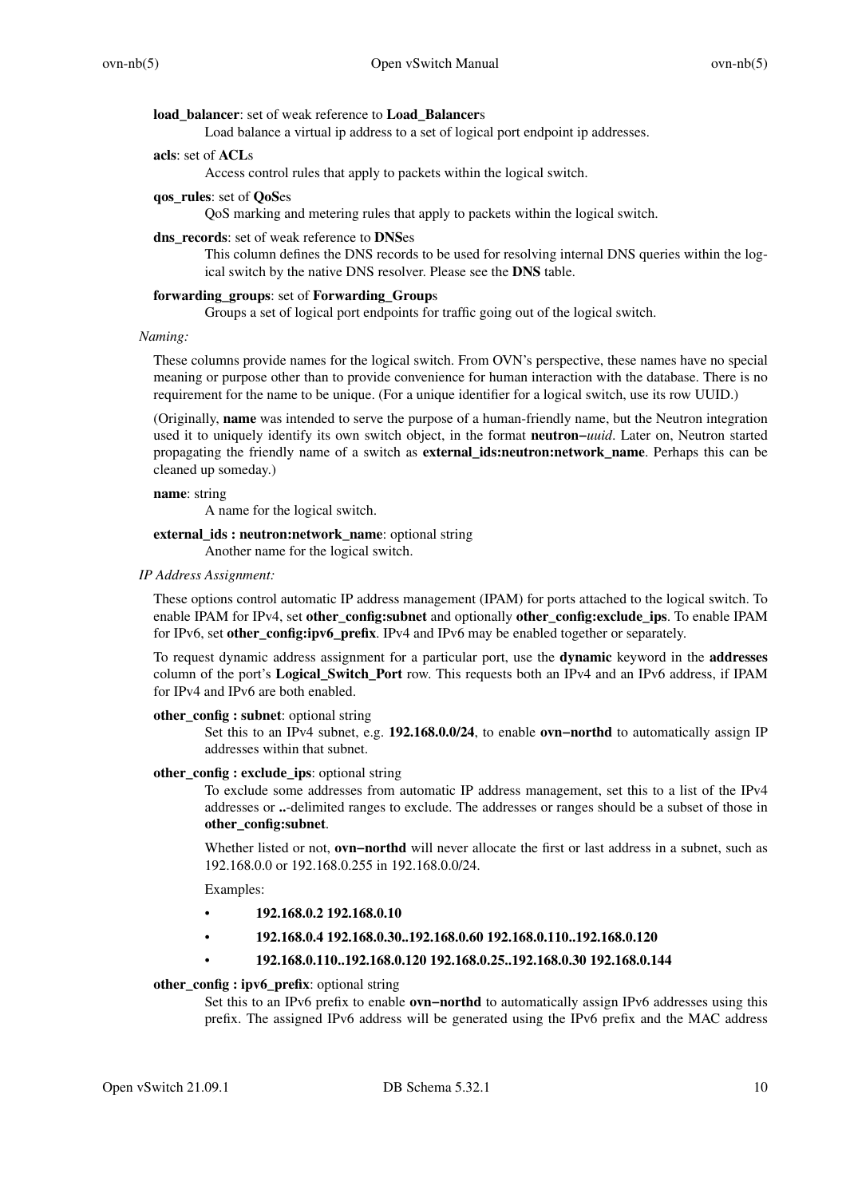**load_balancer**: set of weak reference to **Load_Balancer**s

Load balance a virtual ip address to a set of logical port endpoint ip addresses.

**acls**: set of **ACL**s

Access control rules that apply to packets within the logical switch.

**qos_rules**: set of **QoS**es

QoS marking and metering rules that apply to packets within the logical switch.

**dns_records**: set of weak reference to **DNS**es

This column defines the DNS records to be used for resolving internal DNS queries within the logical switch by the native DNS resolver. Please see the **DNS** table.

**forwarding_groups**: set of **Forwarding_Group**s

Groups a set of logical port endpoints for traffic going out of the logical switch.

*Naming:*

These columns provide names for the logical switch. From OVN's perspective, these names have no special meaning or purpose other than to provide convenience for human interaction with the database. There is no requirement for the name to be unique. (For a unique identifier for a logical switch, use its row UUID.)

(Originally, **name** was intended to serve the purpose of a human-friendly name, but the Neutron integration used it to uniquely identify its own switch object, in the format **neutron−***uuid*. Later on, Neutron started propagating the friendly name of a switch as **external_ids:neutron:network_name**. Perhaps this can be cleaned up someday.)

**name**: string

A name for the logical switch.

**external_ids : neutron:network_name**: optional string

Another name for the logical switch.

*IP Address Assignment:*

These options control automatic IP address management (IPAM) for ports attached to the logical switch. To enable IPAM for IPv4, set **other_config:subnet** and optionally **other_config:exclude_ips**. To enable IPAM for IPv6, set **other_config:ipv6_prefix**. IPv4 and IPv6 may be enabled together or separately.

To request dynamic address assignment for a particular port, use the **dynamic** keyword in the **addresses** column of the port's **Logical_Switch_Port** row. This requests both an IPv4 and an IPv6 address, if IPAM for IPv4 and IPv6 are both enabled.

**other_config : subnet**: optional string

Set this to an IPv4 subnet, e.g. **192.168.0.0/24**, to enable **ovn−northd** to automatically assign IP addresses within that subnet.

**other_config : exclude_ips**: optional string

To exclude some addresses from automatic IP address management, set this to a list of the IPv4 addresses or **..**-delimited ranges to exclude. The addresses or ranges should be a subset of those in **other_config:subnet**.

Whether listed or not, **ovn−northd** will never allocate the first or last address in a subnet, such as 192.168.0.0 or 192.168.0.255 in 192.168.0.0/24.

Examples:

- **192.168.0.2 192.168.0.10**
- **192.168.0.4 192.168.0.30..192.168.0.60 192.168.0.110..192.168.0.120**
- **192.168.0.110..192.168.0.120 192.168.0.25..192.168.0.30 192.168.0.144**

**other_config : ipv6_prefix**: optional string

Set this to an IPv6 prefix to enable **ovn−northd** to automatically assign IPv6 addresses using this prefix. The assigned IPv6 address will be generated using the IPv6 prefix and the MAC address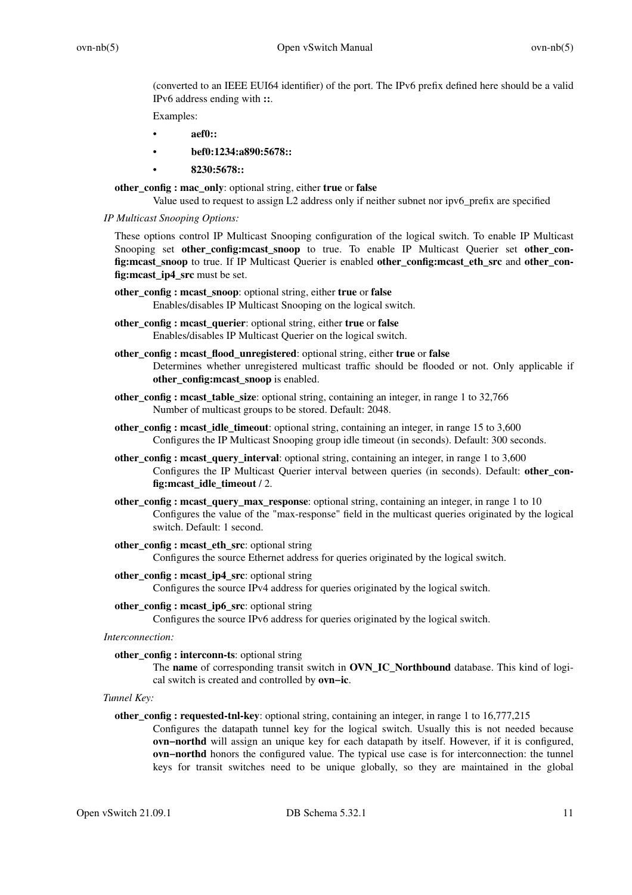(converted to an IEEE EUI64 identifier) of the port. The IPv6 prefix defined here should be a valid IPv6 address ending with **::**.

Examples:

- **aef0::**
- **bef0:1234:a890:5678::**
- **8230:5678::**

**other_config : mac_only**: optional string, either **true** or **false**

Value used to request to assign L2 address only if neither subnet nor ipv6_prefix are specified

*IP Multicast Snooping Options:*

These options control IP Multicast Snooping configuration of the logical switch. To enable IP Multicast Snooping set **other_config:mcast_snoop** to true. To enable IP Multicast Querier set **other_config:mcast_snoop** to true. If IP Multicast Querier is enabled **other_config:mcast_eth_src** and **other_config:mcast_ip4_src** must be set.

**other_config : mcast_snoop**: optional string, either **true** or **false**

Enables/disables IP Multicast Snooping on the logical switch.

**other_config : mcast_querier**: optional string, either **true** or **false**

Enables/disables IP Multicast Querier on the logical switch.

**other_config : mcast_flood_unregistered**: optional string, either **true** or **false**

Determines whether unregistered multicast traffic should be flooded or not. Only applicable if **other_config:mcast_snoop** is enabled.

**other_config : mcast_table_size**: optional string, containing an integer, in range 1 to 32,766

Number of multicast groups to be stored. Default: 2048.

**other_config : mcast_idle_timeout**: optional string, containing an integer, in range 15 to 3,600

Configures the IP Multicast Snooping group idle timeout (in seconds). Default: 300 seconds.

**other_config : mcast_query_interval**: optional string, containing an integer, in range 1 to 3,600

Configures the IP Multicast Querier interval between queries (in seconds). Default: **other_config:mcast_idle_timeout /** 2.

**other_config : mcast_query_max_response**: optional string, containing an integer, in range 1 to 10

Configures the value of the "max-response" field in the multicast queries originated by the logical switch. Default: 1 second.

**other_config : mcast_eth_src**: optional string

Configures the source Ethernet address for queries originated by the logical switch.

**other_config : mcast_ip4_src**: optional string

Configures the source IPv4 address for queries originated by the logical switch.

**other_config : mcast_ip6_src**: optional string

Configures the source IPv6 address for queries originated by the logical switch.

*Interconnection:*

**other_config : interconn-ts**: optional string

The **name** of corresponding transit switch in **OVN_IC_Northbound** database. This kind of logical switch is created and controlled by **ovn−ic**.

*Tunnel Key:*

**other_config : requested-tnl-key**: optional string, containing an integer, in range 1 to 16,777,215

Configures the datapath tunnel key for the logical switch. Usually this is not needed because **ovn−northd** will assign an unique key for each datapath by itself. However, if it is configured, **ovn−northd** honors the configured value. The typical use case is for interconnection: the tunnel keys for transit switches need to be unique globally, so they are maintained in the global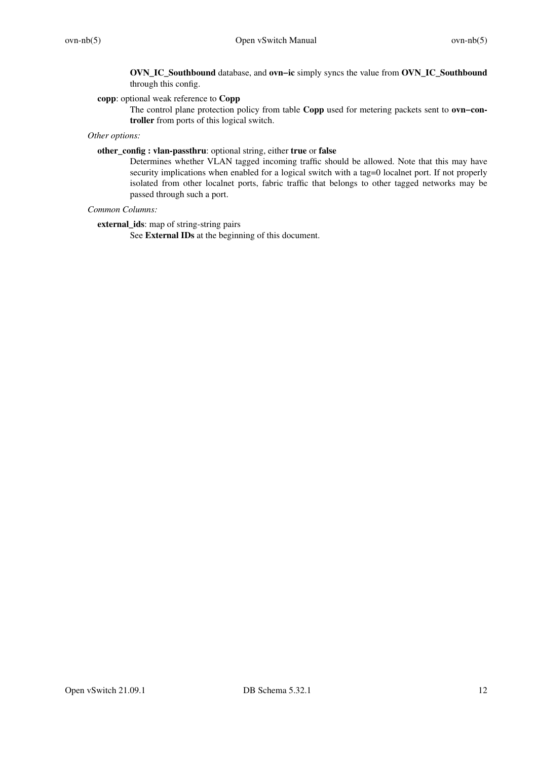**OVN_IC_Southbound** database, and **ovn−ic** simply syncs the value from **OVN_IC_Southbound** through this config.

**copp**: optional weak reference to **Copp**

The control plane protection policy from table **Copp** used for metering packets sent to **ovn−controller** from ports of this logical switch.

*Other options:*

**other_config : vlan-passthru**: optional string, either **true** or **false**

Determines whether VLAN tagged incoming traffic should be allowed. Note that this may have security implications when enabled for a logical switch with a tag=0 localnet port. If not properly isolated from other localnet ports, fabric traffic that belongs to other tagged networks may be passed through such a port.

*Common Columns:*

**external_ids**: map of string-string pairs

See **External IDs** at the beginning of this document.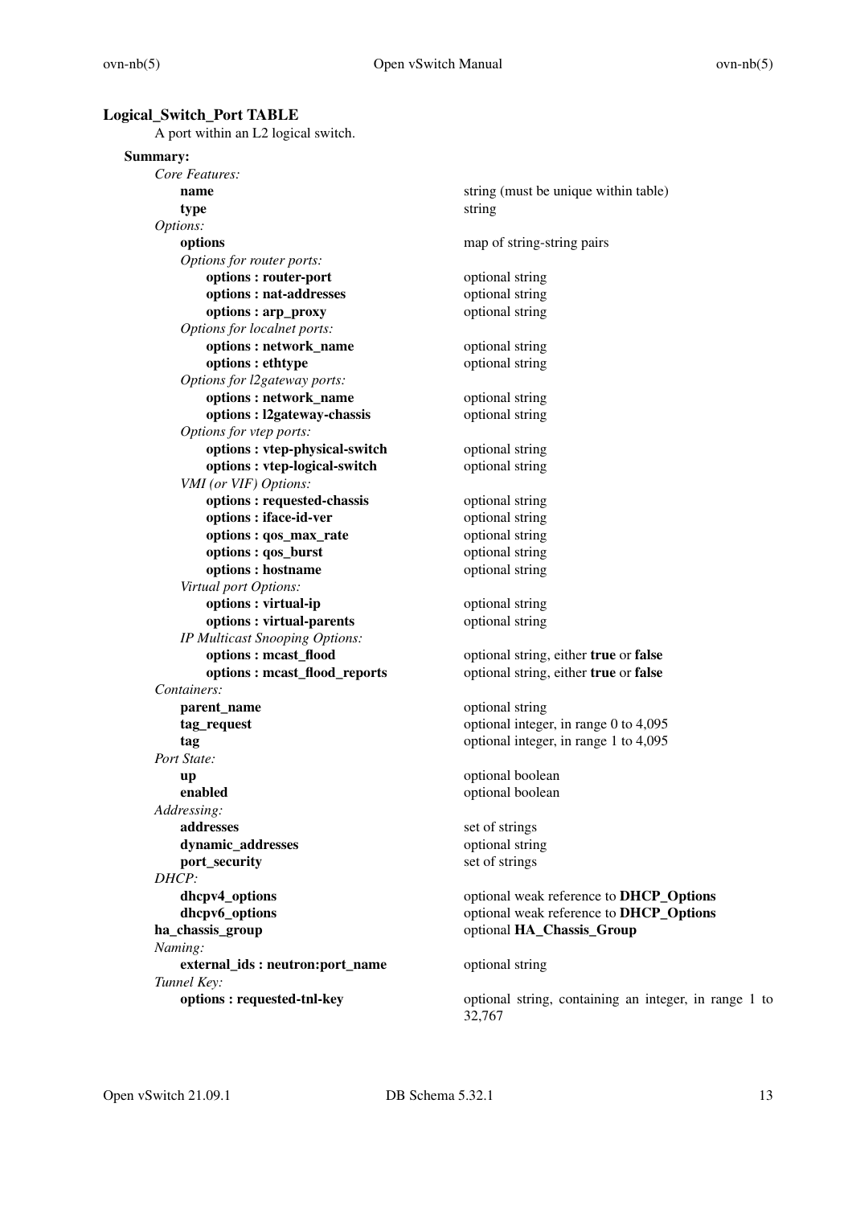## Logical_Switch_Port TABLE

A port within an L2 logical switch.

### Summary:

| | |
|---|---|
| *Core Features:* | |
| **name** | string (must be unique within table) |
| **type** | string |
| *Options:* | |
| **options** | map of string-string pairs |
| *Options for router ports:* | |
| **options : router-port** | optional string |
| **options : nat-addresses** | optional string |
| **options : arp_proxy** | optional string |
| *Options for localnet ports:* | |
| **options : network_name** | optional string |
| **options : ethtype** | optional string |
| *Options for l2gateway ports:* | |
| **options : network_name** | optional string |
| **options : l2gateway-chassis** | optional string |
| *Options for vtep ports:* | |
| **options : vtep-physical-switch** | optional string |
| **options : vtep-logical-switch** | optional string |
| *VMI (or VIF) Options:* | |
| **options : requested-chassis** | optional string |
| **options : iface-id-ver** | optional string |
| **options : qos_max_rate** | optional string |
| **options : qos_burst** | optional string |
| **options : hostname** | optional string |
| *Virtual port Options:* | |
| **options : virtual-ip** | optional string |
| **options : virtual-parents** | optional string |
| *IP Multicast Snooping Options:* | |
| **options : mcast_flood** | optional string, either **true** or **false** |
| **options : mcast_flood_reports** | optional string, either **true** or **false** |
| *Containers:* | |
| **parent_name** | optional string |
| **tag_request** | optional integer, in range 0 to 4,095 |
| **tag** | optional integer, in range 1 to 4,095 |
| *Port State:* | |
| **up** | optional boolean |
| **enabled** | optional boolean |
| *Addressing:* | |
| **addresses** | set of strings |
| **dynamic_addresses** | optional string |
| **port_security** | set of strings |
| *DHCP:* | |
| **dhcpv4_options** | optional weak reference to **DHCP_Options** |
| **dhcpv6_options** | optional weak reference to **DHCP_Options** |
| **ha_chassis_group** | optional **HA_Chassis_Group** |
| *Naming:* | |
| **external_ids : neutron:port_name** | optional string |
| *Tunnel Key:* | |
| **options : requested-tnl-key** | optional string, containing an integer, in range 1 to 32,767 |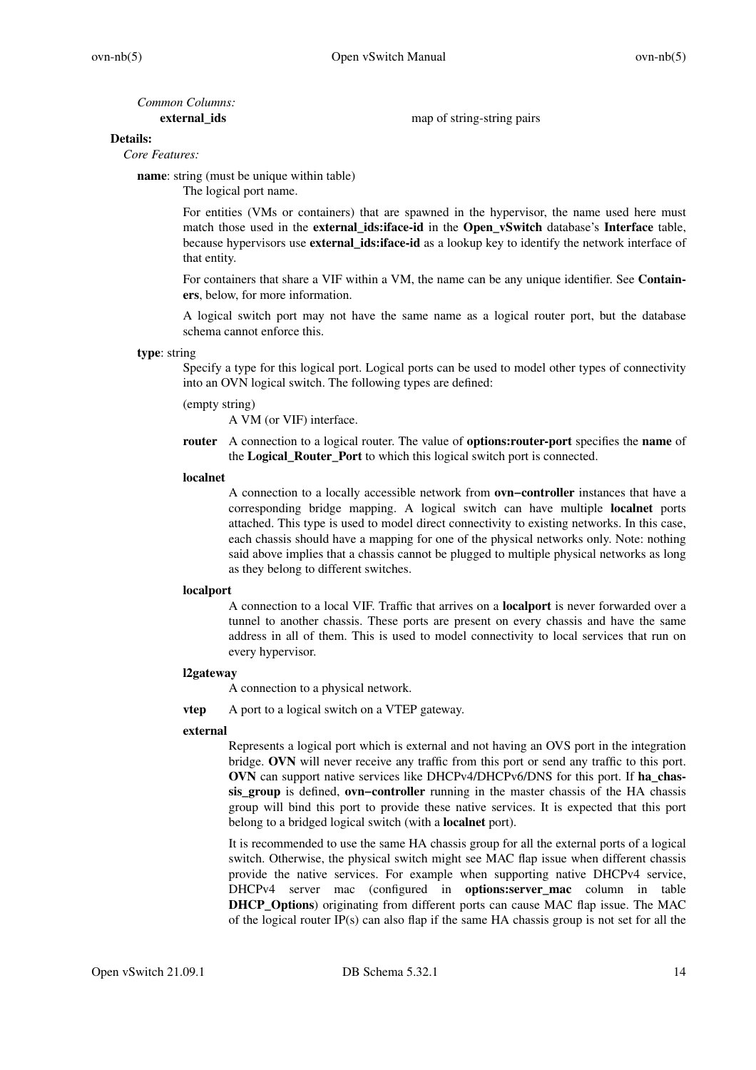*Common Columns:*

**external_ids** map of string-string pairs

**Details:**

*Core Features:*

**name**: string (must be unique within table)

The logical port name.

For entities (VMs or containers) that are spawned in the hypervisor, the name used here must match those used in the **external_ids:iface-id** in the **Open_vSwitch** database's **Interface** table, because hypervisors use **external_ids:iface-id** as a lookup key to identify the network interface of that entity.

For containers that share a VIF within a VM, the name can be any unique identifier. See **Containers**, below, for more information.

A logical switch port may not have the same name as a logical router port, but the database schema cannot enforce this.

**type**: string

Specify a type for this logical port. Logical ports can be used to model other types of connectivity into an OVN logical switch. The following types are defined:

(empty string)

A VM (or VIF) interface.

**router** A connection to a logical router. The value of **options:router-port** specifies the **name** of the **Logical_Router_Port** to which this logical switch port is connected.

**localnet**

A connection to a locally accessible network from **ovn−controller** instances that have a corresponding bridge mapping. A logical switch can have multiple **localnet** ports attached. This type is used to model direct connectivity to existing networks. In this case, each chassis should have a mapping for one of the physical networks only. Note: nothing said above implies that a chassis cannot be plugged to multiple physical networks as long as they belong to different switches.

**localport**

A connection to a local VIF. Traffic that arrives on a **localport** is never forwarded over a tunnel to another chassis. These ports are present on every chassis and have the same address in all of them. This is used to model connectivity to local services that run on every hypervisor.

**l2gateway**

A connection to a physical network.

**vtep** A port to a logical switch on a VTEP gateway.

**external**

Represents a logical port which is external and not having an OVS port in the integration bridge. **OVN** will never receive any traffic from this port or send any traffic to this port. **OVN** can support native services like DHCPv4/DHCPv6/DNS for this port. If **ha_chassis_group** is defined, **ovn−controller** running in the master chassis of the HA chassis group will bind this port to provide these native services. It is expected that this port belong to a bridged logical switch (with a **localnet** port).

It is recommended to use the same HA chassis group for all the external ports of a logical switch. Otherwise, the physical switch might see MAC flap issue when different chassis provide the native services. For example when supporting native DHCPv4 service, DHCPv4 server mac (configured in **options:server_mac** column in table **DHCP_Options**) originating from different ports can cause MAC flap issue. The MAC of the logical router IP(s) can also flap if the same HA chassis group is not set for all the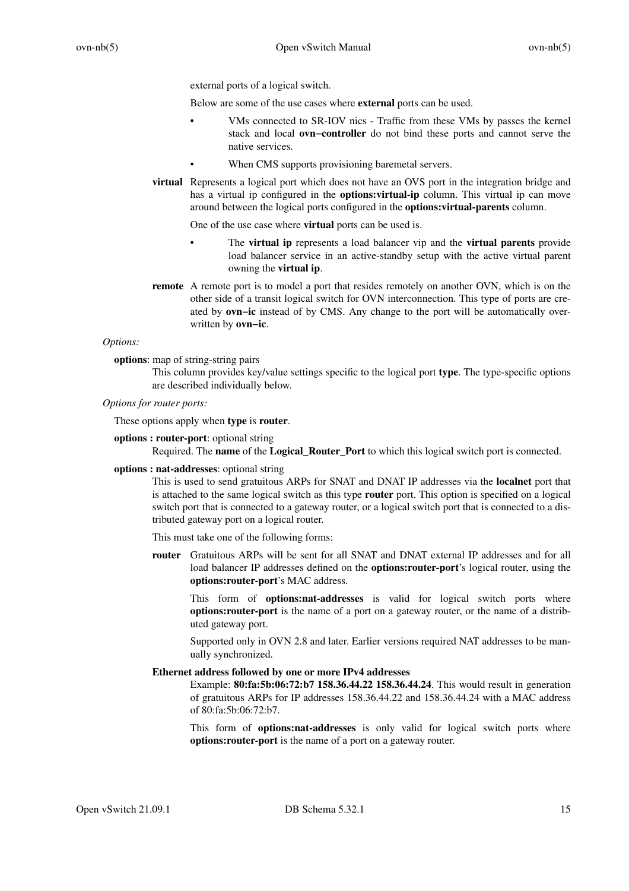external ports of a logical switch.

Below are some of the use cases where **external** ports can be used.

- VMs connected to SR-IOV nics - Traffic from these VMs by passes the kernel stack and local **ovn−controller** do not bind these ports and cannot serve the native services.
- When CMS supports provisioning baremetal servers.

**virtual** Represents a logical port which does not have an OVS port in the integration bridge and has a virtual ip configured in the **options:virtual-ip** column. This virtual ip can move around between the logical ports configured in the **options:virtual-parents** column.

One of the use case where **virtual** ports can be used is.

- The **virtual ip** represents a load balancer vip and the **virtual parents** provide load balancer service in an active-standby setup with the active virtual parent owning the **virtual ip**.

**remote** A remote port is to model a port that resides remotely on another OVN, which is on the other side of a transit logical switch for OVN interconnection. This type of ports are created by **ovn−ic** instead of by CMS. Any change to the port will be automatically overwritten by **ovn−ic**.

*Options:*

**options**: map of string-string pairs
This column provides key/value settings specific to the logical port **type**. The type-specific options are described individually below.

*Options for router ports:*

These options apply when **type** is **router**.

**options : router-port**: optional string
Required. The **name** of the **Logical_Router_Port** to which this logical switch port is connected.

**options : nat-addresses**: optional string
This is used to send gratuitous ARPs for SNAT and DNAT IP addresses via the **localnet** port that is attached to the same logical switch as this type **router** port. This option is specified on a logical switch port that is connected to a gateway router, or a logical switch port that is connected to a distributed gateway port on a logical router.

This must take one of the following forms:

**router** Gratuitous ARPs will be sent for all SNAT and DNAT external IP addresses and for all load balancer IP addresses defined on the **options:router-port**'s logical router, using the **options:router-port**'s MAC address.

This form of **options:nat-addresses** is valid for logical switch ports where **options:router-port** is the name of a port on a gateway router, or the name of a distributed gateway port.

Supported only in OVN 2.8 and later. Earlier versions required NAT addresses to be manually synchronized.

**Ethernet address followed by one or more IPv4 addresses**
Example: **80:fa:5b:06:72:b7 158.36.44.22 158.36.44.24**. This would result in generation of gratuitous ARPs for IP addresses 158.36.44.22 and 158.36.44.24 with a MAC address of 80:fa:5b:06:72:b7.

This form of **options:nat-addresses** is only valid for logical switch ports where **options:router-port** is the name of a port on a gateway router.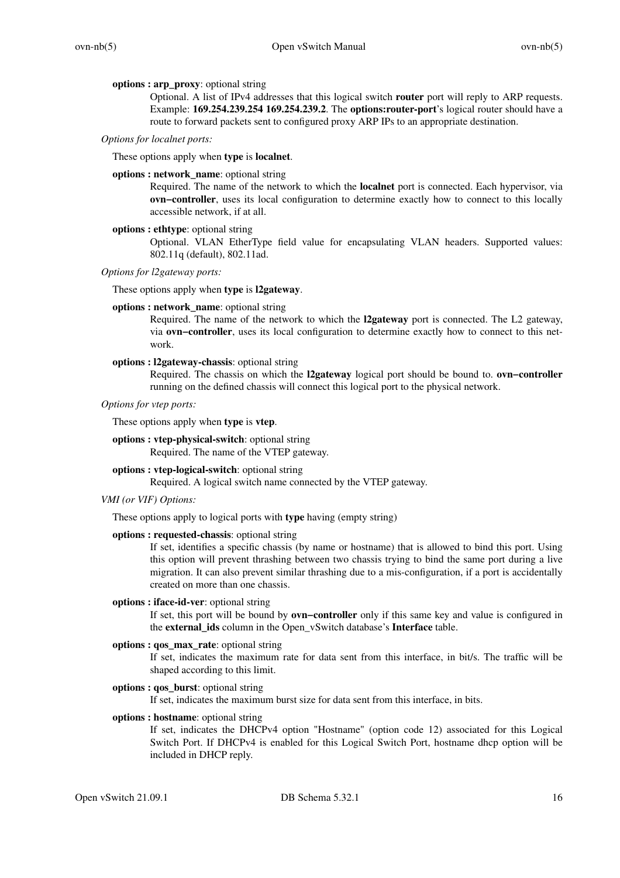**options : arp_proxy**: optional string

Optional. A list of IPv4 addresses that this logical switch **router** port will reply to ARP requests. Example: **169.254.239.254 169.254.239.2**. The **options:router-port**'s logical router should have a route to forward packets sent to configured proxy ARP IPs to an appropriate destination.

*Options for localnet ports:*

These options apply when **type** is **localnet**.

**options : network_name**: optional string

Required. The name of the network to which the **localnet** port is connected. Each hypervisor, via **ovn−controller**, uses its local configuration to determine exactly how to connect to this locally accessible network, if at all.

**options : ethtype**: optional string

Optional. VLAN EtherType field value for encapsulating VLAN headers. Supported values: 802.11q (default), 802.11ad.

*Options for l2gateway ports:*

These options apply when **type** is **l2gateway**.

**options : network_name**: optional string

Required. The name of the network to which the **l2gateway** port is connected. The L2 gateway, via **ovn−controller**, uses its local configuration to determine exactly how to connect to this network.

**options : l2gateway-chassis**: optional string

Required. The chassis on which the **l2gateway** logical port should be bound to. **ovn−controller** running on the defined chassis will connect this logical port to the physical network.

*Options for vtep ports:*

These options apply when **type** is **vtep**.

**options : vtep-physical-switch**: optional string

Required. The name of the VTEP gateway.

**options : vtep-logical-switch**: optional string

Required. A logical switch name connected by the VTEP gateway.

*VMI (or VIF) Options:*

These options apply to logical ports with **type** having (empty string)

**options : requested-chassis**: optional string

If set, identifies a specific chassis (by name or hostname) that is allowed to bind this port. Using this option will prevent thrashing between two chassis trying to bind the same port during a live migration. It can also prevent similar thrashing due to a mis-configuration, if a port is accidentally created on more than one chassis.

**options : iface-id-ver**: optional string

If set, this port will be bound by **ovn−controller** only if this same key and value is configured in the **external_ids** column in the Open_vSwitch database's **Interface** table.

**options : qos_max_rate**: optional string

If set, indicates the maximum rate for data sent from this interface, in bit/s. The traffic will be shaped according to this limit.

**options : qos_burst**: optional string

If set, indicates the maximum burst size for data sent from this interface, in bits.

**options : hostname**: optional string

If set, indicates the DHCPv4 option "Hostname" (option code 12) associated for this Logical Switch Port. If DHCPv4 is enabled for this Logical Switch Port, hostname dhcp option will be included in DHCP reply.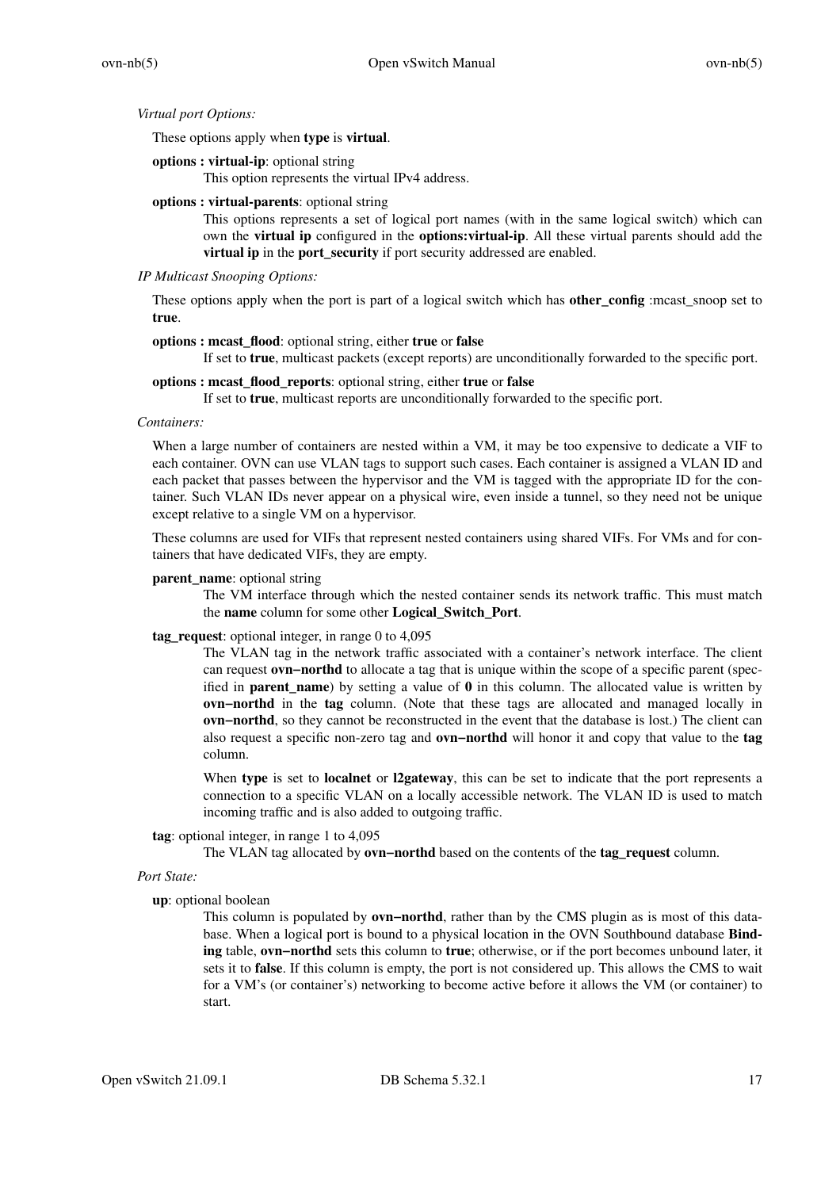*Virtual port Options:*

These options apply when **type** is **virtual**.

**options : virtual-ip**: optional string

This option represents the virtual IPv4 address.

**options : virtual-parents**: optional string

This options represents a set of logical port names (with in the same logical switch) which can own the **virtual ip** configured in the **options:virtual-ip**. All these virtual parents should add the **virtual ip** in the **port_security** if port security addressed are enabled.

*IP Multicast Snooping Options:*

These options apply when the port is part of a logical switch which has **other_config** :mcast_snoop set to **true**.

**options : mcast_flood**: optional string, either **true** or **false**

If set to **true**, multicast packets (except reports) are unconditionally forwarded to the specific port.

**options : mcast_flood_reports**: optional string, either **true** or **false**

If set to **true**, multicast reports are unconditionally forwarded to the specific port.

*Containers:*

When a large number of containers are nested within a VM, it may be too expensive to dedicate a VIF to each container. OVN can use VLAN tags to support such cases. Each container is assigned a VLAN ID and each packet that passes between the hypervisor and the VM is tagged with the appropriate ID for the container. Such VLAN IDs never appear on a physical wire, even inside a tunnel, so they need not be unique except relative to a single VM on a hypervisor.

These columns are used for VIFs that represent nested containers using shared VIFs. For VMs and for containers that have dedicated VIFs, they are empty.

**parent_name**: optional string

The VM interface through which the nested container sends its network traffic. This must match the **name** column for some other **Logical_Switch_Port**.

**tag_request**: optional integer, in range 0 to 4,095

The VLAN tag in the network traffic associated with a container's network interface. The client can request **ovn−northd** to allocate a tag that is unique within the scope of a specific parent (specified in **parent_name**) by setting a value of **0** in this column. The allocated value is written by **ovn−northd** in the **tag** column. (Note that these tags are allocated and managed locally in **ovn−northd**, so they cannot be reconstructed in the event that the database is lost.) The client can also request a specific non-zero tag and **ovn−northd** will honor it and copy that value to the **tag** column.

When **type** is set to **localnet** or **l2gateway**, this can be set to indicate that the port represents a connection to a specific VLAN on a locally accessible network. The VLAN ID is used to match incoming traffic and is also added to outgoing traffic.

**tag**: optional integer, in range 1 to 4,095

The VLAN tag allocated by **ovn−northd** based on the contents of the **tag_request** column.

*Port State:*

**up**: optional boolean

This column is populated by **ovn−northd**, rather than by the CMS plugin as is most of this database. When a logical port is bound to a physical location in the OVN Southbound database **Binding** table, **ovn−northd** sets this column to **true**; otherwise, or if the port becomes unbound later, it sets it to **false**. If this column is empty, the port is not considered up. This allows the CMS to wait for a VM's (or container's) networking to become active before it allows the VM (or container) to start.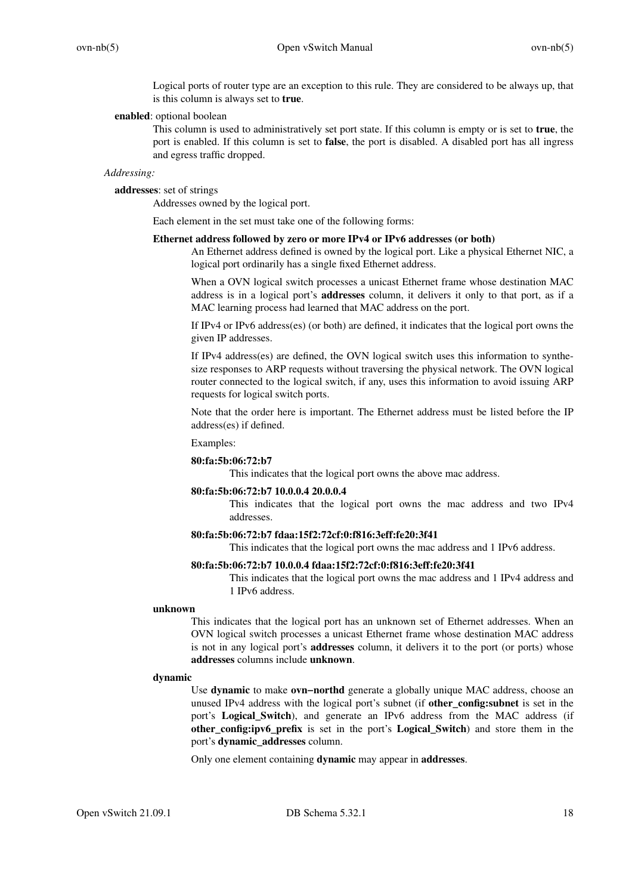Logical ports of router type are an exception to this rule. They are considered to be always up, that is this column is always set to **true**.

**enabled**: optional boolean

This column is used to administratively set port state. If this column is empty or is set to **true**, the port is enabled. If this column is set to **false**, the port is disabled. A disabled port has all ingress and egress traffic dropped.

*Addressing:*

**addresses**: set of strings

Addresses owned by the logical port.

Each element in the set must take one of the following forms:

**Ethernet address followed by zero or more IPv4 or IPv6 addresses (or both)**

An Ethernet address defined is owned by the logical port. Like a physical Ethernet NIC, a logical port ordinarily has a single fixed Ethernet address.

When a OVN logical switch processes a unicast Ethernet frame whose destination MAC address is in a logical port's **addresses** column, it delivers it only to that port, as if a MAC learning process had learned that MAC address on the port.

If IPv4 or IPv6 address(es) (or both) are defined, it indicates that the logical port owns the given IP addresses.

If IPv4 address(es) are defined, the OVN logical switch uses this information to synthesize responses to ARP requests without traversing the physical network. The OVN logical router connected to the logical switch, if any, uses this information to avoid issuing ARP requests for logical switch ports.

Note that the order here is important. The Ethernet address must be listed before the IP address(es) if defined.

Examples:

**80:fa:5b:06:72:b7**

This indicates that the logical port owns the above mac address.

**80:fa:5b:06:72:b7 10.0.0.4 20.0.0.4**

This indicates that the logical port owns the mac address and two IPv4 addresses.

**80:fa:5b:06:72:b7 fdaa:15f2:72cf:0:f816:3eff:fe20:3f41**

This indicates that the logical port owns the mac address and 1 IPv6 address.

**80:fa:5b:06:72:b7 10.0.0.4 fdaa:15f2:72cf:0:f816:3eff:fe20:3f41**

This indicates that the logical port owns the mac address and 1 IPv4 address and 1 IPv6 address.

**unknown**

This indicates that the logical port has an unknown set of Ethernet addresses. When an OVN logical switch processes a unicast Ethernet frame whose destination MAC address is not in any logical port's **addresses** column, it delivers it to the port (or ports) whose **addresses** columns include **unknown**.

**dynamic**

Use **dynamic** to make **ovn−northd** generate a globally unique MAC address, choose an unused IPv4 address with the logical port's subnet (if **other_config:subnet** is set in the port's **Logical_Switch**), and generate an IPv6 address from the MAC address (if **other_config:ipv6_prefix** is set in the port's **Logical_Switch**) and store them in the port's **dynamic_addresses** column.

Only one element containing **dynamic** may appear in **addresses**.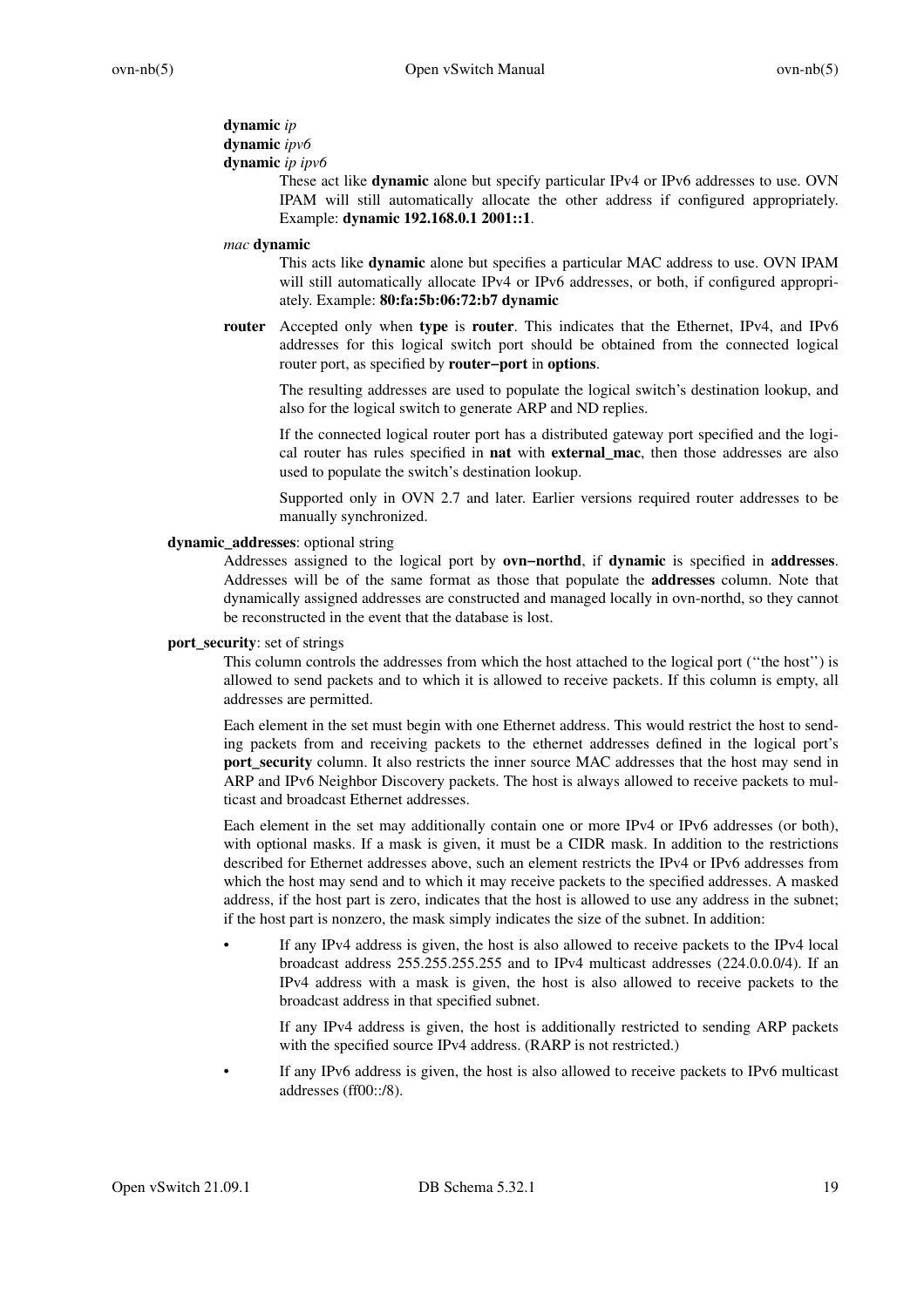**dynamic** *ip*
**dynamic** *ipv6*
**dynamic** *ip ipv6*

These act like **dynamic** alone but specify particular IPv4 or IPv6 addresses to use. OVN IPAM will still automatically allocate the other address if configured appropriately. Example: **dynamic 192.168.0.1 2001::1**.

*mac* **dynamic**

This acts like **dynamic** alone but specifies a particular MAC address to use. OVN IPAM will still automatically allocate IPv4 or IPv6 addresses, or both, if configured appropriately. Example: **80:fa:5b:06:72:b7 dynamic**

**router**

Accepted only when **type** is **router**. This indicates that the Ethernet, IPv4, and IPv6 addresses for this logical switch port should be obtained from the connected logical router port, as specified by **router−port** in **options**.

The resulting addresses are used to populate the logical switch's destination lookup, and also for the logical switch to generate ARP and ND replies.

If the connected logical router port has a distributed gateway port specified and the logical router has rules specified in **nat** with **external_mac**, then those addresses are also used to populate the switch's destination lookup.

Supported only in OVN 2.7 and later. Earlier versions required router addresses to be manually synchronized.

**dynamic_addresses**: optional string

Addresses assigned to the logical port by **ovn−northd**, if **dynamic** is specified in **addresses**. Addresses will be of the same format as those that populate the **addresses** column. Note that dynamically assigned addresses are constructed and managed locally in ovn-northd, so they cannot be reconstructed in the event that the database is lost.

**port_security**: set of strings

This column controls the addresses from which the host attached to the logical port (''the host'') is allowed to send packets and to which it is allowed to receive packets. If this column is empty, all addresses are permitted.

Each element in the set must begin with one Ethernet address. This would restrict the host to sending packets from and receiving packets to the ethernet addresses defined in the logical port's **port_security** column. It also restricts the inner source MAC addresses that the host may send in ARP and IPv6 Neighbor Discovery packets. The host is always allowed to receive packets to multicast and broadcast Ethernet addresses.

Each element in the set may additionally contain one or more IPv4 or IPv6 addresses (or both), with optional masks. If a mask is given, it must be a CIDR mask. In addition to the restrictions described for Ethernet addresses above, such an element restricts the IPv4 or IPv6 addresses from which the host may send and to which it may receive packets to the specified addresses. A masked address, if the host part is zero, indicates that the host is allowed to use any address in the subnet; if the host part is nonzero, the mask simply indicates the size of the subnet. In addition:

- If any IPv4 address is given, the host is also allowed to receive packets to the IPv4 local broadcast address 255.255.255.255 and to IPv4 multicast addresses (224.0.0.0/4). If an IPv4 address with a mask is given, the host is also allowed to receive packets to the broadcast address in that specified subnet.

  If any IPv4 address is given, the host is additionally restricted to sending ARP packets with the specified source IPv4 address. (RARP is not restricted.)

- If any IPv6 address is given, the host is also allowed to receive packets to IPv6 multicast addresses (ff00::/8).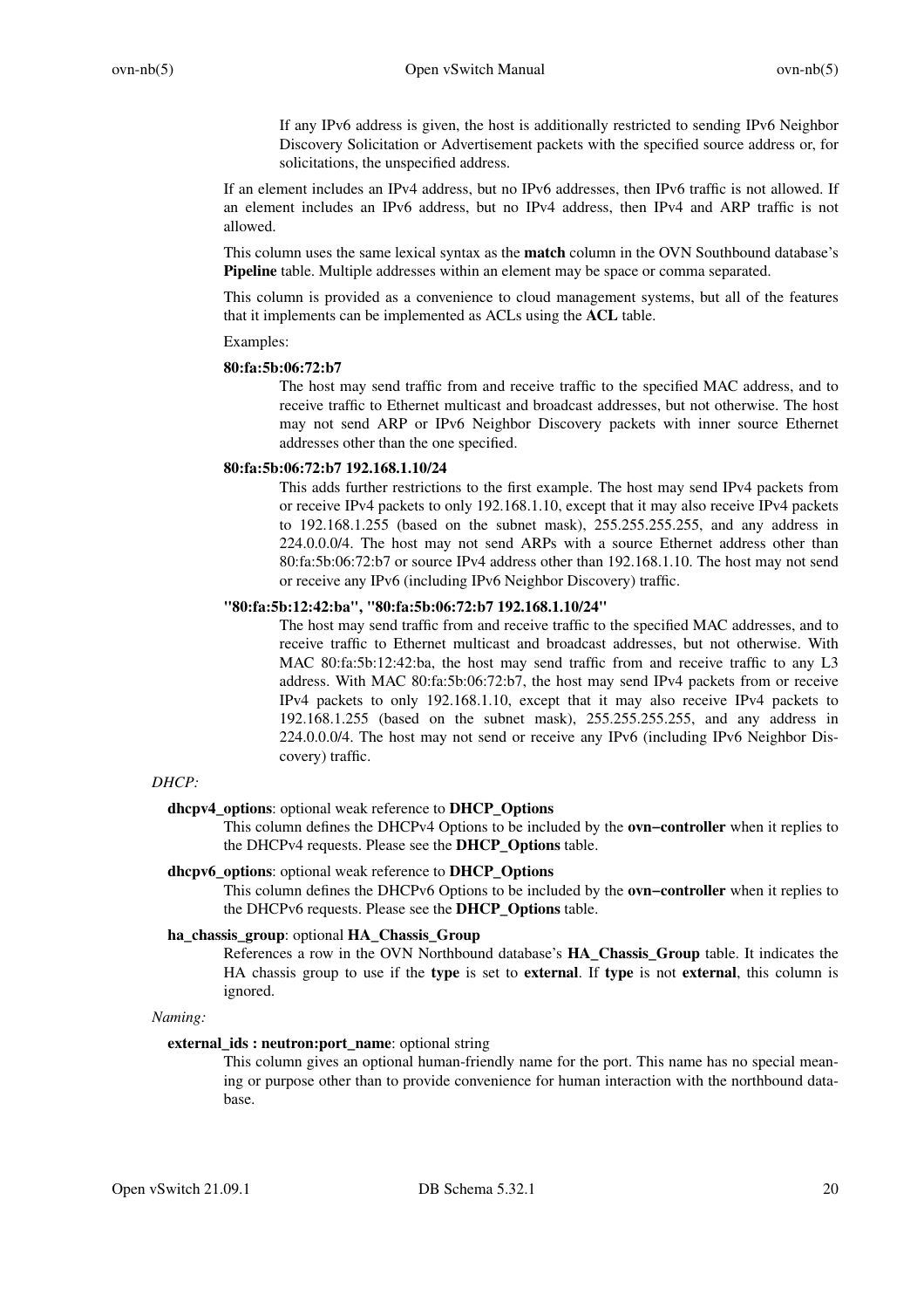If any IPv6 address is given, the host is additionally restricted to sending IPv6 Neighbor Discovery Solicitation or Advertisement packets with the specified source address or, for solicitations, the unspecified address.

If an element includes an IPv4 address, but no IPv6 addresses, then IPv6 traffic is not allowed. If an element includes an IPv6 address, but no IPv4 address, then IPv4 and ARP traffic is not allowed.

This column uses the same lexical syntax as the **match** column in the OVN Southbound database's **Pipeline** table. Multiple addresses within an element may be space or comma separated.

This column is provided as a convenience to cloud management systems, but all of the features that it implements can be implemented as ACLs using the **ACL** table.

Examples:

**80:fa:5b:06:72:b7**

The host may send traffic from and receive traffic to the specified MAC address, and to receive traffic to Ethernet multicast and broadcast addresses, but not otherwise. The host may not send ARP or IPv6 Neighbor Discovery packets with inner source Ethernet addresses other than the one specified.

**80:fa:5b:06:72:b7 192.168.1.10/24**

This adds further restrictions to the first example. The host may send IPv4 packets from or receive IPv4 packets to only 192.168.1.10, except that it may also receive IPv4 packets to 192.168.1.255 (based on the subnet mask), 255.255.255.255, and any address in 224.0.0.0/4. The host may not send ARPs with a source Ethernet address other than 80:fa:5b:06:72:b7 or source IPv4 address other than 192.168.1.10. The host may not send or receive any IPv6 (including IPv6 Neighbor Discovery) traffic.

**"80:fa:5b:12:42:ba", "80:fa:5b:06:72:b7 192.168.1.10/24"**

The host may send traffic from and receive traffic to the specified MAC addresses, and to receive traffic to Ethernet multicast and broadcast addresses, but not otherwise. With MAC 80:fa:5b:12:42:ba, the host may send traffic from and receive traffic to any L3 address. With MAC 80:fa:5b:06:72:b7, the host may send IPv4 packets from or receive IPv4 packets to only 192.168.1.10, except that it may also receive IPv4 packets to 192.168.1.255 (based on the subnet mask), 255.255.255.255, and any address in 224.0.0.0/4. The host may not send or receive any IPv6 (including IPv6 Neighbor Discovery) traffic.

*DHCP:*

**dhcpv4_options**: optional weak reference to **DHCP_Options**

This column defines the DHCPv4 Options to be included by the **ovn−controller** when it replies to the DHCPv4 requests. Please see the **DHCP_Options** table.

**dhcpv6_options**: optional weak reference to **DHCP_Options**

This column defines the DHCPv6 Options to be included by the **ovn−controller** when it replies to the DHCPv6 requests. Please see the **DHCP_Options** table.

**ha_chassis_group**: optional **HA_Chassis_Group**

References a row in the OVN Northbound database's **HA_Chassis_Group** table. It indicates the HA chassis group to use if the **type** is set to **external**. If **type** is not **external**, this column is ignored.

*Naming:*

**external_ids : neutron:port_name**: optional string

This column gives an optional human-friendly name for the port. This name has no special meaning or purpose other than to provide convenience for human interaction with the northbound database.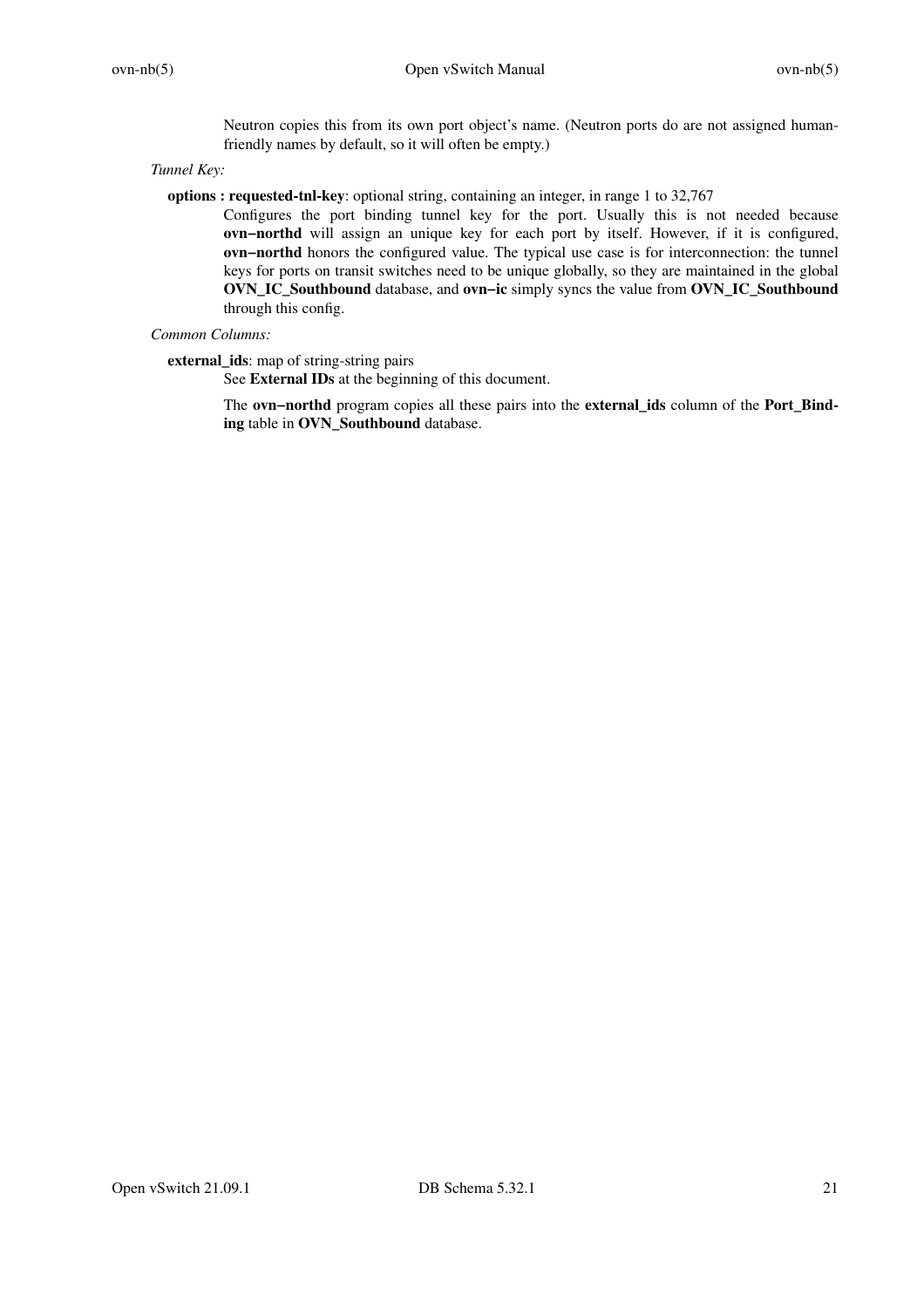Neutron copies this from its own port object's name. (Neutron ports do are not assigned human-friendly names by default, so it will often be empty.)

*Tunnel Key:*

**options : requested-tnl-key**: optional string, containing an integer, in range 1 to 32,767

Configures the port binding tunnel key for the port. Usually this is not needed because **ovn−northd** will assign an unique key for each port by itself. However, if it is configured, **ovn−northd** honors the configured value. The typical use case is for interconnection: the tunnel keys for ports on transit switches need to be unique globally, so they are maintained in the global **OVN_IC_Southbound** database, and **ovn−ic** simply syncs the value from **OVN_IC_Southbound** through this config.

*Common Columns:*

**external_ids**: map of string-string pairs

See **External IDs** at the beginning of this document.

The **ovn−northd** program copies all these pairs into the **external_ids** column of the **Port_Binding** table in **OVN_Southbound** database.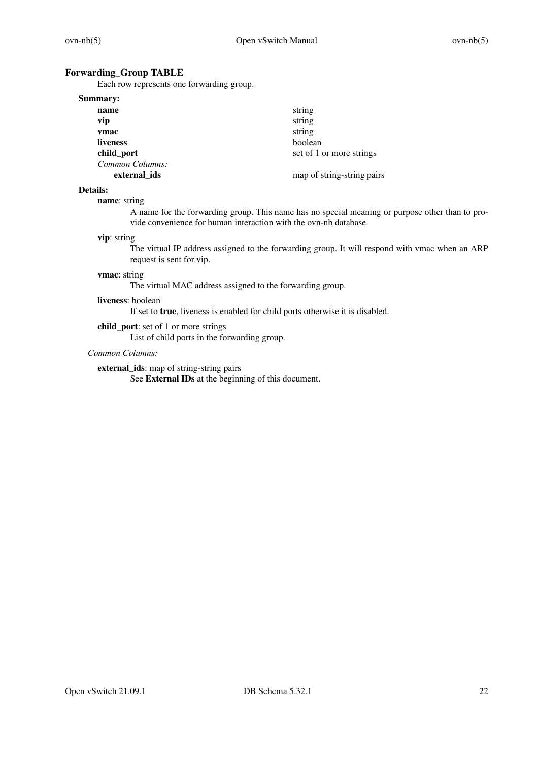## Forwarding_Group TABLE

Each row represents one forwarding group.

### Summary:

| | |
|---|---|
| **name** | string |
| **vip** | string |
| **vmac** | string |
| **liveness** | boolean |
| **child_port** | set of 1 or more strings |
| *Common Columns:* | |
| **external_ids** | map of string-string pairs |

### Details:

**name**: string

A name for the forwarding group. This name has no special meaning or purpose other than to provide convenience for human interaction with the ovn-nb database.

**vip**: string

The virtual IP address assigned to the forwarding group. It will respond with vmac when an ARP request is sent for vip.

**vmac**: string

The virtual MAC address assigned to the forwarding group.

**liveness**: boolean

If set to **true**, liveness is enabled for child ports otherwise it is disabled.

**child_port**: set of 1 or more strings

List of child ports in the forwarding group.

*Common Columns:*

**external_ids**: map of string-string pairs

See **External IDs** at the beginning of this document.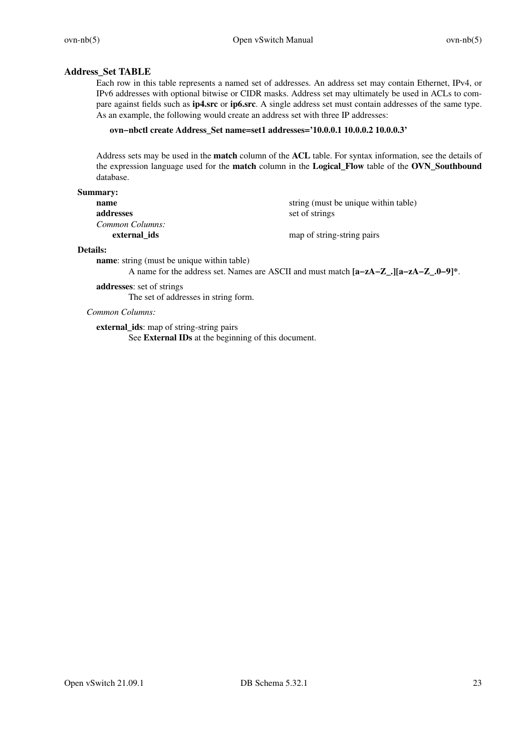## Address_Set TABLE

Each row in this table represents a named set of addresses. An address set may contain Ethernet, IPv4, or IPv6 addresses with optional bitwise or CIDR masks. Address set may ultimately be used in ACLs to compare against fields such as **ip4.src** or **ip6.src**. A single address set must contain addresses of the same type. As an example, the following would create an address set with three IP addresses:

```
ovn−nbctl create Address_Set name=set1 addresses='10.0.0.1 10.0.0.2 10.0.0.3'
```

Address sets may be used in the **match** column of the **ACL** table. For syntax information, see the details of the expression language used for the **match** column in the **Logical_Flow** table of the **OVN_Southbound** database.

### Summary:

| | |
|---|---|
| **name** | string (must be unique within table) |
| **addresses** | set of strings |
| *Common Columns:* | |
| **external_ids** | map of string-string pairs |

### Details:

**name**: string (must be unique within table)

A name for the address set. Names are ASCII and must match **[a−zA−Z_.][a−zA−Z_.0−9]***.

**addresses**: set of strings

The set of addresses in string form.

*Common Columns:*

**external_ids**: map of string-string pairs

See **External IDs** at the beginning of this document.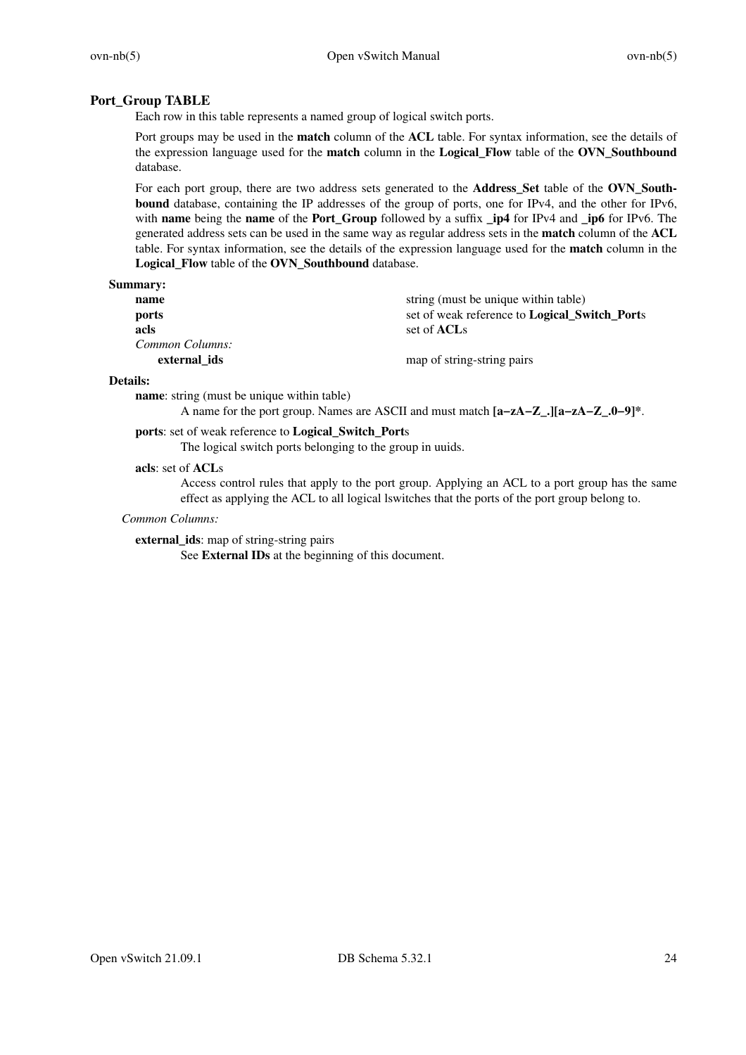## Port_Group TABLE

Each row in this table represents a named group of logical switch ports.

Port groups may be used in the **match** column of the **ACL** table. For syntax information, see the details of the expression language used for the **match** column in the **Logical_Flow** table of the **OVN_Southbound** database.

For each port group, there are two address sets generated to the **Address_Set** table of the **OVN_Southbound** database, containing the IP addresses of the group of ports, one for IPv4, and the other for IPv6, with **name** being the **name** of the **Port_Group** followed by a suffix **_ip4** for IPv4 and **_ip6** for IPv6. The generated address sets can be used in the same way as regular address sets in the **match** column of the **ACL** table. For syntax information, see the details of the expression language used for the **match** column in the **Logical_Flow** table of the **OVN_Southbound** database.

**Summary:**

| | |
|---|---|
| **name** | string (must be unique within table) |
| **ports** | set of weak reference to **Logical_Switch_Port**s |
| **acls** | set of **ACL**s |
| *Common Columns:* | |
| **external_ids** | map of string-string pairs |

**Details:**

**name**: string (must be unique within table)

A name for the port group. Names are ASCII and must match **[a–zA–Z_.][a–zA–Z_.0–9]***.

**ports**: set of weak reference to **Logical_Switch_Port**s

The logical switch ports belonging to the group in uuids.

**acls**: set of **ACL**s

Access control rules that apply to the port group. Applying an ACL to a port group has the same effect as applying the ACL to all logical lswitches that the ports of the port group belong to.

*Common Columns:*

**external_ids**: map of string-string pairs

See **External IDs** at the beginning of this document.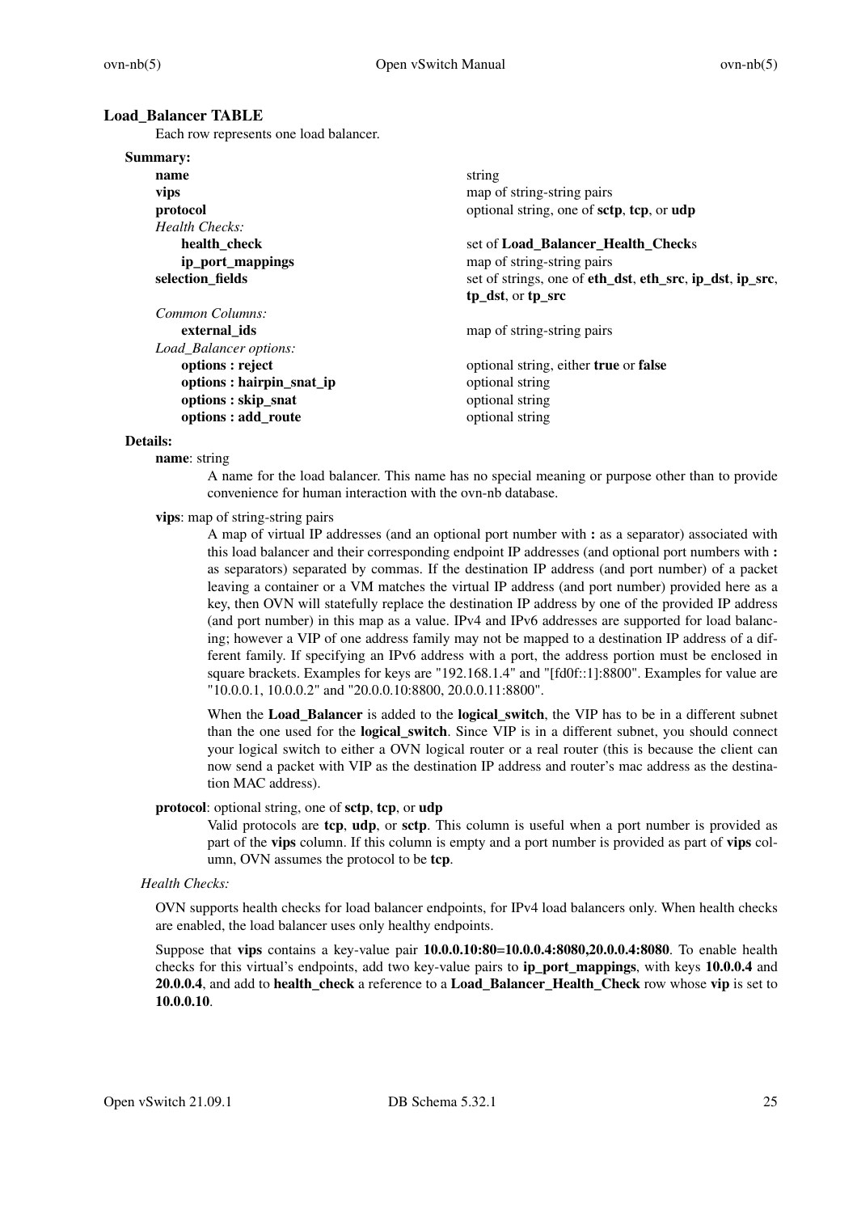## Load_Balancer TABLE

Each row represents one load balancer.

**Summary:**

| | |
|---|---|
| **name** | string |
| **vips** | map of string-string pairs |
| **protocol** | optional string, one of **sctp**, **tcp**, or **udp** |
| *Health Checks:* | |
| **health_check** | set of **Load_Balancer_Health_Check**s |
| **ip_port_mappings** | map of string-string pairs |
| **selection_fields** | set of strings, one of **eth_dst**, **eth_src**, **ip_dst**, **ip_src**, **tp_dst**, or **tp_src** |
| *Common Columns:* | |
| **external_ids** | map of string-string pairs |
| *Load_Balancer options:* | |
| **options : reject** | optional string, either **true** or **false** |
| **options : hairpin_snat_ip** | optional string |
| **options : skip_snat** | optional string |
| **options : add_route** | optional string |

**Details:**

**name**: string

A name for the load balancer. This name has no special meaning or purpose other than to provide convenience for human interaction with the ovn-nb database.

**vips**: map of string-string pairs

A map of virtual IP addresses (and an optional port number with **:** as a separator) associated with this load balancer and their corresponding endpoint IP addresses (and optional port numbers with **:** as separators) separated by commas. If the destination IP address (and port number) of a packet leaving a container or a VM matches the virtual IP address (and port number) provided here as a key, then OVN will statefully replace the destination IP address by one of the provided IP address (and port number) in this map as a value. IPv4 and IPv6 addresses are supported for load balancing; however a VIP of one address family may not be mapped to a destination IP address of a different family. If specifying an IPv6 address with a port, the address portion must be enclosed in square brackets. Examples for keys are "192.168.1.4" and "[fd0f::1]:8800". Examples for value are "10.0.0.1, 10.0.0.2" and "20.0.0.10:8800, 20.0.0.11:8800".

When the **Load_Balancer** is added to the **logical_switch**, the VIP has to be in a different subnet than the one used for the **logical_switch**. Since VIP is in a different subnet, you should connect your logical switch to either a OVN logical router or a real router (this is because the client can now send a packet with VIP as the destination IP address and router's mac address as the destination MAC address).

**protocol**: optional string, one of **sctp**, **tcp**, or **udp**

Valid protocols are **tcp**, **udp**, or **sctp**. This column is useful when a port number is provided as part of the **vips** column. If this column is empty and a port number is provided as part of **vips** column, OVN assumes the protocol to be **tcp**.

*Health Checks:*

OVN supports health checks for load balancer endpoints, for IPv4 load balancers only. When health checks are enabled, the load balancer uses only healthy endpoints.

Suppose that **vips** contains a key-value pair **10.0.0.10:80=10.0.0.4:8080,20.0.0.4:8080**. To enable health checks for this virtual's endpoints, add two key-value pairs to **ip_port_mappings**, with keys **10.0.0.4** and **20.0.0.4**, and add to **health_check** a reference to a **Load_Balancer_Health_Check** row whose **vip** is set to **10.0.0.10**.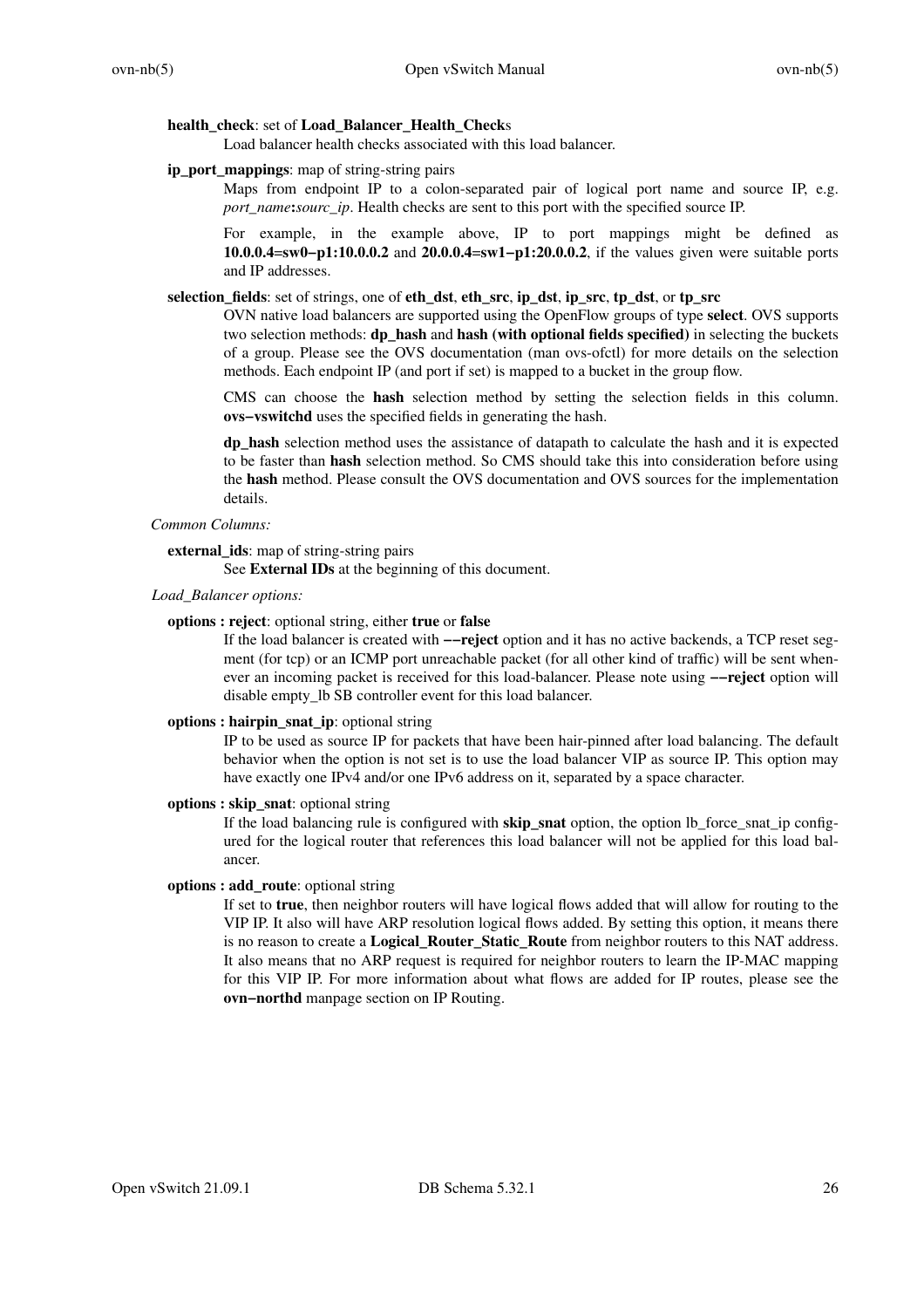**health_check**: set of **Load_Balancer_Health_Check**s

Load balancer health checks associated with this load balancer.

**ip_port_mappings**: map of string-string pairs

Maps from endpoint IP to a colon-separated pair of logical port name and source IP, e.g. *port_name***:***sourc_ip*. Health checks are sent to this port with the specified source IP.

For example, in the example above, IP to port mappings might be defined as **10.0.0.4=sw0−p1:10.0.0.2** and **20.0.0.4=sw1−p1:20.0.0.2**, if the values given were suitable ports and IP addresses.

**selection_fields**: set of strings, one of **eth_dst**, **eth_src**, **ip_dst**, **ip_src**, **tp_dst**, or **tp_src**

OVN native load balancers are supported using the OpenFlow groups of type **select**. OVS supports two selection methods: **dp_hash** and **hash (with optional fields specified)** in selecting the buckets of a group. Please see the OVS documentation (man ovs-ofctl) for more details on the selection methods. Each endpoint IP (and port if set) is mapped to a bucket in the group flow.

CMS can choose the **hash** selection method by setting the selection fields in this column. **ovs−vswitchd** uses the specified fields in generating the hash.

**dp_hash** selection method uses the assistance of datapath to calculate the hash and it is expected to be faster than **hash** selection method. So CMS should take this into consideration before using the **hash** method. Please consult the OVS documentation and OVS sources for the implementation details.

*Common Columns:*

**external_ids**: map of string-string pairs

See **External IDs** at the beginning of this document.

*Load_Balancer options:*

**options : reject**: optional string, either **true** or **false**

If the load balancer is created with **−−reject** option and it has no active backends, a TCP reset segment (for tcp) or an ICMP port unreachable packet (for all other kind of traffic) will be sent whenever an incoming packet is received for this load-balancer. Please note using **−−reject** option will disable empty_lb SB controller event for this load balancer.

**options : hairpin_snat_ip**: optional string

IP to be used as source IP for packets that have been hair-pinned after load balancing. The default behavior when the option is not set is to use the load balancer VIP as source IP. This option may have exactly one IPv4 and/or one IPv6 address on it, separated by a space character.

**options : skip_snat**: optional string

If the load balancing rule is configured with **skip_snat** option, the option lb_force_snat_ip configured for the logical router that references this load balancer will not be applied for this load balancer.

**options : add_route**: optional string

If set to **true**, then neighbor routers will have logical flows added that will allow for routing to the VIP IP. It also will have ARP resolution logical flows added. By setting this option, it means there is no reason to create a **Logical_Router_Static_Route** from neighbor routers to this NAT address. It also means that no ARP request is required for neighbor routers to learn the IP-MAC mapping for this VIP IP. For more information about what flows are added for IP routes, please see the **ovn−northd** manpage section on IP Routing.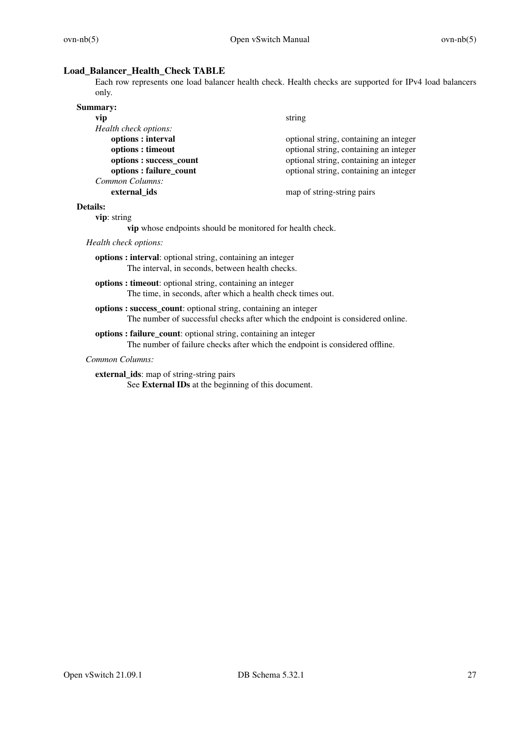## Load_Balancer_Health_Check TABLE

Each row represents one load balancer health check. Health checks are supported for IPv4 load balancers only.

### Summary:

| | |
|---|---|
| **vip** | string |
| *Health check options:* | |
| **options : interval** | optional string, containing an integer |
| **options : timeout** | optional string, containing an integer |
| **options : success_count** | optional string, containing an integer |
| **options : failure_count** | optional string, containing an integer |
| *Common Columns:* | |
| **external_ids** | map of string-string pairs |

### Details:

**vip**: string

**vip** whose endpoints should be monitored for health check.

*Health check options:*

**options : interval**: optional string, containing an integer

The interval, in seconds, between health checks.

**options : timeout**: optional string, containing an integer

The time, in seconds, after which a health check times out.

**options : success_count**: optional string, containing an integer

The number of successful checks after which the endpoint is considered online.

**options : failure_count**: optional string, containing an integer

The number of failure checks after which the endpoint is considered offline.

*Common Columns:*

**external_ids**: map of string-string pairs

See **External IDs** at the beginning of this document.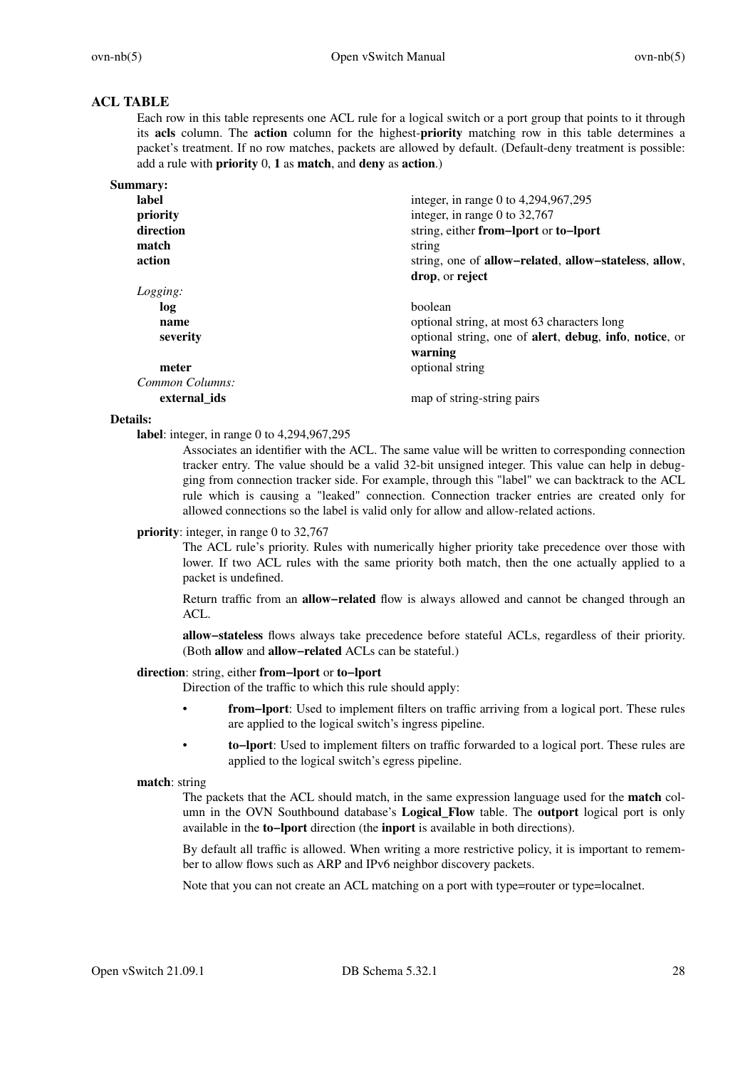## ACL TABLE

Each row in this table represents one ACL rule for a logical switch or a port group that points to it through its **acls** column. The **action** column for the highest-**priority** matching row in this table determines a packet's treatment. If no row matches, packets are allowed by default. (Default-deny treatment is possible: add a rule with **priority** 0, **1** as **match**, and **deny** as **action**.)

### Summary:

| | |
|---|---|
| **label** | integer, in range 0 to 4,294,967,295 |
| **priority** | integer, in range 0 to 32,767 |
| **direction** | string, either **from−lport** or **to−lport** |
| **match** | string |
| **action** | string, one of **allow−related**, **allow−stateless**, **allow**, **drop**, or **reject** |
| *Logging:* | |
| **log** | boolean |
| **name** | optional string, at most 63 characters long |
| **severity** | optional string, one of **alert**, **debug**, **info**, **notice**, or **warning** |
| **meter** | optional string |
| *Common Columns:* | |
| **external_ids** | map of string-string pairs |

### Details:

**label**: integer, in range 0 to 4,294,967,295

Associates an identifier with the ACL. The same value will be written to corresponding connection tracker entry. The value should be a valid 32-bit unsigned integer. This value can help in debugging from connection tracker side. For example, through this "label" we can backtrack to the ACL rule which is causing a "leaked" connection. Connection tracker entries are created only for allowed connections so the label is valid only for allow and allow-related actions.

**priority**: integer, in range 0 to 32,767

The ACL rule's priority. Rules with numerically higher priority take precedence over those with lower. If two ACL rules with the same priority both match, then the one actually applied to a packet is undefined.

Return traffic from an **allow−related** flow is always allowed and cannot be changed through an ACL.

**allow−stateless** flows always take precedence before stateful ACLs, regardless of their priority. (Both **allow** and **allow−related** ACLs can be stateful.)

**direction**: string, either **from−lport** or **to−lport**

Direction of the traffic to which this rule should apply:

- **from−lport**: Used to implement filters on traffic arriving from a logical port. These rules are applied to the logical switch's ingress pipeline.
- **to−lport**: Used to implement filters on traffic forwarded to a logical port. These rules are applied to the logical switch's egress pipeline.

**match**: string

The packets that the ACL should match, in the same expression language used for the **match** column in the OVN Southbound database's **Logical_Flow** table. The **outport** logical port is only available in the **to−lport** direction (the **inport** is available in both directions).

By default all traffic is allowed. When writing a more restrictive policy, it is important to remember to allow flows such as ARP and IPv6 neighbor discovery packets.

Note that you can not create an ACL matching on a port with type=router or type=localnet.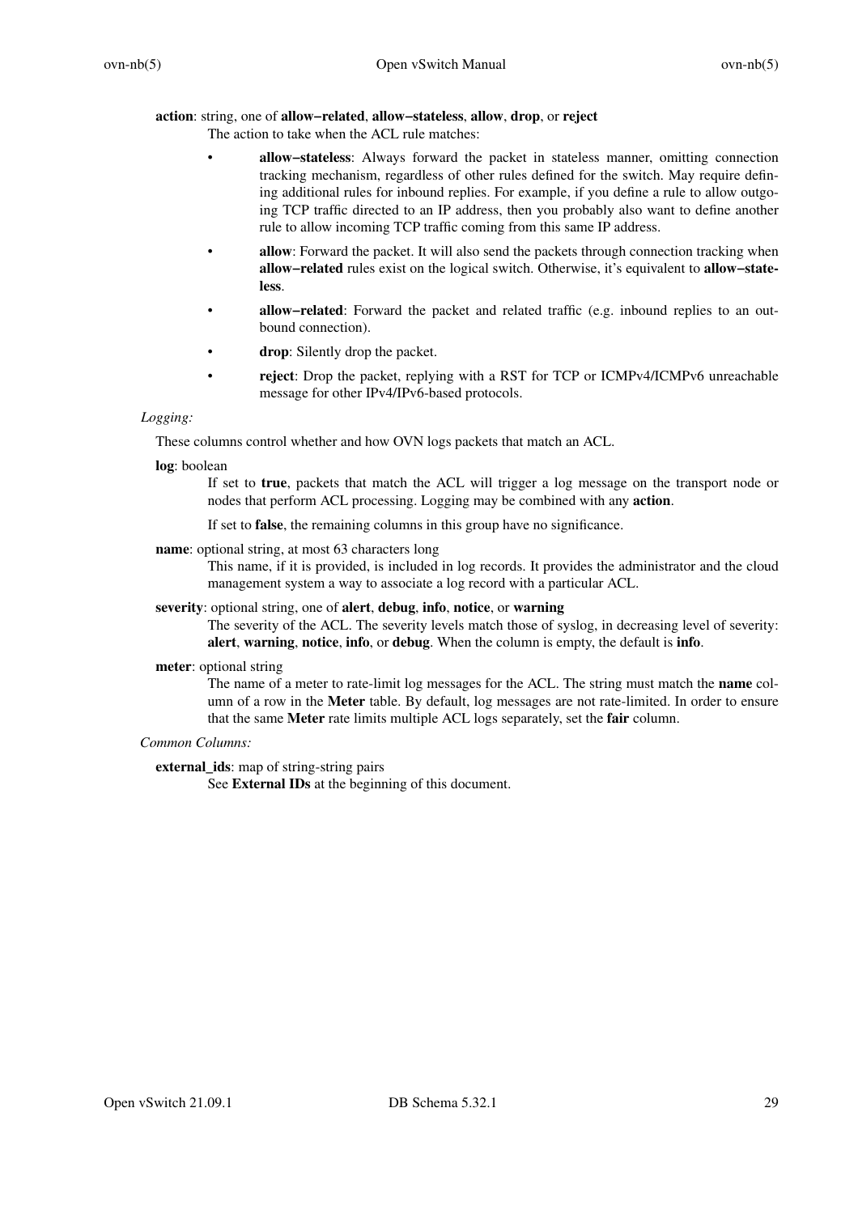**action**: string, one of **allow−related**, **allow−stateless**, **allow**, **drop**, or **reject**

The action to take when the ACL rule matches:

- **allow−stateless**: Always forward the packet in stateless manner, omitting connection tracking mechanism, regardless of other rules defined for the switch. May require defining additional rules for inbound replies. For example, if you define a rule to allow outgoing TCP traffic directed to an IP address, then you probably also want to define another rule to allow incoming TCP traffic coming from this same IP address.
- **allow**: Forward the packet. It will also send the packets through connection tracking when **allow−related** rules exist on the logical switch. Otherwise, it's equivalent to **allow−stateless**.
- **allow−related**: Forward the packet and related traffic (e.g. inbound replies to an outbound connection).
- **drop**: Silently drop the packet.
- **reject**: Drop the packet, replying with a RST for TCP or ICMPv4/ICMPv6 unreachable message for other IPv4/IPv6-based protocols.

*Logging:*

These columns control whether and how OVN logs packets that match an ACL.

**log**: boolean

If set to **true**, packets that match the ACL will trigger a log message on the transport node or nodes that perform ACL processing. Logging may be combined with any **action**.

If set to **false**, the remaining columns in this group have no significance.

**name**: optional string, at most 63 characters long

This name, if it is provided, is included in log records. It provides the administrator and the cloud management system a way to associate a log record with a particular ACL.

**severity**: optional string, one of **alert**, **debug**, **info**, **notice**, or **warning**

The severity of the ACL. The severity levels match those of syslog, in decreasing level of severity: **alert**, **warning**, **notice**, **info**, or **debug**. When the column is empty, the default is **info**.

**meter**: optional string

The name of a meter to rate-limit log messages for the ACL. The string must match the **name** column of a row in the **Meter** table. By default, log messages are not rate-limited. In order to ensure that the same **Meter** rate limits multiple ACL logs separately, set the **fair** column.

*Common Columns:*

**external_ids**: map of string-string pairs

See **External IDs** at the beginning of this document.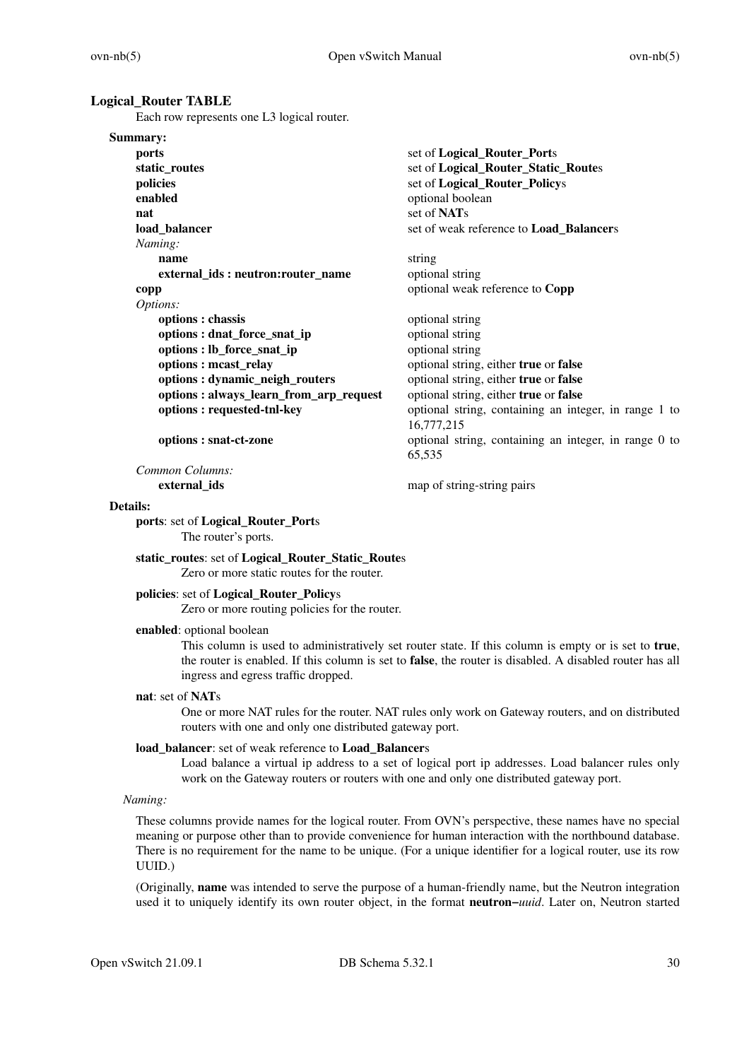## Logical_Router TABLE

Each row represents one L3 logical router.

### Summary:

| | |
|---|---|
| **ports** | set of **Logical_Router_Port**s |
| **static_routes** | set of **Logical_Router_Static_Route**s |
| **policies** | set of **Logical_Router_Policy**s |
| **enabled** | optional boolean |
| **nat** | set of **NAT**s |
| **load_balancer** | set of weak reference to **Load_Balancer**s |
| *Naming:* | |
| **name** | string |
| **external_ids : neutron:router_name** | optional string |
| **copp** | optional weak reference to **Copp** |
| *Options:* | |
| **options : chassis** | optional string |
| **options : dnat_force_snat_ip** | optional string |
| **options : lb_force_snat_ip** | optional string |
| **options : mcast_relay** | optional string, either **true** or **false** |
| **options : dynamic_neigh_routers** | optional string, either **true** or **false** |
| **options : always_learn_from_arp_request** | optional string, either **true** or **false** |
| **options : requested-tnl-key** | optional string, containing an integer, in range 1 to 16,777,215 |
| **options : snat-ct-zone** | optional string, containing an integer, in range 0 to 65,535 |
| *Common Columns:* | |
| **external_ids** | map of string-string pairs |

### Details:

**ports**: set of **Logical_Router_Port**s

The router's ports.

**static_routes**: set of **Logical_Router_Static_Route**s

Zero or more static routes for the router.

**policies**: set of **Logical_Router_Policy**s

Zero or more routing policies for the router.

**enabled**: optional boolean

This column is used to administratively set router state. If this column is empty or is set to **true**, the router is enabled. If this column is set to **false**, the router is disabled. A disabled router has all ingress and egress traffic dropped.

**nat**: set of **NAT**s

One or more NAT rules for the router. NAT rules only work on Gateway routers, and on distributed routers with one and only one distributed gateway port.

**load_balancer**: set of weak reference to **Load_Balancer**s

Load balance a virtual ip address to a set of logical port ip addresses. Load balancer rules only work on the Gateway routers or routers with one and only one distributed gateway port.

*Naming:*

These columns provide names for the logical router. From OVN's perspective, these names have no special meaning or purpose other than to provide convenience for human interaction with the northbound database. There is no requirement for the name to be unique. (For a unique identifier for a logical router, use its row UUID.)

(Originally, **name** was intended to serve the purpose of a human-friendly name, but the Neutron integration used it to uniquely identify its own router object, in the format **neutron−***uuid*. Later on, Neutron started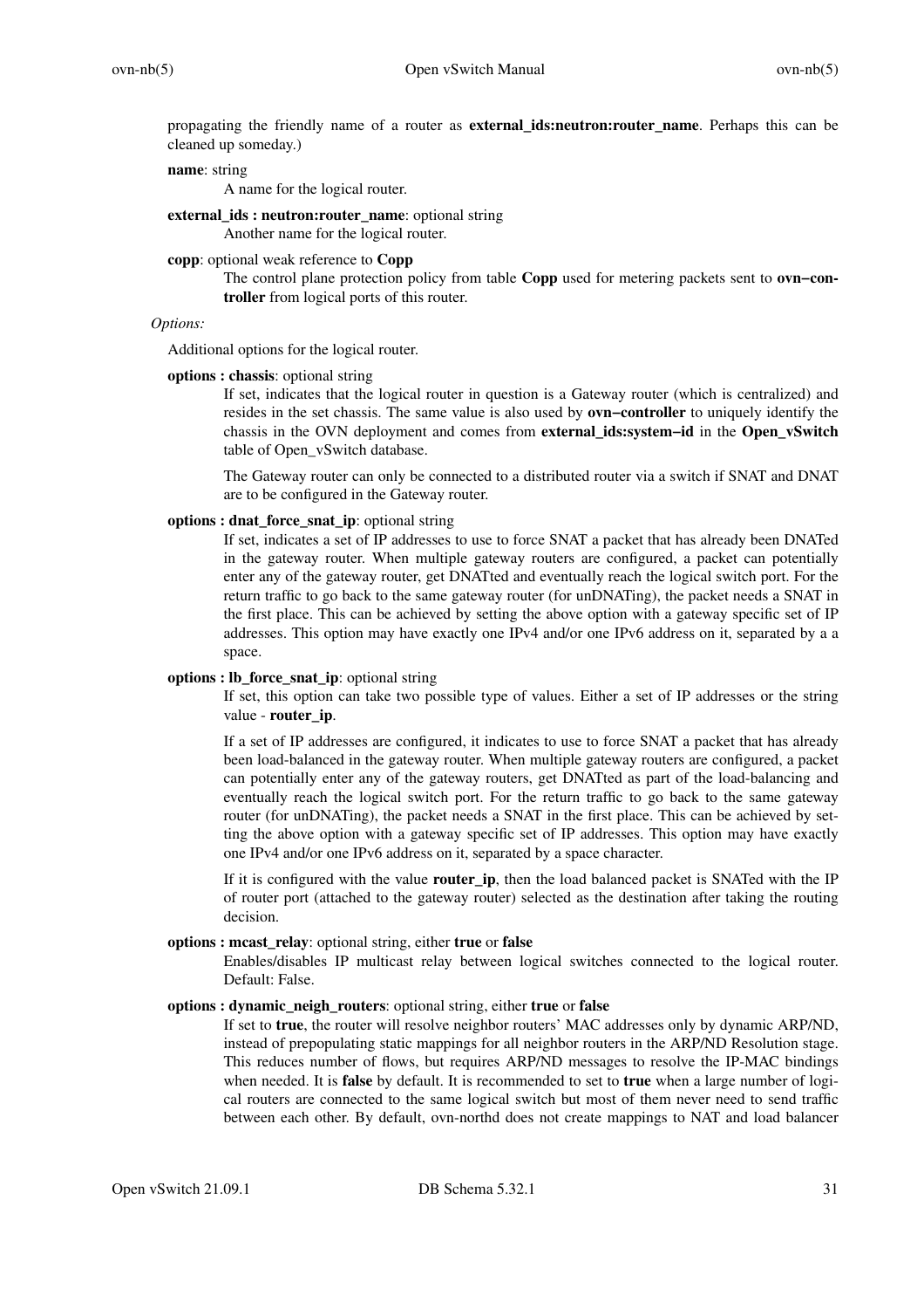propagating the friendly name of a router as **external_ids:neutron:router_name**. Perhaps this can be cleaned up someday.)

**name**: string

A name for the logical router.

**external_ids : neutron:router_name**: optional string

Another name for the logical router.

**copp**: optional weak reference to **Copp**

The control plane protection policy from table **Copp** used for metering packets sent to **ovn−controller** from logical ports of this router.

*Options:*

Additional options for the logical router.

**options : chassis**: optional string

If set, indicates that the logical router in question is a Gateway router (which is centralized) and resides in the set chassis. The same value is also used by **ovn−controller** to uniquely identify the chassis in the OVN deployment and comes from **external_ids:system−id** in the **Open_vSwitch** table of Open_vSwitch database.

The Gateway router can only be connected to a distributed router via a switch if SNAT and DNAT are to be configured in the Gateway router.

**options : dnat_force_snat_ip**: optional string

If set, indicates a set of IP addresses to use to force SNAT a packet that has already been DNATed in the gateway router. When multiple gateway routers are configured, a packet can potentially enter any of the gateway router, get DNATted and eventually reach the logical switch port. For the return traffic to go back to the same gateway router (for unDNATing), the packet needs a SNAT in the first place. This can be achieved by setting the above option with a gateway specific set of IP addresses. This option may have exactly one IPv4 and/or one IPv6 address on it, separated by a a space.

**options : lb_force_snat_ip**: optional string

If set, this option can take two possible type of values. Either a set of IP addresses or the string value - **router_ip**.

If a set of IP addresses are configured, it indicates to use to force SNAT a packet that has already been load-balanced in the gateway router. When multiple gateway routers are configured, a packet can potentially enter any of the gateway routers, get DNATted as part of the load-balancing and eventually reach the logical switch port. For the return traffic to go back to the same gateway router (for unDNATing), the packet needs a SNAT in the first place. This can be achieved by setting the above option with a gateway specific set of IP addresses. This option may have exactly one IPv4 and/or one IPv6 address on it, separated by a space character.

If it is configured with the value **router_ip**, then the load balanced packet is SNATed with the IP of router port (attached to the gateway router) selected as the destination after taking the routing decision.

**options : mcast_relay**: optional string, either **true** or **false**

Enables/disables IP multicast relay between logical switches connected to the logical router. Default: False.

**options : dynamic_neigh_routers**: optional string, either **true** or **false**

If set to **true**, the router will resolve neighbor routers' MAC addresses only by dynamic ARP/ND, instead of prepopulating static mappings for all neighbor routers in the ARP/ND Resolution stage. This reduces number of flows, but requires ARP/ND messages to resolve the IP-MAC bindings when needed. It is **false** by default. It is recommended to set to **true** when a large number of logical routers are connected to the same logical switch but most of them never need to send traffic between each other. By default, ovn-northd does not create mappings to NAT and load balancer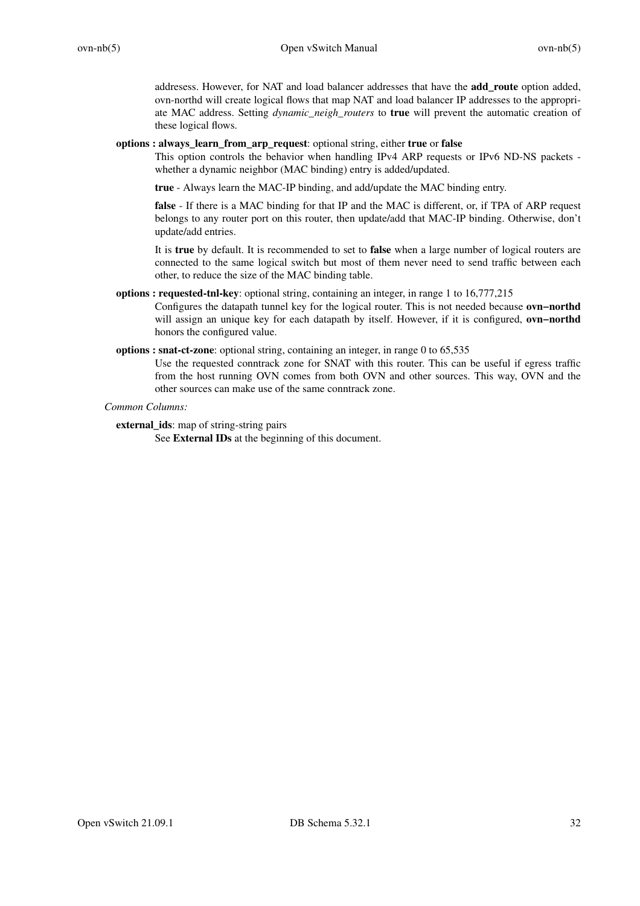addresess. However, for NAT and load balancer addresses that have the **add_route** option added, ovn-northd will create logical flows that map NAT and load balancer IP addresses to the appropriate MAC address. Setting *dynamic_neigh_routers* to **true** will prevent the automatic creation of these logical flows.

**options : always_learn_from_arp_request**: optional string, either **true** or **false**

This option controls the behavior when handling IPv4 ARP requests or IPv6 ND-NS packets - whether a dynamic neighbor (MAC binding) entry is added/updated.

**true** - Always learn the MAC-IP binding, and add/update the MAC binding entry.

**false** - If there is a MAC binding for that IP and the MAC is different, or, if TPA of ARP request belongs to any router port on this router, then update/add that MAC-IP binding. Otherwise, don't update/add entries.

It is **true** by default. It is recommended to set to **false** when a large number of logical routers are connected to the same logical switch but most of them never need to send traffic between each other, to reduce the size of the MAC binding table.

**options : requested-tnl-key**: optional string, containing an integer, in range 1 to 16,777,215

Configures the datapath tunnel key for the logical router. This is not needed because **ovn−northd** will assign an unique key for each datapath by itself. However, if it is configured, **ovn−northd** honors the configured value.

**options : snat-ct-zone**: optional string, containing an integer, in range 0 to 65,535

Use the requested conntrack zone for SNAT with this router. This can be useful if egress traffic from the host running OVN comes from both OVN and other sources. This way, OVN and the other sources can make use of the same conntrack zone.

*Common Columns:*

**external_ids**: map of string-string pairs

See **External IDs** at the beginning of this document.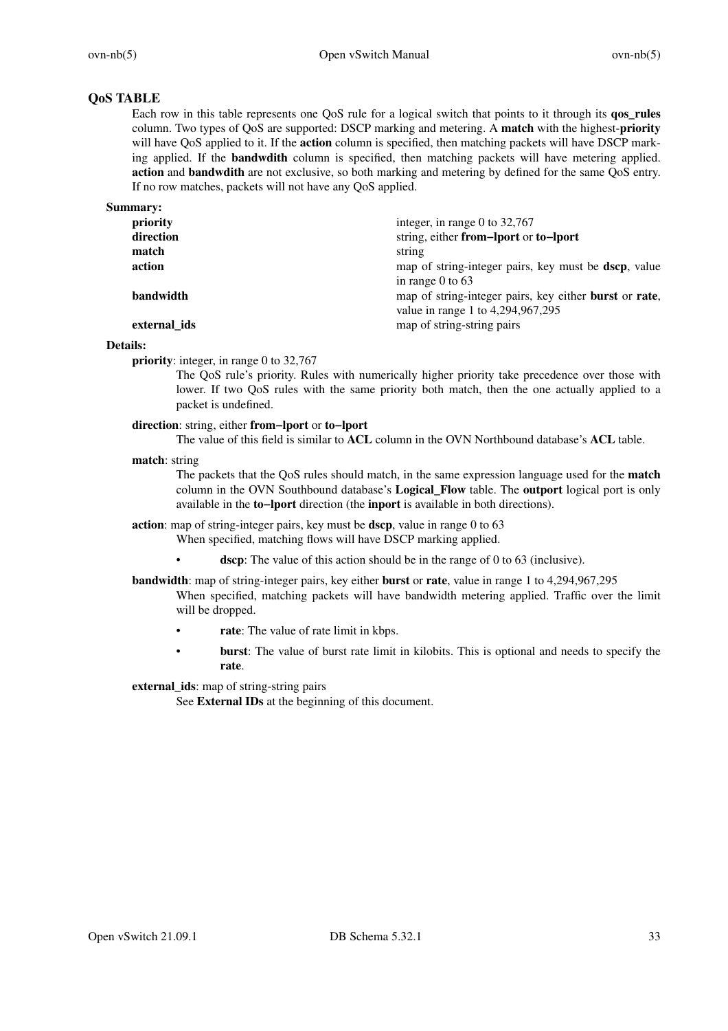## QoS TABLE

Each row in this table represents one QoS rule for a logical switch that points to it through its **qos_rules** column. Two types of QoS are supported: DSCP marking and metering. A **match** with the highest-**priority** will have QoS applied to it. If the **action** column is specified, then matching packets will have DSCP marking applied. If the **bandwdith** column is specified, then matching packets will have metering applied. **action** and **bandwdith** are not exclusive, so both marking and metering by defined for the same QoS entry. If no row matches, packets will not have any QoS applied.

**Summary:**

| | |
|---|---|
| **priority** | integer, in range 0 to 32,767 |
| **direction** | string, either **from−lport** or **to−lport** |
| **match** | string |
| **action** | map of string-integer pairs, key must be **dscp**, value in range 0 to 63 |
| **bandwidth** | map of string-integer pairs, key either **burst** or **rate**, value in range 1 to 4,294,967,295 |
| **external_ids** | map of string-string pairs |

**Details:**

**priority**: integer, in range 0 to 32,767

The QoS rule's priority. Rules with numerically higher priority take precedence over those with lower. If two QoS rules with the same priority both match, then the one actually applied to a packet is undefined.

**direction**: string, either **from−lport** or **to−lport**

The value of this field is similar to **ACL** column in the OVN Northbound database's **ACL** table.

**match**: string

The packets that the QoS rules should match, in the same expression language used for the **match** column in the OVN Southbound database's **Logical_Flow** table. The **outport** logical port is only available in the **to−lport** direction (the **inport** is available in both directions).

**action**: map of string-integer pairs, key must be **dscp**, value in range 0 to 63

When specified, matching flows will have DSCP marking applied.

- **dscp**: The value of this action should be in the range of 0 to 63 (inclusive).

**bandwidth**: map of string-integer pairs, key either **burst** or **rate**, value in range 1 to 4,294,967,295

When specified, matching packets will have bandwidth metering applied. Traffic over the limit will be dropped.

- **rate**: The value of rate limit in kbps.
- **burst**: The value of burst rate limit in kilobits. This is optional and needs to specify the **rate**.

**external_ids**: map of string-string pairs

See **External IDs** at the beginning of this document.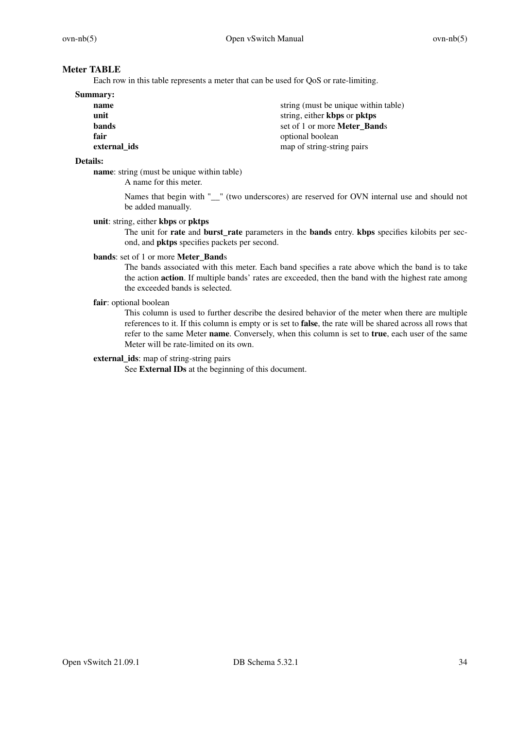## Meter TABLE

Each row in this table represents a meter that can be used for QoS or rate-limiting.

### Summary:

| | |
|---|---|
| **name** | string (must be unique within table) |
| **unit** | string, either **kbps** or **pktps** |
| **bands** | set of 1 or more **Meter_Band**s |
| **fair** | optional boolean |
| **external_ids** | map of string-string pairs |

### Details:

**name**: string (must be unique within table)

A name for this meter.

Names that begin with "__" (two underscores) are reserved for OVN internal use and should not be added manually.

**unit**: string, either **kbps** or **pktps**

The unit for **rate** and **burst_rate** parameters in the **bands** entry. **kbps** specifies kilobits per second, and **pktps** specifies packets per second.

**bands**: set of 1 or more **Meter_Band**s

The bands associated with this meter. Each band specifies a rate above which the band is to take the action **action**. If multiple bands' rates are exceeded, then the band with the highest rate among the exceeded bands is selected.

**fair**: optional boolean

This column is used to further describe the desired behavior of the meter when there are multiple references to it. If this column is empty or is set to **false**, the rate will be shared across all rows that refer to the same Meter **name**. Conversely, when this column is set to **true**, each user of the same Meter will be rate-limited on its own.

**external_ids**: map of string-string pairs

See **External IDs** at the beginning of this document.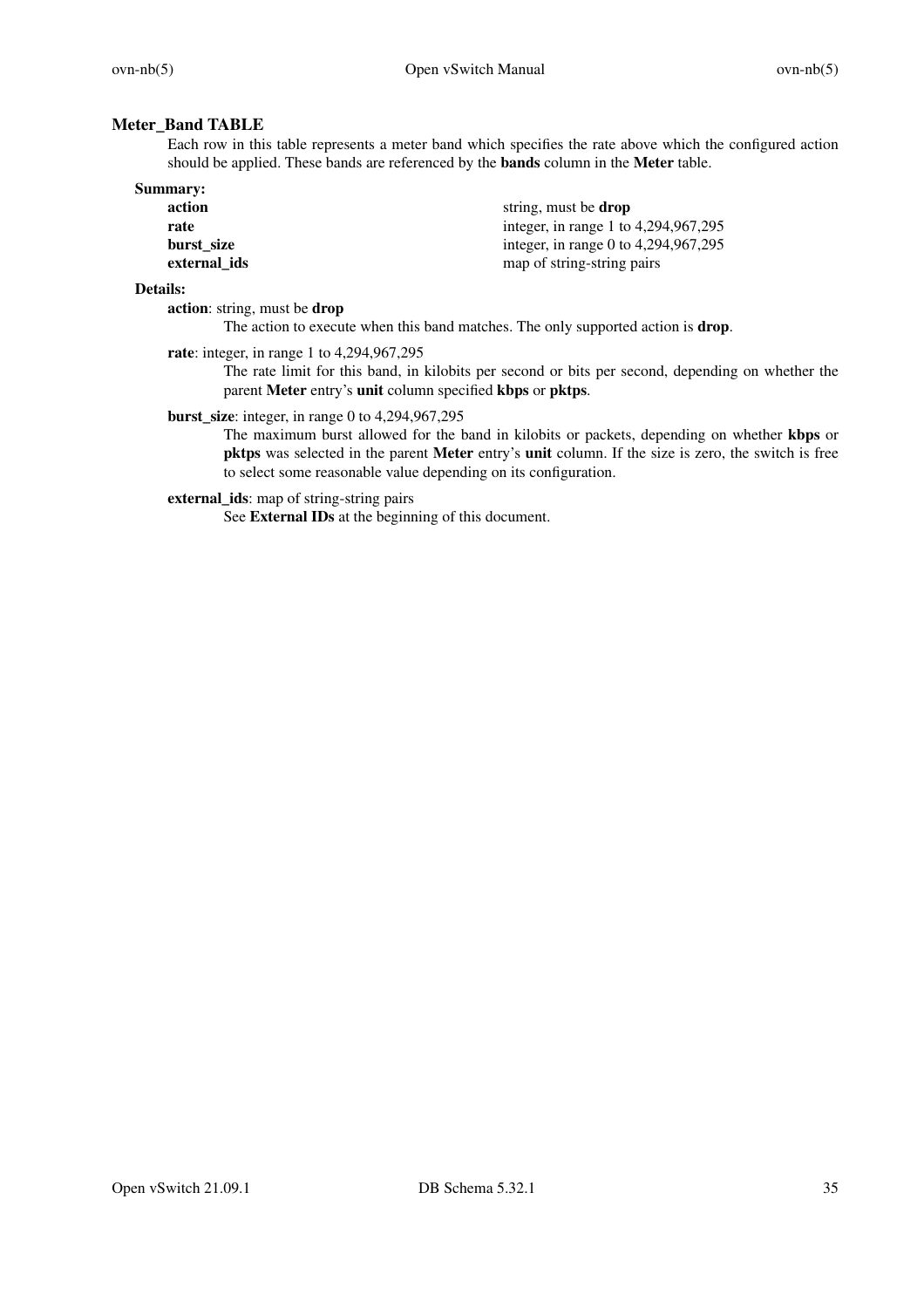## Meter_Band TABLE

Each row in this table represents a meter band which specifies the rate above which the configured action should be applied. These bands are referenced by the **bands** column in the **Meter** table.

### Summary:

| | |
|---|---|
| **action** | string, must be **drop** |
| **rate** | integer, in range 1 to 4,294,967,295 |
| **burst_size** | integer, in range 0 to 4,294,967,295 |
| **external_ids** | map of string-string pairs |

### Details:

**action**: string, must be **drop**

The action to execute when this band matches. The only supported action is **drop**.

**rate**: integer, in range 1 to 4,294,967,295

The rate limit for this band, in kilobits per second or bits per second, depending on whether the parent **Meter** entry's **unit** column specified **kbps** or **pktps**.

**burst_size**: integer, in range 0 to 4,294,967,295

The maximum burst allowed for the band in kilobits or packets, depending on whether **kbps** or **pktps** was selected in the parent **Meter** entry's **unit** column. If the size is zero, the switch is free to select some reasonable value depending on its configuration.

**external_ids**: map of string-string pairs

See **External IDs** at the beginning of this document.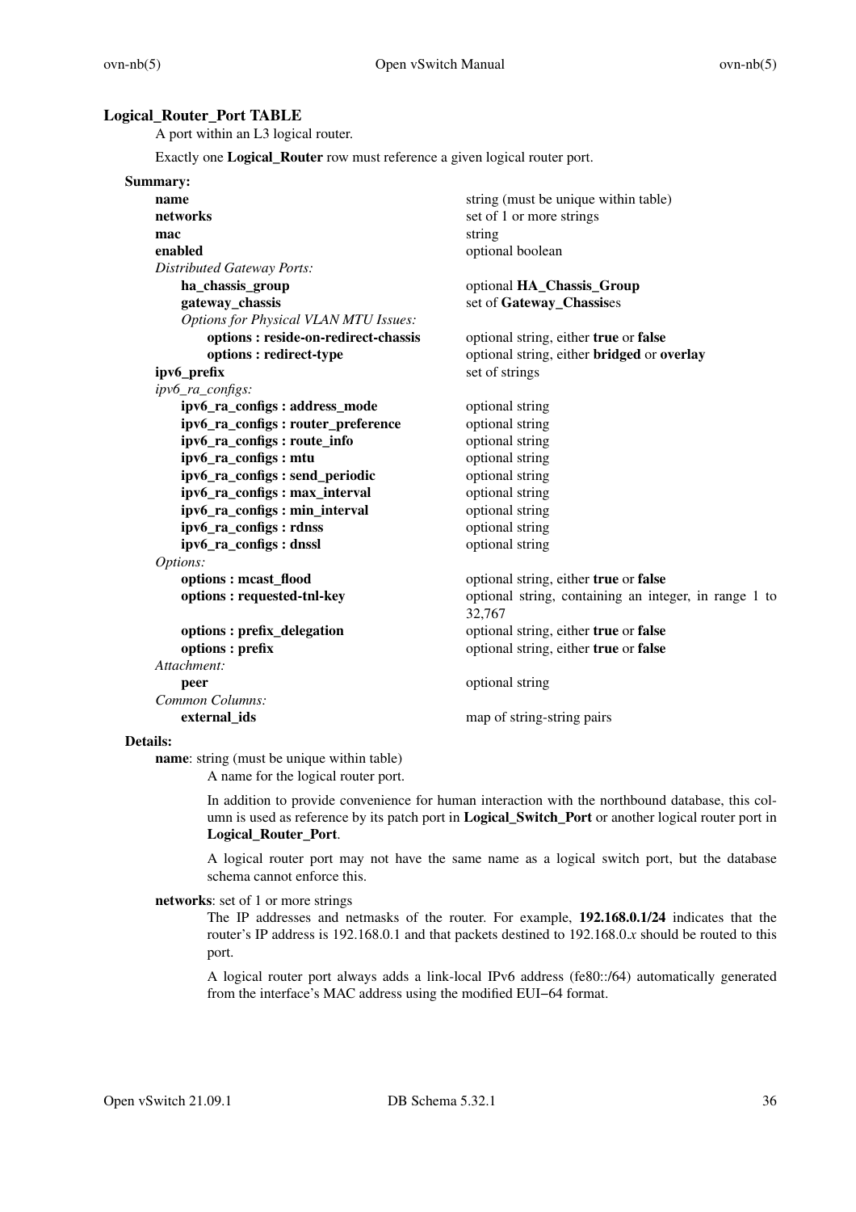## Logical_Router_Port TABLE

A port within an L3 logical router.

Exactly one **Logical_Router** row must reference a given logical router port.

### Summary:

| | |
|---|---|
| **name** | string (must be unique within table) |
| **networks** | set of 1 or more strings |
| **mac** | string |
| **enabled** | optional boolean |
| *Distributed Gateway Ports:* | |
| **ha_chassis_group** | optional **HA_Chassis_Group** |
| **gateway_chassis** | set of **Gateway_Chassis**es |
| *Options for Physical VLAN MTU Issues:* | |
| **options : reside-on-redirect-chassis** | optional string, either **true** or **false** |
| **options : redirect-type** | optional string, either **bridged** or **overlay** |
| **ipv6_prefix** | set of strings |
| *ipv6_ra_configs:* | |
| **ipv6_ra_configs : address_mode** | optional string |
| **ipv6_ra_configs : router_preference** | optional string |
| **ipv6_ra_configs : route_info** | optional string |
| **ipv6_ra_configs : mtu** | optional string |
| **ipv6_ra_configs : send_periodic** | optional string |
| **ipv6_ra_configs : max_interval** | optional string |
| **ipv6_ra_configs : min_interval** | optional string |
| **ipv6_ra_configs : rdnss** | optional string |
| **ipv6_ra_configs : dnssl** | optional string |
| *Options:* | |
| **options : mcast_flood** | optional string, either **true** or **false** |
| **options : requested-tnl-key** | optional string, containing an integer, in range 1 to 32,767 |
| **options : prefix_delegation** | optional string, either **true** or **false** |
| **options : prefix** | optional string, either **true** or **false** |
| *Attachment:* | |
| **peer** | optional string |
| *Common Columns:* | |
| **external_ids** | map of string-string pairs |

### Details:

**name**: string (must be unique within table)

A name for the logical router port.

In addition to provide convenience for human interaction with the northbound database, this column is used as reference by its patch port in **Logical_Switch_Port** or another logical router port in **Logical_Router_Port**.

A logical router port may not have the same name as a logical switch port, but the database schema cannot enforce this.

**networks**: set of 1 or more strings

The IP addresses and netmasks of the router. For example, **192.168.0.1/24** indicates that the router's IP address is 192.168.0.1 and that packets destined to 192.168.0.*x* should be routed to this port.

A logical router port always adds a link-local IPv6 address (fe80::/64) automatically generated from the interface's MAC address using the modified EUI−64 format.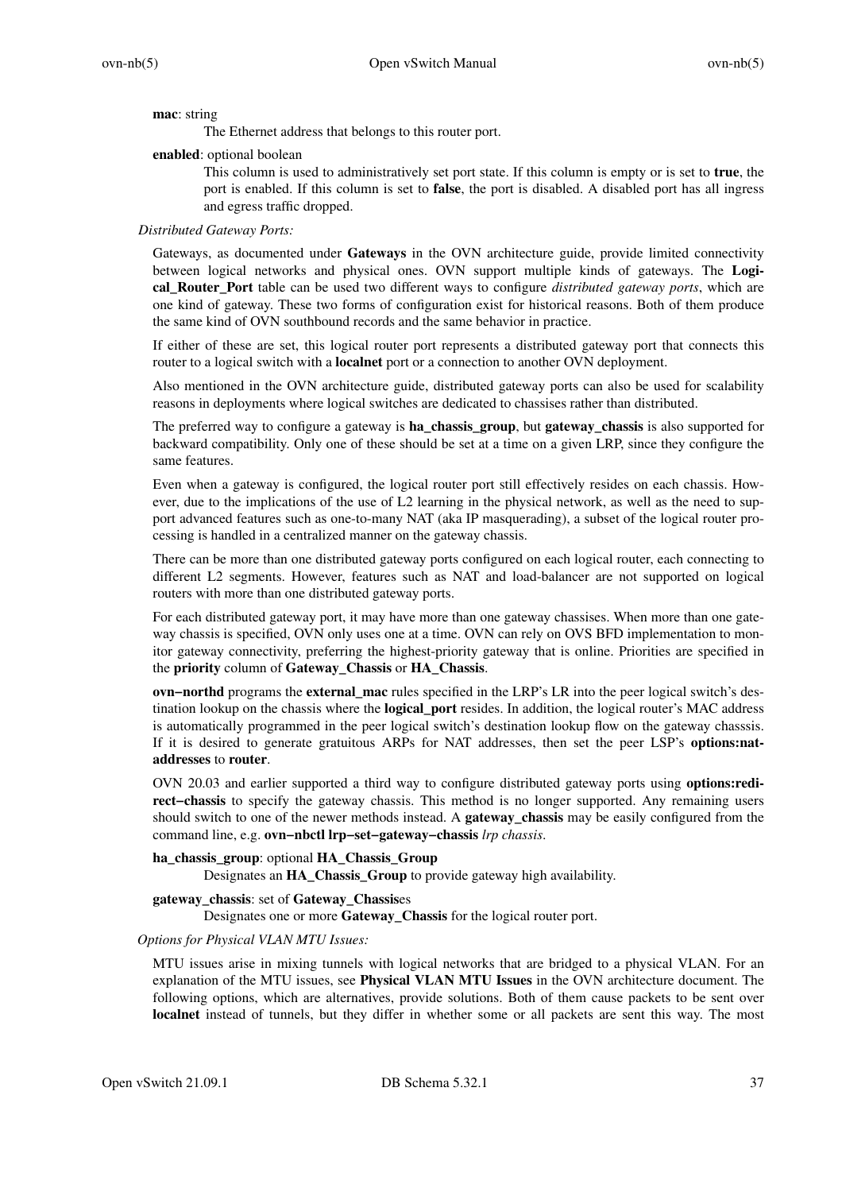**mac**: string

The Ethernet address that belongs to this router port.

**enabled**: optional boolean

This column is used to administratively set port state. If this column is empty or is set to **true**, the port is enabled. If this column is set to **false**, the port is disabled. A disabled port has all ingress and egress traffic dropped.

*Distributed Gateway Ports:*

Gateways, as documented under **Gateways** in the OVN architecture guide, provide limited connectivity between logical networks and physical ones. OVN support multiple kinds of gateways. The **Logical_Router_Port** table can be used two different ways to configure *distributed gateway ports*, which are one kind of gateway. These two forms of configuration exist for historical reasons. Both of them produce the same kind of OVN southbound records and the same behavior in practice.

If either of these are set, this logical router port represents a distributed gateway port that connects this router to a logical switch with a **localnet** port or a connection to another OVN deployment.

Also mentioned in the OVN architecture guide, distributed gateway ports can also be used for scalability reasons in deployments where logical switches are dedicated to chassises rather than distributed.

The preferred way to configure a gateway is **ha_chassis_group**, but **gateway_chassis** is also supported for backward compatibility. Only one of these should be set at a time on a given LRP, since they configure the same features.

Even when a gateway is configured, the logical router port still effectively resides on each chassis. However, due to the implications of the use of L2 learning in the physical network, as well as the need to support advanced features such as one-to-many NAT (aka IP masquerading), a subset of the logical router processing is handled in a centralized manner on the gateway chassis.

There can be more than one distributed gateway ports configured on each logical router, each connecting to different L2 segments. However, features such as NAT and load-balancer are not supported on logical routers with more than one distributed gateway ports.

For each distributed gateway port, it may have more than one gateway chassises. When more than one gateway chassis is specified, OVN only uses one at a time. OVN can rely on OVS BFD implementation to monitor gateway connectivity, preferring the highest-priority gateway that is online. Priorities are specified in the **priority** column of **Gateway_Chassis** or **HA_Chassis**.

**ovn−northd** programs the **external_mac** rules specified in the LRP's LR into the peer logical switch's destination lookup on the chassis where the **logical_port** resides. In addition, the logical router's MAC address is automatically programmed in the peer logical switch's destination lookup flow on the gateway chasssis. If it is desired to generate gratuitous ARPs for NAT addresses, then set the peer LSP's **options:nat-addresses** to **router**.

OVN 20.03 and earlier supported a third way to configure distributed gateway ports using **options:redirect−chassis** to specify the gateway chassis. This method is no longer supported. Any remaining users should switch to one of the newer methods instead. A **gateway_chassis** may be easily configured from the command line, e.g. **ovn−nbctl lrp−set−gateway−chassis** *lrp chassis*.

**ha_chassis_group**: optional **HA_Chassis_Group**

Designates an **HA_Chassis_Group** to provide gateway high availability.

**gateway_chassis**: set of **Gateway_Chassis**es

Designates one or more **Gateway_Chassis** for the logical router port.

*Options for Physical VLAN MTU Issues:*

MTU issues arise in mixing tunnels with logical networks that are bridged to a physical VLAN. For an explanation of the MTU issues, see **Physical VLAN MTU Issues** in the OVN architecture document. The following options, which are alternatives, provide solutions. Both of them cause packets to be sent over **localnet** instead of tunnels, but they differ in whether some or all packets are sent this way. The most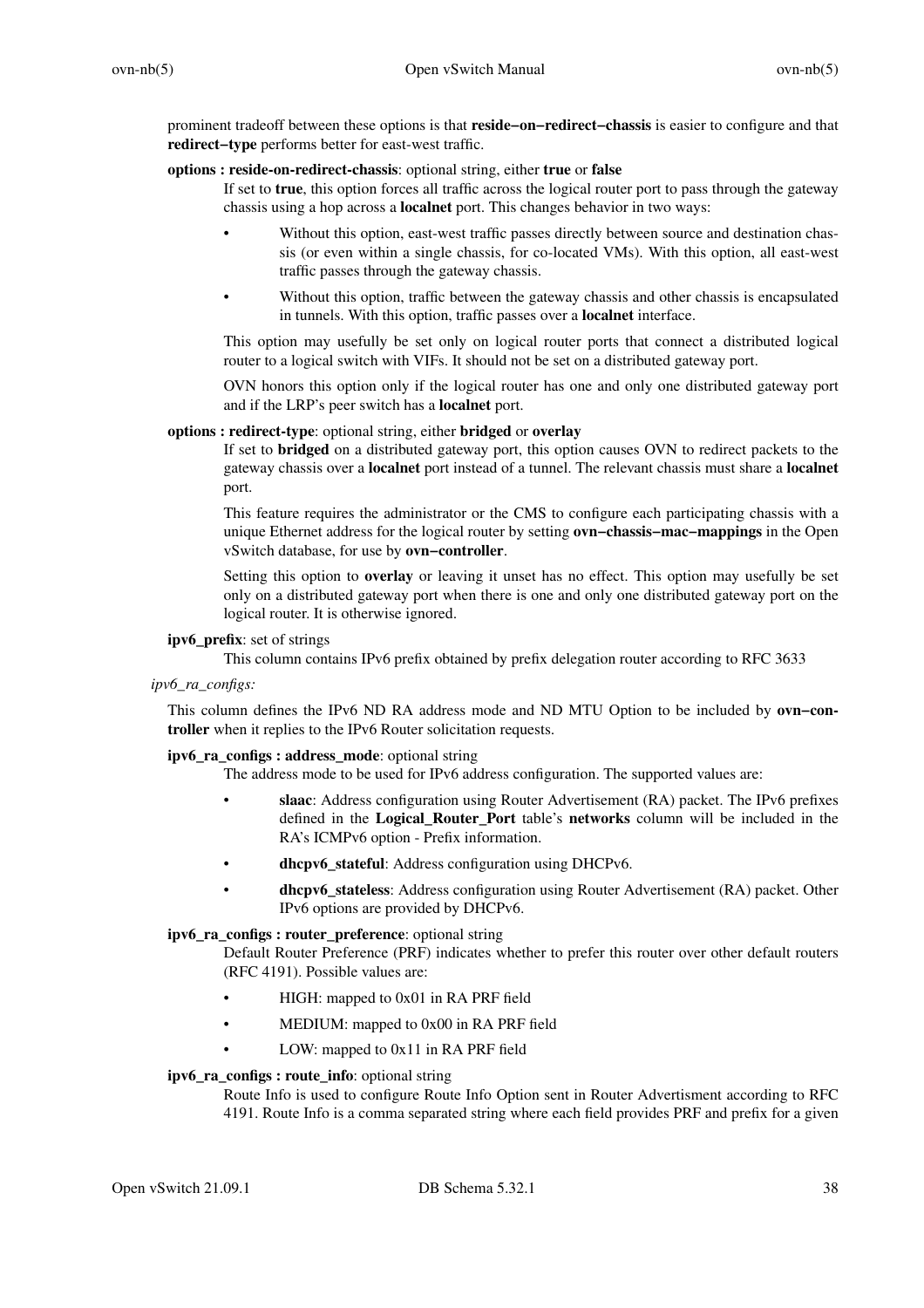prominent tradeoff between these options is that **reside−on−redirect−chassis** is easier to configure and that **redirect−type** performs better for east-west traffic.

**options : reside-on-redirect-chassis**: optional string, either **true** or **false**

If set to **true**, this option forces all traffic across the logical router port to pass through the gateway chassis using a hop across a **localnet** port. This changes behavior in two ways:

- Without this option, east-west traffic passes directly between source and destination chassis (or even within a single chassis, for co-located VMs). With this option, all east-west traffic passes through the gateway chassis.
- Without this option, traffic between the gateway chassis and other chassis is encapsulated in tunnels. With this option, traffic passes over a **localnet** interface.

This option may usefully be set only on logical router ports that connect a distributed logical router to a logical switch with VIFs. It should not be set on a distributed gateway port.

OVN honors this option only if the logical router has one and only one distributed gateway port and if the LRP's peer switch has a **localnet** port.

**options : redirect-type**: optional string, either **bridged** or **overlay**

If set to **bridged** on a distributed gateway port, this option causes OVN to redirect packets to the gateway chassis over a **localnet** port instead of a tunnel. The relevant chassis must share a **localnet** port.

This feature requires the administrator or the CMS to configure each participating chassis with a unique Ethernet address for the logical router by setting **ovn−chassis−mac−mappings** in the Open vSwitch database, for use by **ovn−controller**.

Setting this option to **overlay** or leaving it unset has no effect. This option may usefully be set only on a distributed gateway port when there is one and only one distributed gateway port on the logical router. It is otherwise ignored.

**ipv6_prefix**: set of strings

This column contains IPv6 prefix obtained by prefix delegation router according to RFC 3633

*ipv6_ra_configs:*

This column defines the IPv6 ND RA address mode and ND MTU Option to be included by **ovn−controller** when it replies to the IPv6 Router solicitation requests.

**ipv6_ra_configs : address_mode**: optional string

The address mode to be used for IPv6 address configuration. The supported values are:

- **slaac**: Address configuration using Router Advertisement (RA) packet. The IPv6 prefixes defined in the **Logical_Router_Port** table's **networks** column will be included in the RA's ICMPv6 option - Prefix information.
- **dhcpv6_stateful**: Address configuration using DHCPv6.
- **dhcpv6_stateless**: Address configuration using Router Advertisement (RA) packet. Other IPv6 options are provided by DHCPv6.

**ipv6_ra_configs : router_preference**: optional string

Default Router Preference (PRF) indicates whether to prefer this router over other default routers (RFC 4191). Possible values are:

- HIGH: mapped to 0x01 in RA PRF field
- MEDIUM: mapped to 0x00 in RA PRF field
- LOW: mapped to 0x11 in RA PRF field

**ipv6_ra_configs : route_info**: optional string

Route Info is used to configure Route Info Option sent in Router Advertisment according to RFC 4191. Route Info is a comma separated string where each field provides PRF and prefix for a given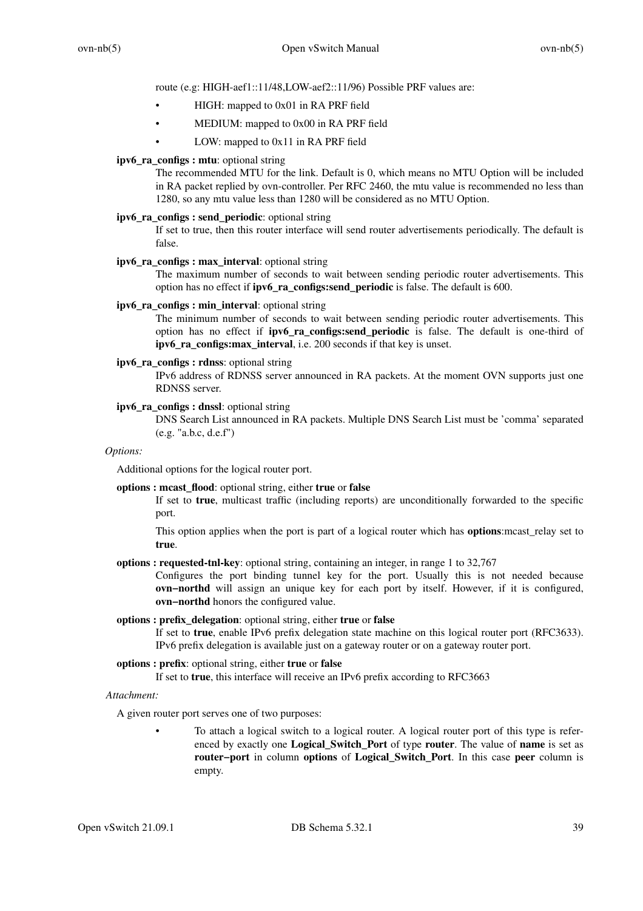route (e.g: HIGH-aef1::11/48,LOW-aef2::11/96) Possible PRF values are:

- HIGH: mapped to 0x01 in RA PRF field
- MEDIUM: mapped to 0x00 in RA PRF field
- LOW: mapped to 0x11 in RA PRF field

**ipv6_ra_configs : mtu**: optional string
The recommended MTU for the link. Default is 0, which means no MTU Option will be included in RA packet replied by ovn-controller. Per RFC 2460, the mtu value is recommended no less than 1280, so any mtu value less than 1280 will be considered as no MTU Option.

**ipv6_ra_configs : send_periodic**: optional string
If set to true, then this router interface will send router advertisements periodically. The default is false.

**ipv6_ra_configs : max_interval**: optional string
The maximum number of seconds to wait between sending periodic router advertisements. This option has no effect if **ipv6_ra_configs:send_periodic** is false. The default is 600.

**ipv6_ra_configs : min_interval**: optional string
The minimum number of seconds to wait between sending periodic router advertisements. This option has no effect if **ipv6_ra_configs:send_periodic** is false. The default is one-third of **ipv6_ra_configs:max_interval**, i.e. 200 seconds if that key is unset.

**ipv6_ra_configs : rdnss**: optional string
IPv6 address of RDNSS server announced in RA packets. At the moment OVN supports just one RDNSS server.

**ipv6_ra_configs : dnssl**: optional string
DNS Search List announced in RA packets. Multiple DNS Search List must be 'comma' separated (e.g. "a.b.c, d.e.f")

*Options:*

Additional options for the logical router port.

**options : mcast_flood**: optional string, either **true** or **false**
If set to **true**, multicast traffic (including reports) are unconditionally forwarded to the specific port.

This option applies when the port is part of a logical router which has **options**:mcast_relay set to **true**.

**options : requested-tnl-key**: optional string, containing an integer, in range 1 to 32,767
Configures the port binding tunnel key for the port. Usually this is not needed because **ovn−northd** will assign an unique key for each port by itself. However, if it is configured, **ovn−northd** honors the configured value.

**options : prefix_delegation**: optional string, either **true** or **false**
If set to **true**, enable IPv6 prefix delegation state machine on this logical router port (RFC3633). IPv6 prefix delegation is available just on a gateway router or on a gateway router port.

**options : prefix**: optional string, either **true** or **false**
If set to **true**, this interface will receive an IPv6 prefix according to RFC3663

*Attachment:*

A given router port serves one of two purposes:

- To attach a logical switch to a logical router. A logical router port of this type is referenced by exactly one **Logical_Switch_Port** of type **router**. The value of **name** is set as **router−port** in column **options** of **Logical_Switch_Port**. In this case **peer** column is empty.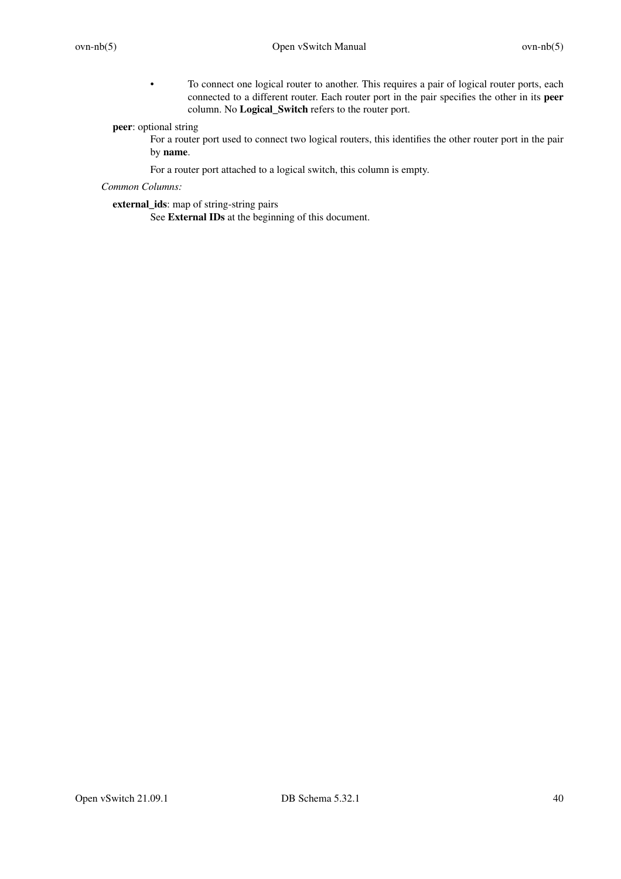- To connect one logical router to another. This requires a pair of logical router ports, each connected to a different router. Each router port in the pair specifies the other in its **peer** column. No **Logical_Switch** refers to the router port.

**peer**: optional string

For a router port used to connect two logical routers, this identifies the other router port in the pair by **name**.

For a router port attached to a logical switch, this column is empty.

*Common Columns:*

**external_ids**: map of string-string pairs

See **External IDs** at the beginning of this document.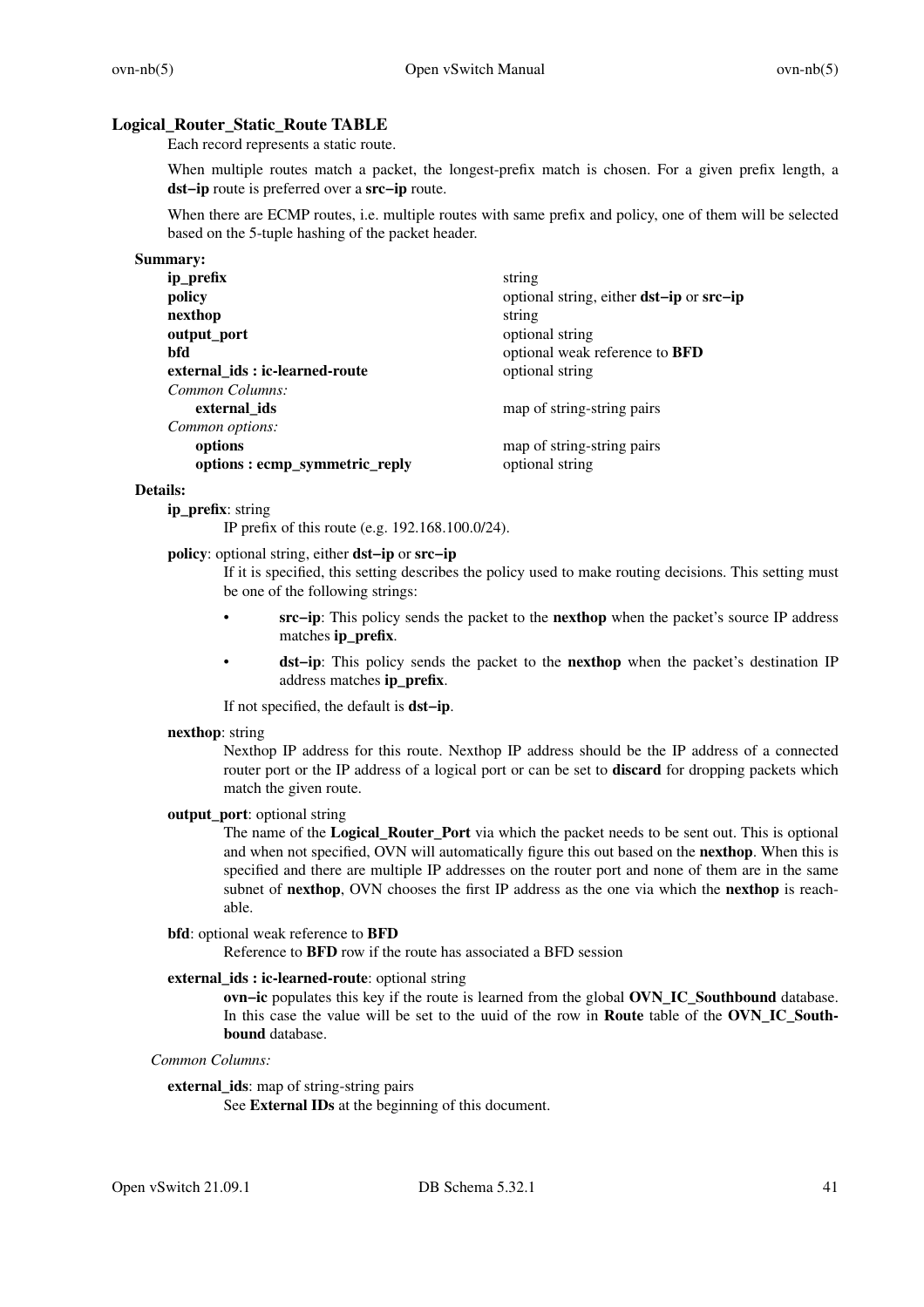## Logical_Router_Static_Route TABLE

Each record represents a static route.

When multiple routes match a packet, the longest-prefix match is chosen. For a given prefix length, a **dst−ip** route is preferred over a **src−ip** route.

When there are ECMP routes, i.e. multiple routes with same prefix and policy, one of them will be selected based on the 5-tuple hashing of the packet header.

**Summary:**

| | |
|---|---|
| **ip_prefix** | string |
| **policy** | optional string, either **dst−ip** or **src−ip** |
| **nexthop** | string |
| **output_port** | optional string |
| **bfd** | optional weak reference to **BFD** |
| **external_ids : ic-learned-route** | optional string |
| *Common Columns:* | |
| **external_ids** | map of string-string pairs |
| *Common options:* | |
| **options** | map of string-string pairs |
| **options : ecmp_symmetric_reply** | optional string |

**Details:**

**ip_prefix**: string

IP prefix of this route (e.g. 192.168.100.0/24).

**policy**: optional string, either **dst−ip** or **src−ip**

If it is specified, this setting describes the policy used to make routing decisions. This setting must be one of the following strings:

- **src−ip**: This policy sends the packet to the **nexthop** when the packet's source IP address matches **ip_prefix**.
- **dst−ip**: This policy sends the packet to the **nexthop** when the packet's destination IP address matches **ip_prefix**.

If not specified, the default is **dst−ip**.

**nexthop**: string

Nexthop IP address for this route. Nexthop IP address should be the IP address of a connected router port or the IP address of a logical port or can be set to **discard** for dropping packets which match the given route.

**output_port**: optional string

The name of the **Logical_Router_Port** via which the packet needs to be sent out. This is optional and when not specified, OVN will automatically figure this out based on the **nexthop**. When this is specified and there are multiple IP addresses on the router port and none of them are in the same subnet of **nexthop**, OVN chooses the first IP address as the one via which the **nexthop** is reachable.

**bfd**: optional weak reference to **BFD**

Reference to **BFD** row if the route has associated a BFD session

**external_ids : ic-learned-route**: optional string

**ovn−ic** populates this key if the route is learned from the global **OVN_IC_Southbound** database. In this case the value will be set to the uuid of the row in **Route** table of the **OVN_IC_Southbound** database.

*Common Columns:*

**external_ids**: map of string-string pairs

See **External IDs** at the beginning of this document.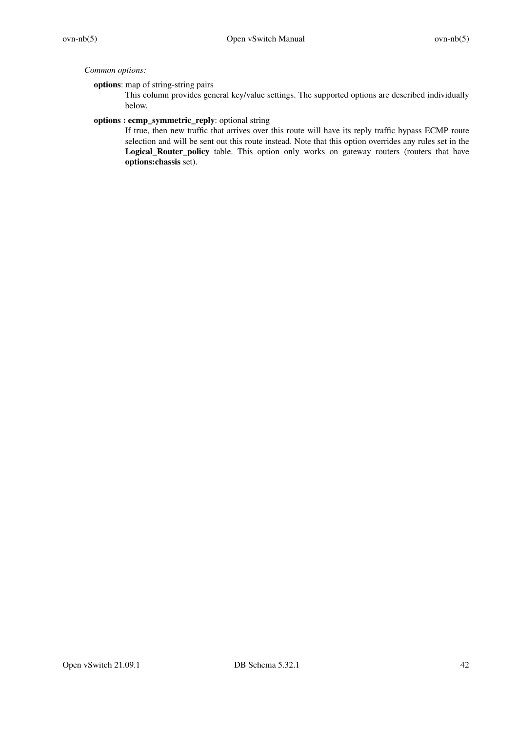*Common options:*

**options**: map of string-string pairs

This column provides general key/value settings. The supported options are described individually below.

**options : ecmp_symmetric_reply**: optional string

If true, then new traffic that arrives over this route will have its reply traffic bypass ECMP route selection and will be sent out this route instead. Note that this option overrides any rules set in the **Logical_Router_policy** table. This option only works on gateway routers (routers that have **options:chassis** set).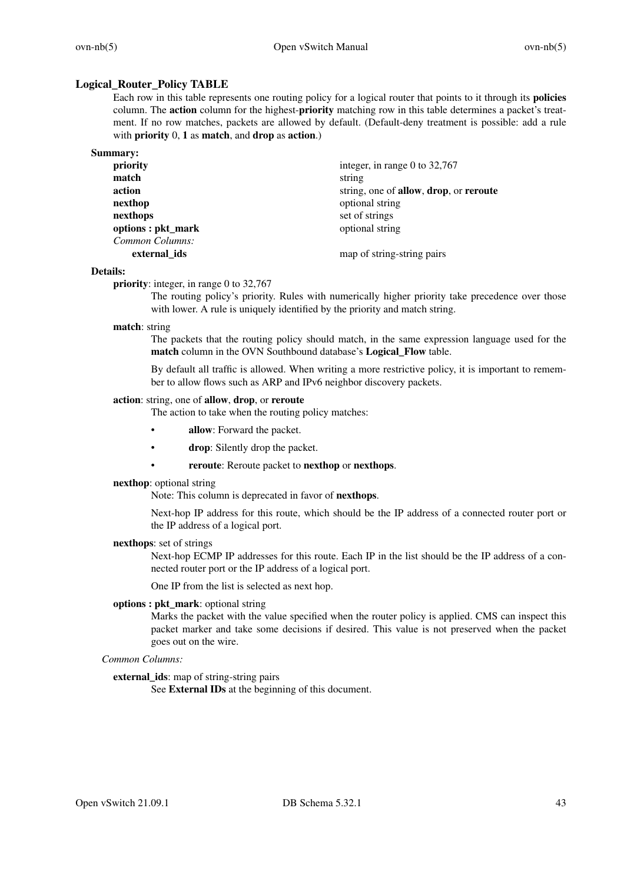## Logical_Router_Policy TABLE

Each row in this table represents one routing policy for a logical router that points to it through its **policies** column. The **action** column for the highest-**priority** matching row in this table determines a packet's treatment. If no row matches, packets are allowed by default. (Default-deny treatment is possible: add a rule with **priority** 0, **1** as **match**, and **drop** as **action**.)

### Summary:

| | |
|---|---|
| **priority** | integer, in range 0 to 32,767 |
| **match** | string |
| **action** | string, one of **allow**, **drop**, or **reroute** |
| **nexthop** | optional string |
| **nexthops** | set of strings |
| **options : pkt_mark** | optional string |
| *Common Columns:* | |
| **external_ids** | map of string-string pairs |

### Details:

**priority**: integer, in range 0 to 32,767

The routing policy's priority. Rules with numerically higher priority take precedence over those with lower. A rule is uniquely identified by the priority and match string.

**match**: string

The packets that the routing policy should match, in the same expression language used for the **match** column in the OVN Southbound database's **Logical_Flow** table.

By default all traffic is allowed. When writing a more restrictive policy, it is important to remember to allow flows such as ARP and IPv6 neighbor discovery packets.

**action**: string, one of **allow**, **drop**, or **reroute**

The action to take when the routing policy matches:

- **allow**: Forward the packet.
- **drop**: Silently drop the packet.
- **reroute**: Reroute packet to **nexthop** or **nexthops**.

**nexthop**: optional string

Note: This column is deprecated in favor of **nexthops**.

Next-hop IP address for this route, which should be the IP address of a connected router port or the IP address of a logical port.

**nexthops**: set of strings

Next-hop ECMP IP addresses for this route. Each IP in the list should be the IP address of a connected router port or the IP address of a logical port.

One IP from the list is selected as next hop.

**options : pkt_mark**: optional string

Marks the packet with the value specified when the router policy is applied. CMS can inspect this packet marker and take some decisions if desired. This value is not preserved when the packet goes out on the wire.

*Common Columns:*

**external_ids**: map of string-string pairs

See **External IDs** at the beginning of this document.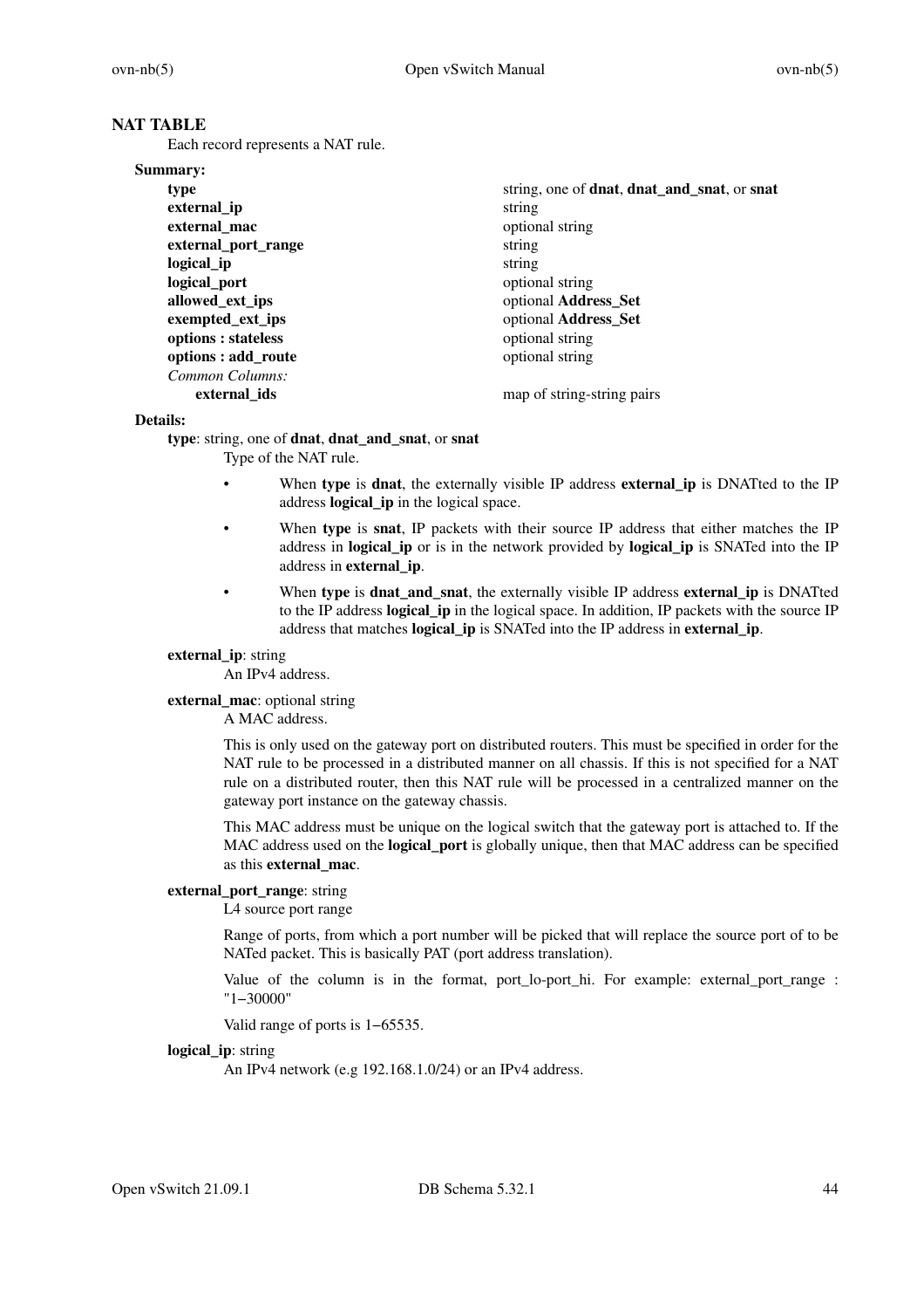# NAT TABLE

Each record represents a NAT rule.

## Summary:

| | |
|---|---|
| **type** | string, one of **dnat**, **dnat_and_snat**, or **snat** |
| **external_ip** | string |
| **external_mac** | optional string |
| **external_port_range** | string |
| **logical_ip** | string |
| **logical_port** | optional string |
| **allowed_ext_ips** | optional **Address_Set** |
| **exempted_ext_ips** | optional **Address_Set** |
| **options : stateless** | optional string |
| **options : add_route** | optional string |
| *Common Columns:* | |
| **external_ids** | map of string-string pairs |

## Details:

**type**: string, one of **dnat**, **dnat_and_snat**, or **snat**

Type of the NAT rule.

- When **type** is **dnat**, the externally visible IP address **external_ip** is DNATted to the IP address **logical_ip** in the logical space.
- When **type** is **snat**, IP packets with their source IP address that either matches the IP address in **logical_ip** or is in the network provided by **logical_ip** is SNATed into the IP address in **external_ip**.
- When **type** is **dnat_and_snat**, the externally visible IP address **external_ip** is DNATted to the IP address **logical_ip** in the logical space. In addition, IP packets with the source IP address that matches **logical_ip** is SNATed into the IP address in **external_ip**.

**external_ip**: string

An IPv4 address.

**external_mac**: optional string

A MAC address.

This is only used on the gateway port on distributed routers. This must be specified in order for the NAT rule to be processed in a distributed manner on all chassis. If this is not specified for a NAT rule on a distributed router, then this NAT rule will be processed in a centralized manner on the gateway port instance on the gateway chassis.

This MAC address must be unique on the logical switch that the gateway port is attached to. If the MAC address used on the **logical_port** is globally unique, then that MAC address can be specified as this **external_mac**.

**external_port_range**: string

L4 source port range

Range of ports, from which a port number will be picked that will replace the source port of to be NATed packet. This is basically PAT (port address translation).

Value of the column is in the format, port_lo-port_hi. For example: external_port_range : "1−30000"

Valid range of ports is 1−65535.

**logical_ip**: string

An IPv4 network (e.g 192.168.1.0/24) or an IPv4 address.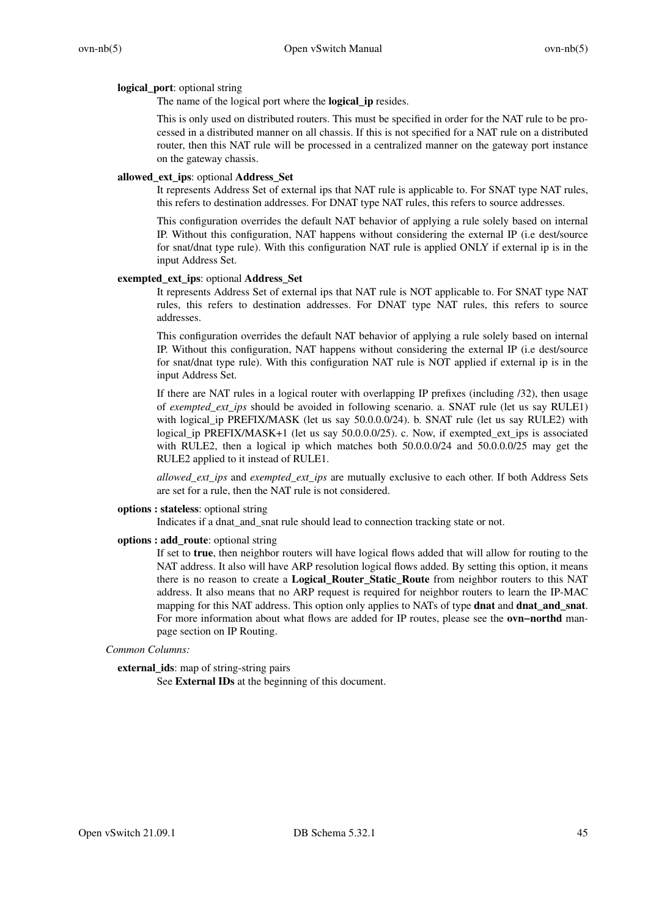**logical_port**: optional string

The name of the logical port where the **logical_ip** resides.

This is only used on distributed routers. This must be specified in order for the NAT rule to be processed in a distributed manner on all chassis. If this is not specified for a NAT rule on a distributed router, then this NAT rule will be processed in a centralized manner on the gateway port instance on the gateway chassis.

**allowed_ext_ips**: optional **Address_Set**

It represents Address Set of external ips that NAT rule is applicable to. For SNAT type NAT rules, this refers to destination addresses. For DNAT type NAT rules, this refers to source addresses.

This configuration overrides the default NAT behavior of applying a rule solely based on internal IP. Without this configuration, NAT happens without considering the external IP (i.e dest/source for snat/dnat type rule). With this configuration NAT rule is applied ONLY if external ip is in the input Address Set.

**exempted_ext_ips**: optional **Address_Set**

It represents Address Set of external ips that NAT rule is NOT applicable to. For SNAT type NAT rules, this refers to destination addresses. For DNAT type NAT rules, this refers to source addresses.

This configuration overrides the default NAT behavior of applying a rule solely based on internal IP. Without this configuration, NAT happens without considering the external IP (i.e dest/source for snat/dnat type rule). With this configuration NAT rule is NOT applied if external ip is in the input Address Set.

If there are NAT rules in a logical router with overlapping IP prefixes (including /32), then usage of *exempted_ext_ips* should be avoided in following scenario. a. SNAT rule (let us say RULE1) with logical_ip PREFIX/MASK (let us say 50.0.0.0/24). b. SNAT rule (let us say RULE2) with logical_ip PREFIX/MASK+1 (let us say 50.0.0.0/25). c. Now, if exempted_ext_ips is associated with RULE2, then a logical ip which matches both 50.0.0.0/24 and 50.0.0.0/25 may get the RULE2 applied to it instead of RULE1.

*allowed_ext_ips* and *exempted_ext_ips* are mutually exclusive to each other. If both Address Sets are set for a rule, then the NAT rule is not considered.

**options : stateless**: optional string

Indicates if a dnat_and_snat rule should lead to connection tracking state or not.

**options : add_route**: optional string

If set to **true**, then neighbor routers will have logical flows added that will allow for routing to the NAT address. It also will have ARP resolution logical flows added. By setting this option, it means there is no reason to create a **Logical_Router_Static_Route** from neighbor routers to this NAT address. It also means that no ARP request is required for neighbor routers to learn the IP-MAC mapping for this NAT address. This option only applies to NATs of type **dnat** and **dnat_and_snat**. For more information about what flows are added for IP routes, please see the **ovn−northd** manpage section on IP Routing.

*Common Columns:*

**external_ids**: map of string-string pairs

See **External IDs** at the beginning of this document.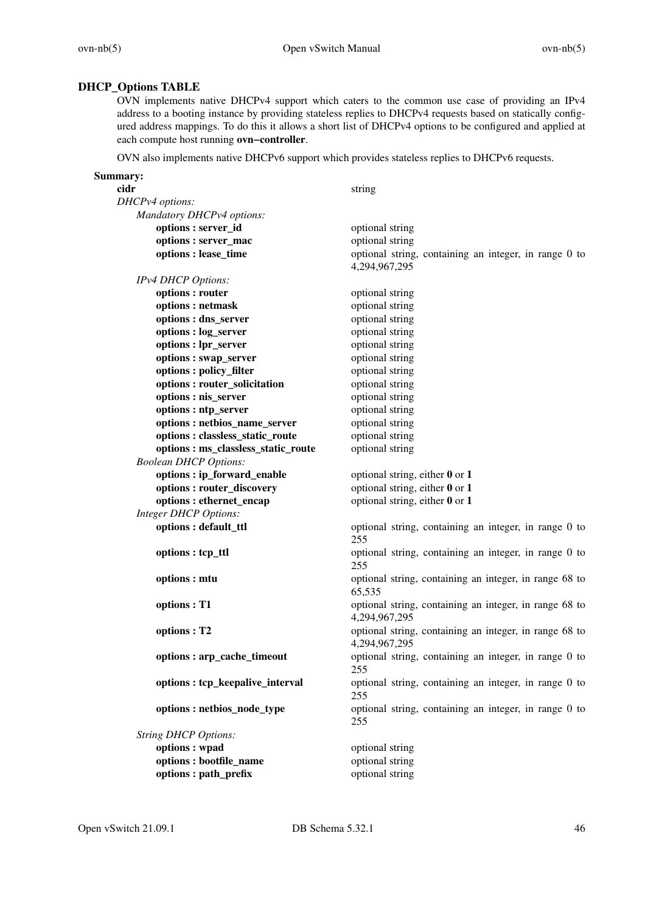## DHCP_Options TABLE

OVN implements native DHCPv4 support which caters to the common use case of providing an IPv4 address to a booting instance by providing stateless replies to DHCPv4 requests based on statically configured address mappings. To do this it allows a short list of DHCPv4 options to be configured and applied at each compute host running **ovn−controller**.

OVN also implements native DHCPv6 support which provides stateless replies to DHCPv6 requests.

**Summary:**

| | |
|---|---|
| **cidr** | string |
| *DHCPv4 options:* | |
| *Mandatory DHCPv4 options:* | |
| **options : server_id** | optional string |
| **options : server_mac** | optional string |
| **options : lease_time** | optional string, containing an integer, in range 0 to 4,294,967,295 |
| *IPv4 DHCP Options:* | |
| **options : router** | optional string |
| **options : netmask** | optional string |
| **options : dns_server** | optional string |
| **options : log_server** | optional string |
| **options : lpr_server** | optional string |
| **options : swap_server** | optional string |
| **options : policy_filter** | optional string |
| **options : router_solicitation** | optional string |
| **options : nis_server** | optional string |
| **options : ntp_server** | optional string |
| **options : netbios_name_server** | optional string |
| **options : classless_static_route** | optional string |
| **options : ms_classless_static_route** | optional string |
| *Boolean DHCP Options:* | |
| **options : ip_forward_enable** | optional string, either **0** or **1** |
| **options : router_discovery** | optional string, either **0** or **1** |
| **options : ethernet_encap** | optional string, either **0** or **1** |
| *Integer DHCP Options:* | |
| **options : default_ttl** | optional string, containing an integer, in range 0 to 255 |
| **options : tcp_ttl** | optional string, containing an integer, in range 0 to 255 |
| **options : mtu** | optional string, containing an integer, in range 68 to 65,535 |
| **options : T1** | optional string, containing an integer, in range 68 to 4,294,967,295 |
| **options : T2** | optional string, containing an integer, in range 68 to 4,294,967,295 |
| **options : arp_cache_timeout** | optional string, containing an integer, in range 0 to 255 |
| **options : tcp_keepalive_interval** | optional string, containing an integer, in range 0 to 255 |
| **options : netbios_node_type** | optional string, containing an integer, in range 0 to 255 |
| *String DHCP Options:* | |
| **options : wpad** | optional string |
| **options : bootfile_name** | optional string |
| **options : path_prefix** | optional string |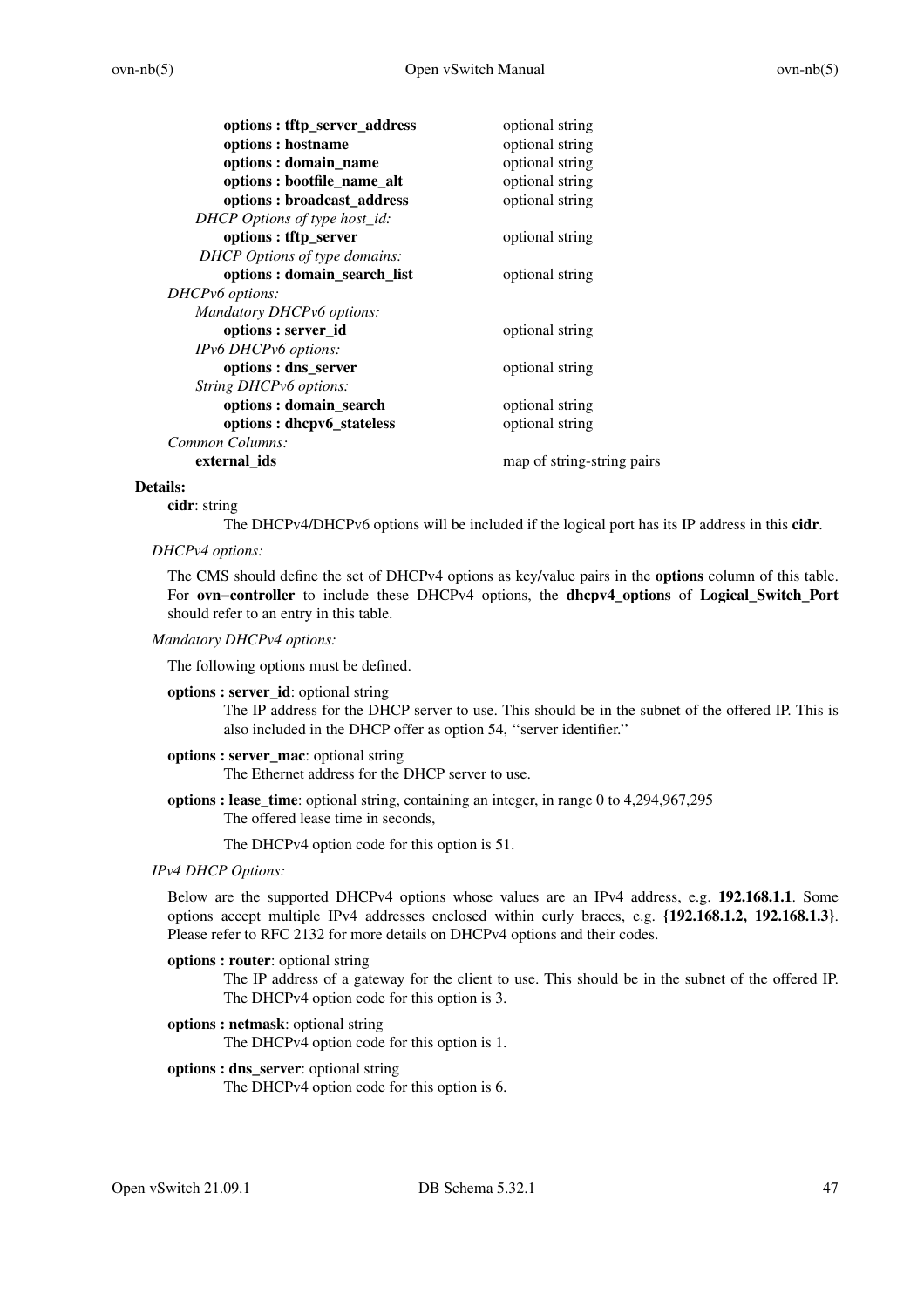| | |
|---|---|
| **options : tftp_server_address** | optional string |
| **options : hostname** | optional string |
| **options : domain_name** | optional string |
| **options : bootfile_name_alt** | optional string |
| **options : broadcast_address** | optional string |
| *DHCP Options of type host_id:* | |
| **options : tftp_server** | optional string |
| *DHCP Options of type domains:* | |
| **options : domain_search_list** | optional string |
| *DHCPv6 options:* | |
| *Mandatory DHCPv6 options:* | |
| **options : server_id** | optional string |
| *IPv6 DHCPv6 options:* | |
| **options : dns_server** | optional string |
| *String DHCPv6 options:* | |
| **options : domain_search** | optional string |
| **options : dhcpv6_stateless** | optional string |
| *Common Columns:* | |
| **external_ids** | map of string-string pairs |

**Details:**

**cidr**: string

The DHCPv4/DHCPv6 options will be included if the logical port has its IP address in this **cidr**.

*DHCPv4 options:*

The CMS should define the set of DHCPv4 options as key/value pairs in the **options** column of this table. For **ovn−controller** to include these DHCPv4 options, the **dhcpv4_options** of **Logical_Switch_Port** should refer to an entry in this table.

*Mandatory DHCPv4 options:*

The following options must be defined.

**options : server_id**: optional string

The IP address for the DHCP server to use. This should be in the subnet of the offered IP. This is also included in the DHCP offer as option 54, ''server identifier.''

**options : server_mac**: optional string

The Ethernet address for the DHCP server to use.

**options : lease_time**: optional string, containing an integer, in range 0 to 4,294,967,295

The offered lease time in seconds,

The DHCPv4 option code for this option is 51.

*IPv4 DHCP Options:*

Below are the supported DHCPv4 options whose values are an IPv4 address, e.g. **192.168.1.1**. Some options accept multiple IPv4 addresses enclosed within curly braces, e.g. **{192.168.1.2, 192.168.1.3}**. Please refer to RFC 2132 for more details on DHCPv4 options and their codes.

**options : router**: optional string

The IP address of a gateway for the client to use. This should be in the subnet of the offered IP. The DHCPv4 option code for this option is 3.

**options : netmask**: optional string

The DHCPv4 option code for this option is 1.

**options : dns_server**: optional string

The DHCPv4 option code for this option is 6.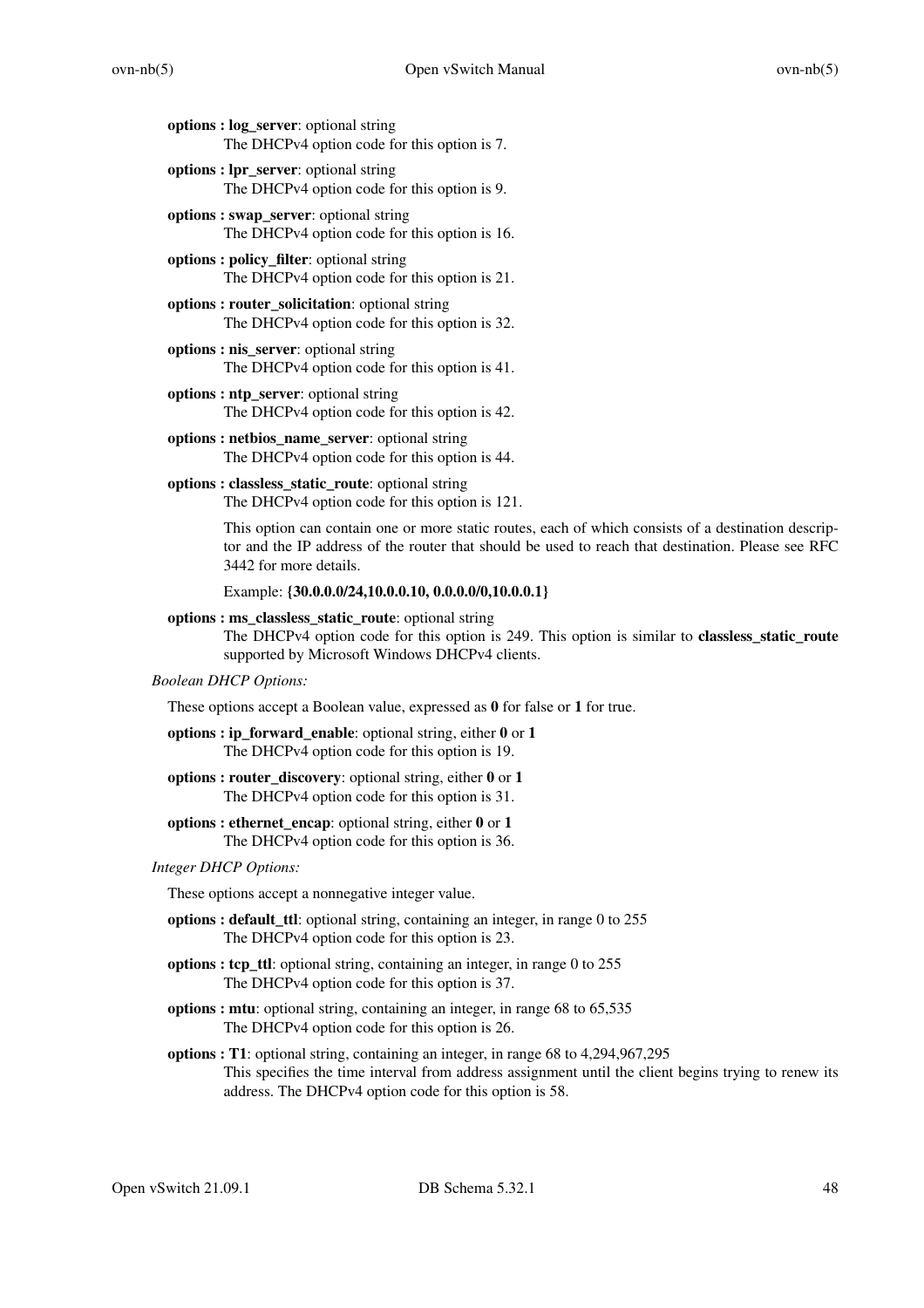**options : log_server**: optional string
The DHCPv4 option code for this option is 7.

**options : lpr_server**: optional string
The DHCPv4 option code for this option is 9.

**options : swap_server**: optional string
The DHCPv4 option code for this option is 16.

**options : policy_filter**: optional string
The DHCPv4 option code for this option is 21.

**options : router_solicitation**: optional string
The DHCPv4 option code for this option is 32.

**options : nis_server**: optional string
The DHCPv4 option code for this option is 41.

**options : ntp_server**: optional string
The DHCPv4 option code for this option is 42.

**options : netbios_name_server**: optional string
The DHCPv4 option code for this option is 44.

**options : classless_static_route**: optional string
The DHCPv4 option code for this option is 121.

This option can contain one or more static routes, each of which consists of a destination descriptor and the IP address of the router that should be used to reach that destination. Please see RFC 3442 for more details.

Example: **{30.0.0.0/24,10.0.0.10, 0.0.0.0/0,10.0.0.1}**

**options : ms_classless_static_route**: optional string
The DHCPv4 option code for this option is 249. This option is similar to **classless_static_route** supported by Microsoft Windows DHCPv4 clients.

*Boolean DHCP Options:*

These options accept a Boolean value, expressed as **0** for false or **1** for true.

**options : ip_forward_enable**: optional string, either **0** or **1**
The DHCPv4 option code for this option is 19.

**options : router_discovery**: optional string, either **0** or **1**
The DHCPv4 option code for this option is 31.

**options : ethernet_encap**: optional string, either **0** or **1**
The DHCPv4 option code for this option is 36.

*Integer DHCP Options:*

These options accept a nonnegative integer value.

**options : default_ttl**: optional string, containing an integer, in range 0 to 255
The DHCPv4 option code for this option is 23.

**options : tcp_ttl**: optional string, containing an integer, in range 0 to 255
The DHCPv4 option code for this option is 37.

**options : mtu**: optional string, containing an integer, in range 68 to 65,535
The DHCPv4 option code for this option is 26.

**options : T1**: optional string, containing an integer, in range 68 to 4,294,967,295
This specifies the time interval from address assignment until the client begins trying to renew its address. The DHCPv4 option code for this option is 58.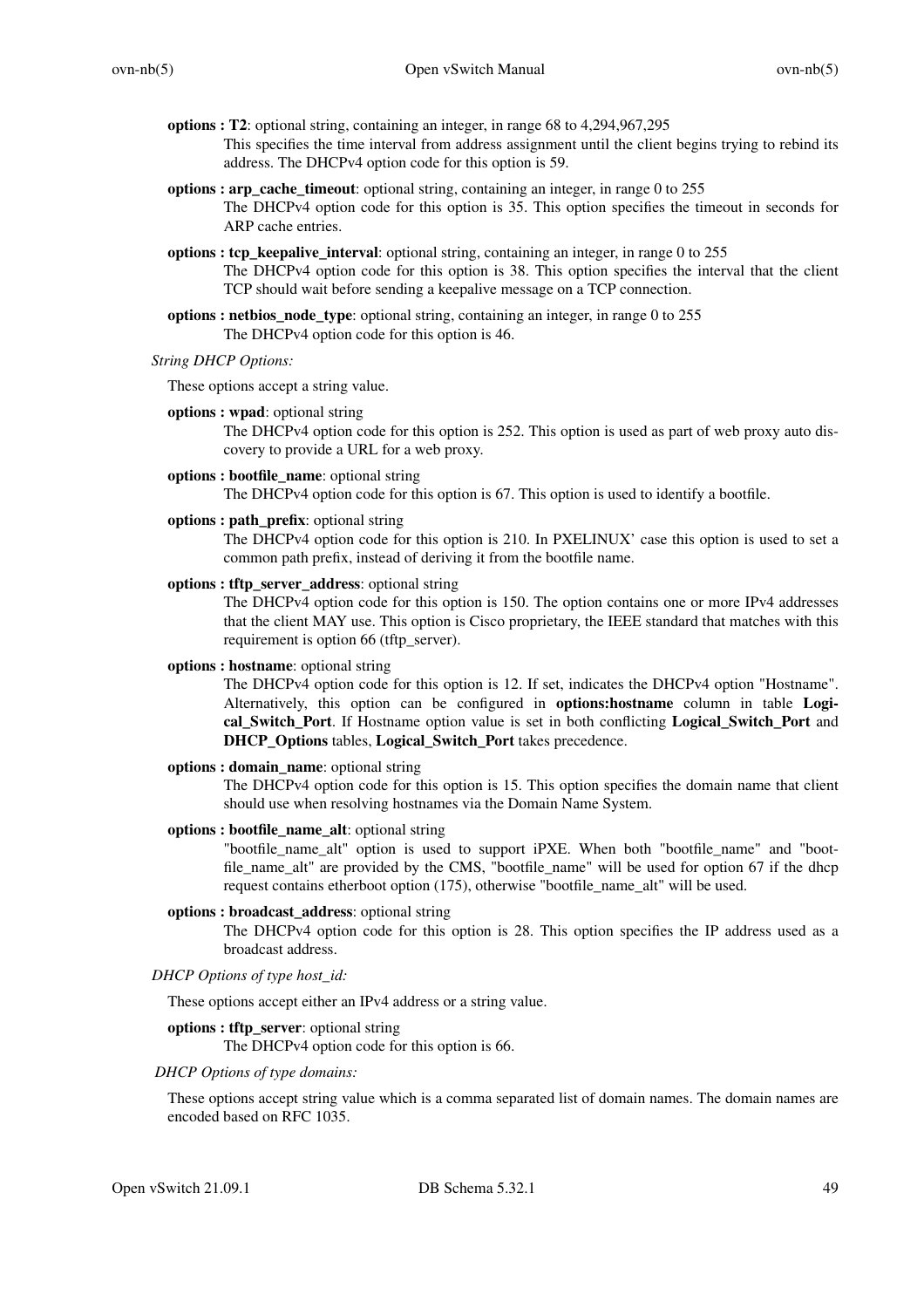**options : T2**: optional string, containing an integer, in range 68 to 4,294,967,295
: This specifies the time interval from address assignment until the client begins trying to rebind its address. The DHCPv4 option code for this option is 59.

**options : arp_cache_timeout**: optional string, containing an integer, in range 0 to 255
: The DHCPv4 option code for this option is 35. This option specifies the timeout in seconds for ARP cache entries.

**options : tcp_keepalive_interval**: optional string, containing an integer, in range 0 to 255
: The DHCPv4 option code for this option is 38. This option specifies the interval that the client TCP should wait before sending a keepalive message on a TCP connection.

**options : netbios_node_type**: optional string, containing an integer, in range 0 to 255
: The DHCPv4 option code for this option is 46.

*String DHCP Options:*

These options accept a string value.

**options : wpad**: optional string
: The DHCPv4 option code for this option is 252. This option is used as part of web proxy auto discovery to provide a URL for a web proxy.

**options : bootfile_name**: optional string
: The DHCPv4 option code for this option is 67. This option is used to identify a bootfile.

**options : path_prefix**: optional string
: The DHCPv4 option code for this option is 210. In PXELINUX' case this option is used to set a common path prefix, instead of deriving it from the bootfile name.

**options : tftp_server_address**: optional string
: The DHCPv4 option code for this option is 150. The option contains one or more IPv4 addresses that the client MAY use. This option is Cisco proprietary, the IEEE standard that matches with this requirement is option 66 (tftp_server).

**options : hostname**: optional string
: The DHCPv4 option code for this option is 12. If set, indicates the DHCPv4 option "Hostname". Alternatively, this option can be configured in **options:hostname** column in table **Logical_Switch_Port**. If Hostname option value is set in both conflicting **Logical_Switch_Port** and **DHCP_Options** tables, **Logical_Switch_Port** takes precedence.

**options : domain_name**: optional string
: The DHCPv4 option code for this option is 15. This option specifies the domain name that client should use when resolving hostnames via the Domain Name System.

**options : bootfile_name_alt**: optional string
: "bootfile_name_alt" option is used to support iPXE. When both "bootfile_name" and "bootfile_name_alt" are provided by the CMS, "bootfile_name" will be used for option 67 if the dhcp request contains etherboot option (175), otherwise "bootfile_name_alt" will be used.

**options : broadcast_address**: optional string
: The DHCPv4 option code for this option is 28. This option specifies the IP address used as a broadcast address.

*DHCP Options of type host_id:*

These options accept either an IPv4 address or a string value.

**options : tftp_server**: optional string
: The DHCPv4 option code for this option is 66.

*DHCP Options of type domains:*

These options accept string value which is a comma separated list of domain names. The domain names are encoded based on RFC 1035.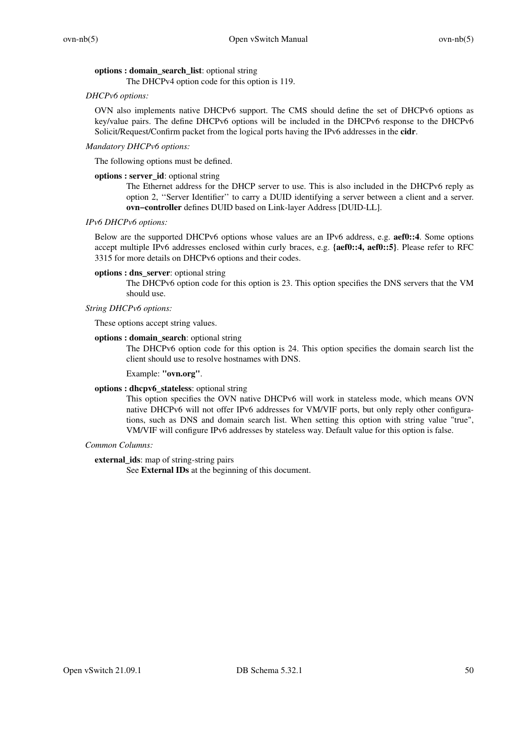**options : domain_search_list**: optional string

The DHCPv4 option code for this option is 119.

*DHCPv6 options:*

OVN also implements native DHCPv6 support. The CMS should define the set of DHCPv6 options as key/value pairs. The define DHCPv6 options will be included in the DHCPv6 response to the DHCPv6 Solicit/Request/Confirm packet from the logical ports having the IPv6 addresses in the **cidr**.

*Mandatory DHCPv6 options:*

The following options must be defined.

**options : server_id**: optional string

The Ethernet address for the DHCP server to use. This is also included in the DHCPv6 reply as option 2, ''Server Identifier'' to carry a DUID identifying a server between a client and a server. **ovn−controller** defines DUID based on Link-layer Address [DUID-LL].

*IPv6 DHCPv6 options:*

Below are the supported DHCPv6 options whose values are an IPv6 address, e.g. **aef0::4**. Some options accept multiple IPv6 addresses enclosed within curly braces, e.g. **{aef0::4, aef0::5}**. Please refer to RFC 3315 for more details on DHCPv6 options and their codes.

**options : dns_server**: optional string

The DHCPv6 option code for this option is 23. This option specifies the DNS servers that the VM should use.

*String DHCPv6 options:*

These options accept string values.

**options : domain_search**: optional string

The DHCPv6 option code for this option is 24. This option specifies the domain search list the client should use to resolve hostnames with DNS.

Example: **"ovn.org"**.

**options : dhcpv6_stateless**: optional string

This option specifies the OVN native DHCPv6 will work in stateless mode, which means OVN native DHCPv6 will not offer IPv6 addresses for VM/VIF ports, but only reply other configurations, such as DNS and domain search list. When setting this option with string value "true", VM/VIF will configure IPv6 addresses by stateless way. Default value for this option is false.

*Common Columns:*

**external_ids**: map of string-string pairs

See **External IDs** at the beginning of this document.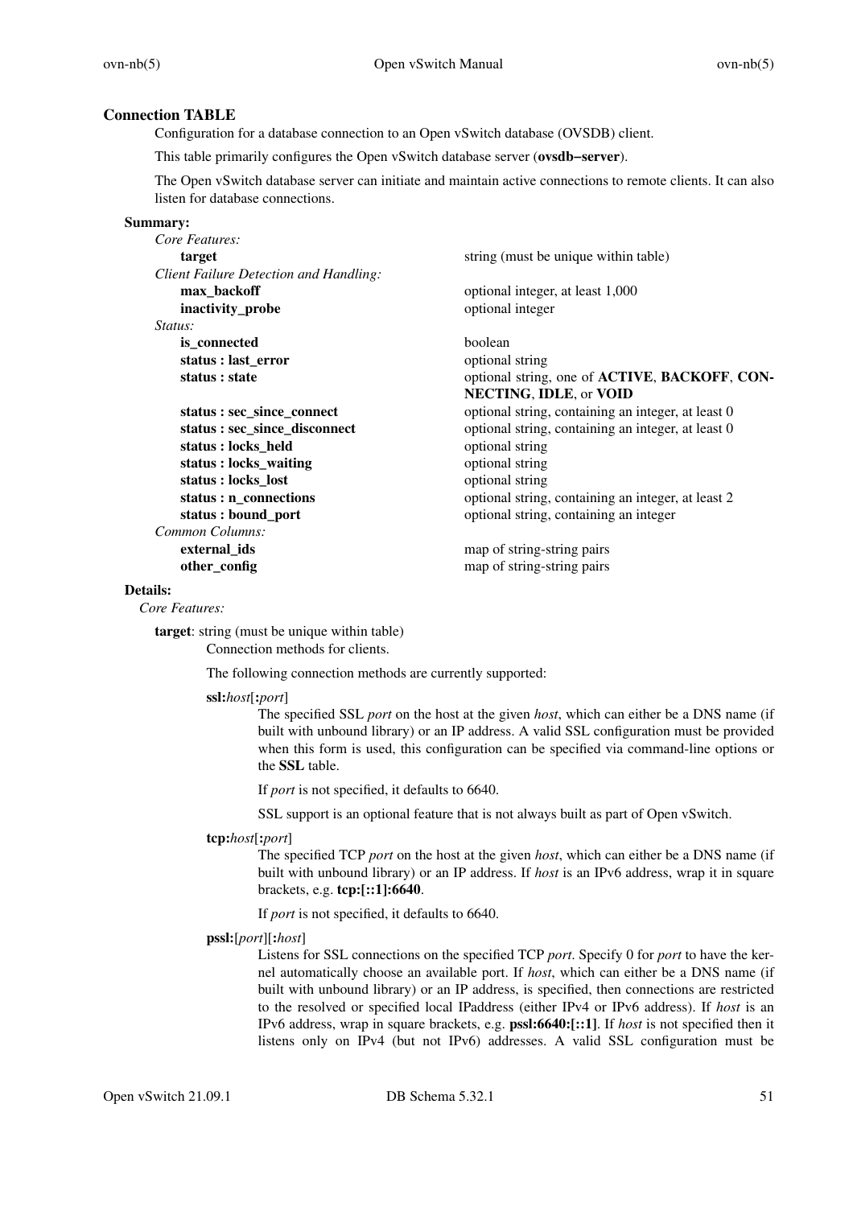## Connection TABLE

Configuration for a database connection to an Open vSwitch database (OVSDB) client.

This table primarily configures the Open vSwitch database server (**ovsdb−server**).

The Open vSwitch database server can initiate and maintain active connections to remote clients. It can also listen for database connections.

### Summary:

| | |
|---|---|
| *Core Features:* | |
| **target** | string (must be unique within table) |
| *Client Failure Detection and Handling:* | |
| **max_backoff** | optional integer, at least 1,000 |
| **inactivity_probe** | optional integer |
| *Status:* | |
| **is_connected** | boolean |
| **status : last_error** | optional string |
| **status : state** | optional string, one of **ACTIVE**, **BACKOFF**, **CONNECTING**, **IDLE**, or **VOID** |
| **status : sec_since_connect** | optional string, containing an integer, at least 0 |
| **status : sec_since_disconnect** | optional string, containing an integer, at least 0 |
| **status : locks_held** | optional string |
| **status : locks_waiting** | optional string |
| **status : locks_lost** | optional string |
| **status : n_connections** | optional string, containing an integer, at least 2 |
| **status : bound_port** | optional string, containing an integer |
| *Common Columns:* | |
| **external_ids** | map of string-string pairs |
| **other_config** | map of string-string pairs |

### Details:

*Core Features:*

**target**: string (must be unique within table)

Connection methods for clients.

The following connection methods are currently supported:

**ssl:***host*[**:***port*]

The specified SSL *port* on the host at the given *host*, which can either be a DNS name (if built with unbound library) or an IP address. A valid SSL configuration must be provided when this form is used, this configuration can be specified via command-line options or the **SSL** table.

If *port* is not specified, it defaults to 6640.

SSL support is an optional feature that is not always built as part of Open vSwitch.

**tcp:***host*[**:***port*]

The specified TCP *port* on the host at the given *host*, which can either be a DNS name (if built with unbound library) or an IP address. If *host* is an IPv6 address, wrap it in square brackets, e.g. **tcp:[::1]:6640**.

If *port* is not specified, it defaults to 6640.

**pssl:**[*port*][**:***host*]

Listens for SSL connections on the specified TCP *port*. Specify 0 for *port* to have the kernel automatically choose an available port. If *host*, which can either be a DNS name (if built with unbound library) or an IP address, is specified, then connections are restricted to the resolved or specified local IPaddress (either IPv4 or IPv6 address). If *host* is an IPv6 address, wrap in square brackets, e.g. **pssl:6640:[::1]**. If *host* is not specified then it listens only on IPv4 (but not IPv6) addresses. A valid SSL configuration must be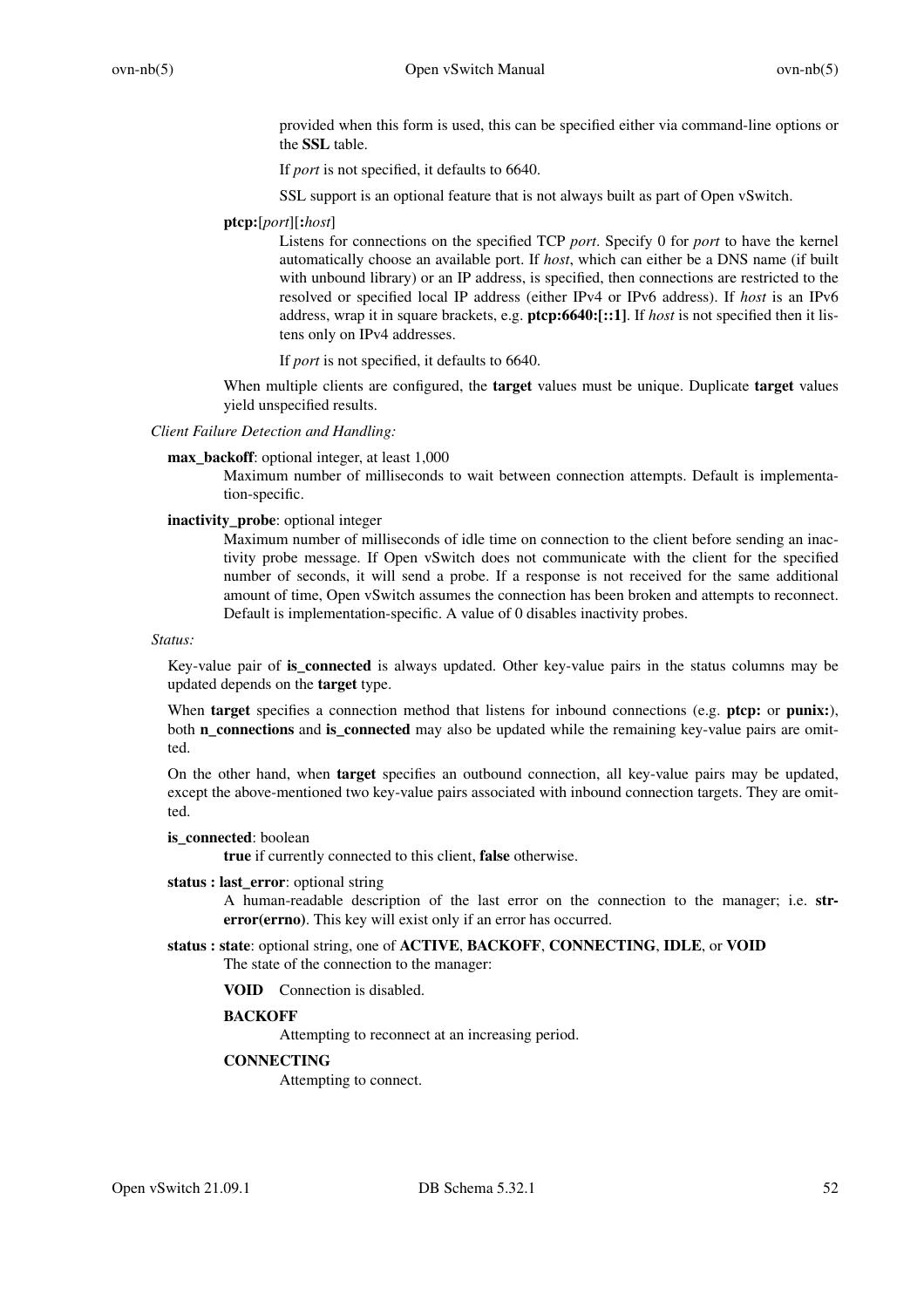provided when this form is used, this can be specified either via command-line options or the **SSL** table.

If *port* is not specified, it defaults to 6640.

SSL support is an optional feature that is not always built as part of Open vSwitch.

**ptcp:**[*port*][**:***host*]

Listens for connections on the specified TCP *port*. Specify 0 for *port* to have the kernel automatically choose an available port. If *host*, which can either be a DNS name (if built with unbound library) or an IP address, is specified, then connections are restricted to the resolved or specified local IP address (either IPv4 or IPv6 address). If *host* is an IPv6 address, wrap it in square brackets, e.g. **ptcp:6640:[::1]**. If *host* is not specified then it listens only on IPv4 addresses.

If *port* is not specified, it defaults to 6640.

When multiple clients are configured, the **target** values must be unique. Duplicate **target** values yield unspecified results.

*Client Failure Detection and Handling:*

**max_backoff**: optional integer, at least 1,000

Maximum number of milliseconds to wait between connection attempts. Default is implementation-specific.

**inactivity_probe**: optional integer

Maximum number of milliseconds of idle time on connection to the client before sending an inactivity probe message. If Open vSwitch does not communicate with the client for the specified number of seconds, it will send a probe. If a response is not received for the same additional amount of time, Open vSwitch assumes the connection has been broken and attempts to reconnect. Default is implementation-specific. A value of 0 disables inactivity probes.

*Status:*

Key-value pair of **is_connected** is always updated. Other key-value pairs in the status columns may be updated depends on the **target** type.

When **target** specifies a connection method that listens for inbound connections (e.g. **ptcp:** or **punix:**), both **n_connections** and **is_connected** may also be updated while the remaining key-value pairs are omitted.

On the other hand, when **target** specifies an outbound connection, all key-value pairs may be updated, except the above-mentioned two key-value pairs associated with inbound connection targets. They are omitted.

**is_connected**: boolean

**true** if currently connected to this client, **false** otherwise.

**status : last_error**: optional string

A human-readable description of the last error on the connection to the manager; i.e. **strerror(errno)**. This key will exist only if an error has occurred.

**status : state**: optional string, one of **ACTIVE**, **BACKOFF**, **CONNECTING**, **IDLE**, or **VOID**

The state of the connection to the manager:

**VOID** Connection is disabled.

**BACKOFF**

Attempting to reconnect at an increasing period.

**CONNECTING**

Attempting to connect.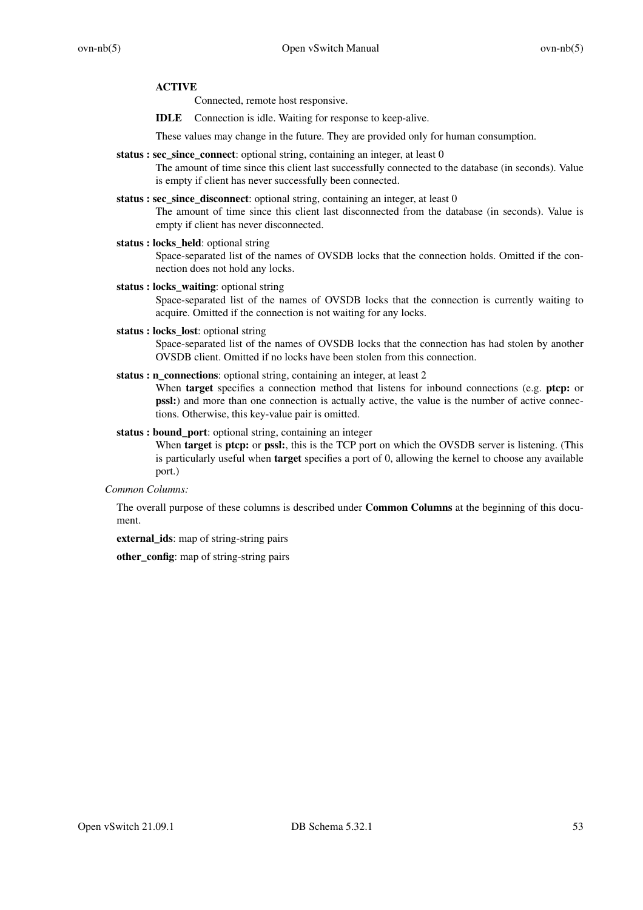**ACTIVE**

Connected, remote host responsive.

**IDLE** Connection is idle. Waiting for response to keep-alive.

These values may change in the future. They are provided only for human consumption.

**status : sec_since_connect**: optional string, containing an integer, at least 0

The amount of time since this client last successfully connected to the database (in seconds). Value is empty if client has never successfully been connected.

**status : sec_since_disconnect**: optional string, containing an integer, at least 0

The amount of time since this client last disconnected from the database (in seconds). Value is empty if client has never disconnected.

**status : locks_held**: optional string

Space-separated list of the names of OVSDB locks that the connection holds. Omitted if the connection does not hold any locks.

**status : locks_waiting**: optional string

Space-separated list of the names of OVSDB locks that the connection is currently waiting to acquire. Omitted if the connection is not waiting for any locks.

**status : locks_lost**: optional string

Space-separated list of the names of OVSDB locks that the connection has had stolen by another OVSDB client. Omitted if no locks have been stolen from this connection.

**status : n_connections**: optional string, containing an integer, at least 2

When **target** specifies a connection method that listens for inbound connections (e.g. **ptcp:** or **pssl:**) and more than one connection is actually active, the value is the number of active connections. Otherwise, this key-value pair is omitted.

**status : bound_port**: optional string, containing an integer

When **target** is **ptcp:** or **pssl:**, this is the TCP port on which the OVSDB server is listening. (This is particularly useful when **target** specifies a port of 0, allowing the kernel to choose any available port.)

*Common Columns:*

The overall purpose of these columns is described under **Common Columns** at the beginning of this document.

**external_ids**: map of string-string pairs

**other_config**: map of string-string pairs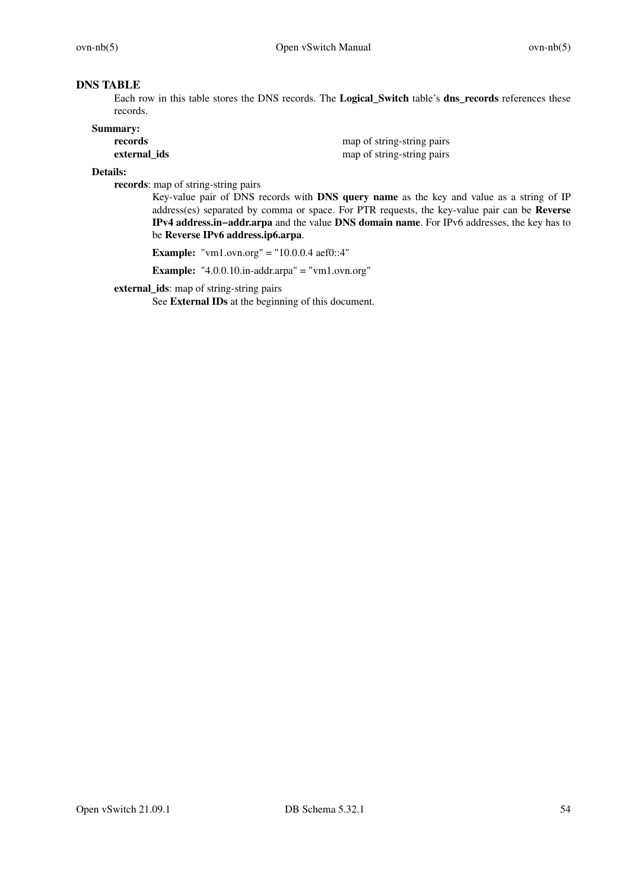## DNS TABLE

Each row in this table stores the DNS records. The **Logical_Switch** table's **dns_records** references these records.

**Summary:**

| | |
|---|---|
| **records** | map of string-string pairs |
| **external_ids** | map of string-string pairs |

**Details:**

**records**: map of string-string pairs

Key-value pair of DNS records with **DNS query name** as the key and value as a string of IP address(es) separated by comma or space. For PTR requests, the key-value pair can be **Reverse IPv4 address.in−addr.arpa** and the value **DNS domain name**. For IPv6 addresses, the key has to be **Reverse IPv6 address.ip6.arpa**.

**Example:** "vm1.ovn.org" = "10.0.0.4 aef0::4"

**Example:** "4.0.0.10.in-addr.arpa" = "vm1.ovn.org"

**external_ids**: map of string-string pairs

See **External IDs** at the beginning of this document.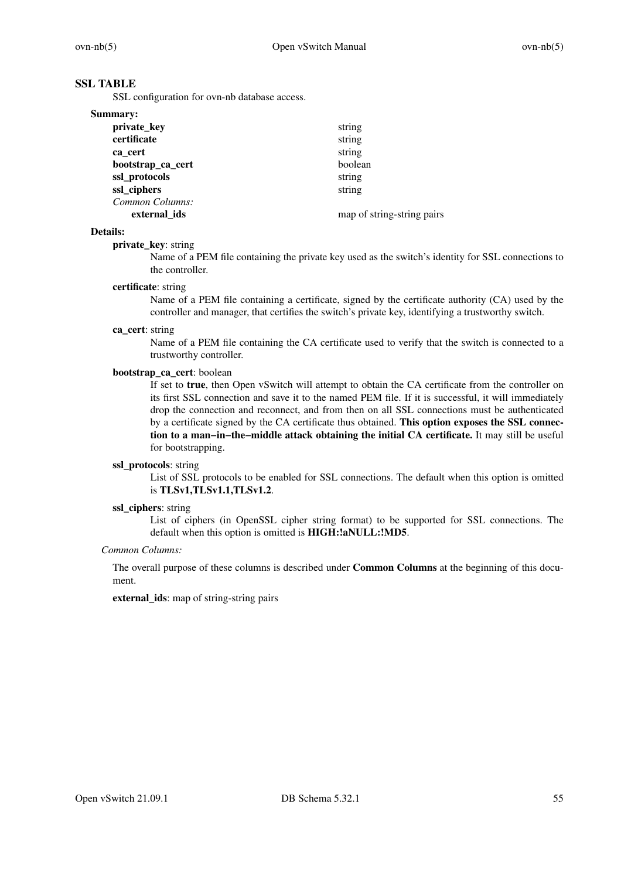## SSL TABLE

SSL configuration for ovn-nb database access.

### Summary:

| | |
|---|---|
| **private_key** | string |
| **certificate** | string |
| **ca_cert** | string |
| **bootstrap_ca_cert** | boolean |
| **ssl_protocols** | string |
| **ssl_ciphers** | string |
| *Common Columns:* | |
| **external_ids** | map of string-string pairs |

### Details:

**private_key**: string

Name of a PEM file containing the private key used as the switch's identity for SSL connections to the controller.

**certificate**: string

Name of a PEM file containing a certificate, signed by the certificate authority (CA) used by the controller and manager, that certifies the switch's private key, identifying a trustworthy switch.

**ca_cert**: string

Name of a PEM file containing the CA certificate used to verify that the switch is connected to a trustworthy controller.

**bootstrap_ca_cert**: boolean

If set to **true**, then Open vSwitch will attempt to obtain the CA certificate from the controller on its first SSL connection and save it to the named PEM file. If it is successful, it will immediately drop the connection and reconnect, and from then on all SSL connections must be authenticated by a certificate signed by the CA certificate thus obtained. **This option exposes the SSL connection to a man−in−the−middle attack obtaining the initial CA certificate.** It may still be useful for bootstrapping.

**ssl_protocols**: string

List of SSL protocols to be enabled for SSL connections. The default when this option is omitted is **TLSv1,TLSv1.1,TLSv1.2**.

**ssl_ciphers**: string

List of ciphers (in OpenSSL cipher string format) to be supported for SSL connections. The default when this option is omitted is **HIGH:!aNULL:!MD5**.

*Common Columns:*

The overall purpose of these columns is described under **Common Columns** at the beginning of this document.

**external_ids**: map of string-string pairs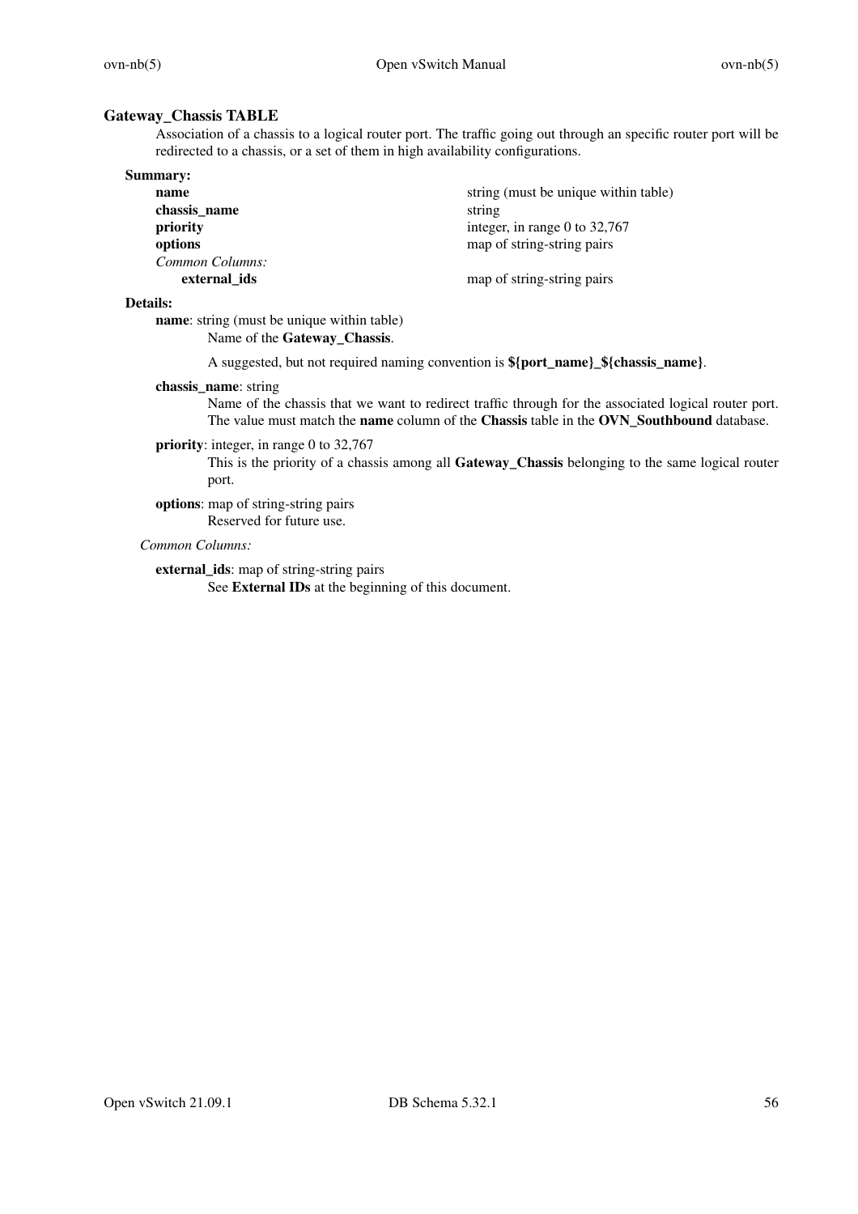## Gateway_Chassis TABLE

Association of a chassis to a logical router port. The traffic going out through an specific router port will be redirected to a chassis, or a set of them in high availability configurations.

**Summary:**

| | |
|---|---|
| **name** | string (must be unique within table) |
| **chassis_name** | string |
| **priority** | integer, in range 0 to 32,767 |
| **options** | map of string-string pairs |
| *Common Columns:* | |
| **external_ids** | map of string-string pairs |

**Details:**

**name**: string (must be unique within table)

Name of the **Gateway_Chassis**.

A suggested, but not required naming convention is **${port_name}_${chassis_name}**.

**chassis_name**: string

Name of the chassis that we want to redirect traffic through for the associated logical router port. The value must match the **name** column of the **Chassis** table in the **OVN_Southbound** database.

**priority**: integer, in range 0 to 32,767

This is the priority of a chassis among all **Gateway_Chassis** belonging to the same logical router port.

**options**: map of string-string pairs

Reserved for future use.

*Common Columns:*

**external_ids**: map of string-string pairs

See **External IDs** at the beginning of this document.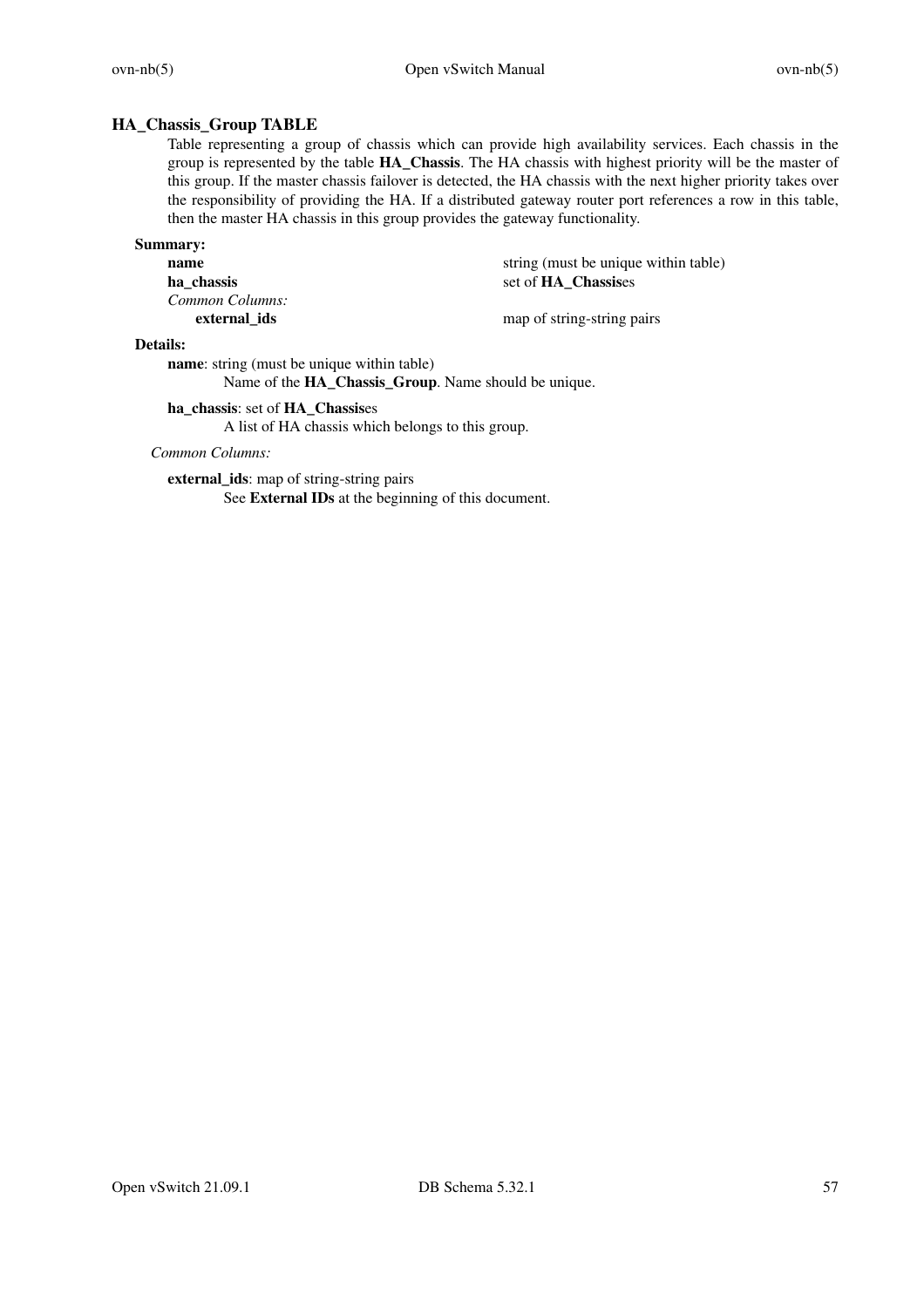## HA_Chassis_Group TABLE

Table representing a group of chassis which can provide high availability services. Each chassis in the group is represented by the table **HA_Chassis**. The HA chassis with highest priority will be the master of this group. If the master chassis failover is detected, the HA chassis with the next higher priority takes over the responsibility of providing the HA. If a distributed gateway router port references a row in this table, then the master HA chassis in this group provides the gateway functionality.

### Summary:

| | |
|---|---|
| **name** | string (must be unique within table) |
| **ha_chassis** | set of **HA_Chassis**es |
| *Common Columns:* | |
| **external_ids** | map of string-string pairs |

### Details:

**name**: string (must be unique within table)

Name of the **HA_Chassis_Group**. Name should be unique.

**ha_chassis**: set of **HA_Chassis**es

A list of HA chassis which belongs to this group.

*Common Columns:*

**external_ids**: map of string-string pairs

See **External IDs** at the beginning of this document.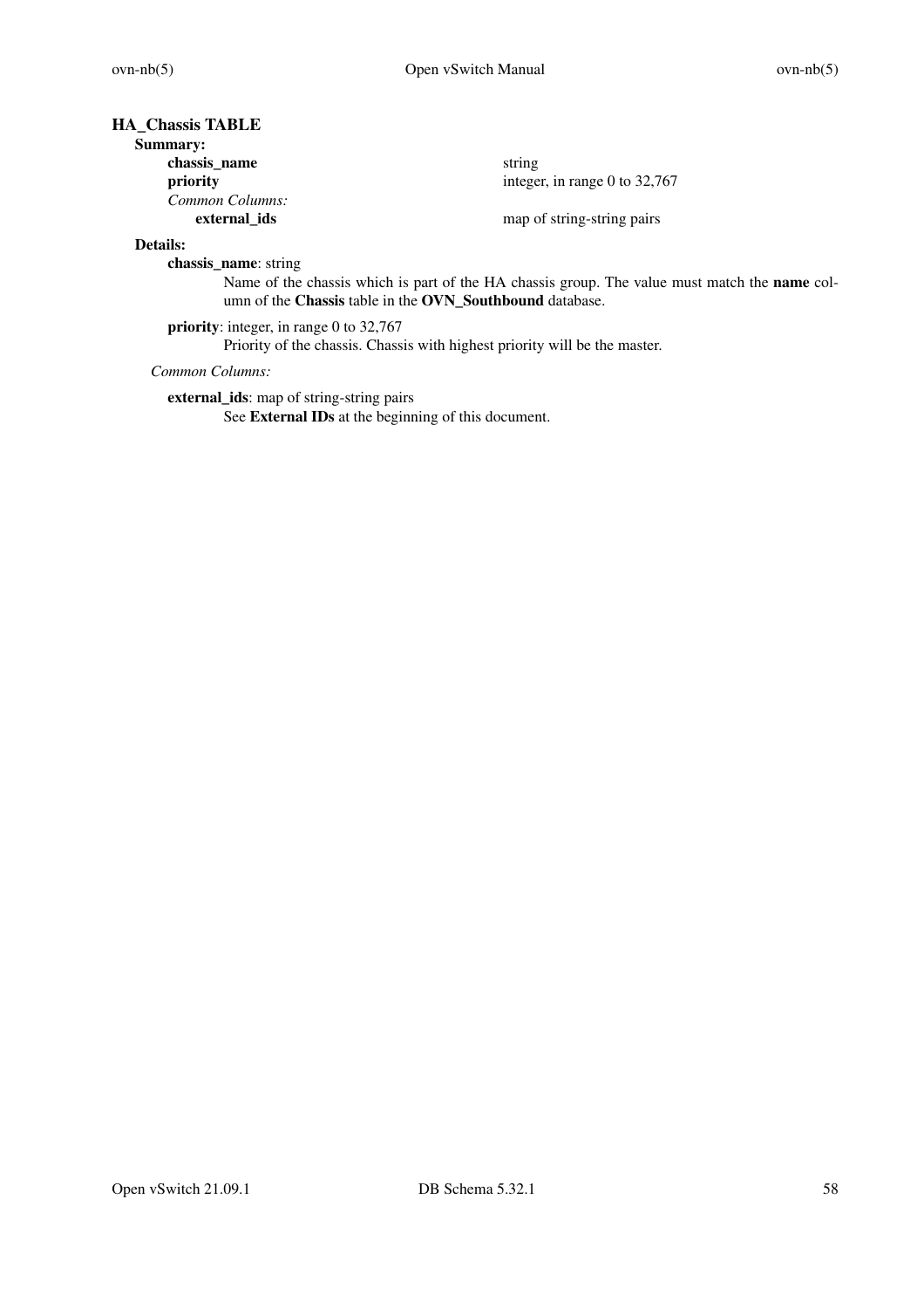## HA_Chassis TABLE

**Summary:**

| | |
|---|---|
| **chassis_name** | string |
| **priority** | integer, in range 0 to 32,767 |
| *Common Columns:* | |
| **external_ids** | map of string-string pairs |

**Details:**

**chassis_name**: string

Name of the chassis which is part of the HA chassis group. The value must match the **name** column of the **Chassis** table in the **OVN_Southbound** database.

**priority**: integer, in range 0 to 32,767

Priority of the chassis. Chassis with highest priority will be the master.

*Common Columns:*

**external_ids**: map of string-string pairs

See **External IDs** at the beginning of this document.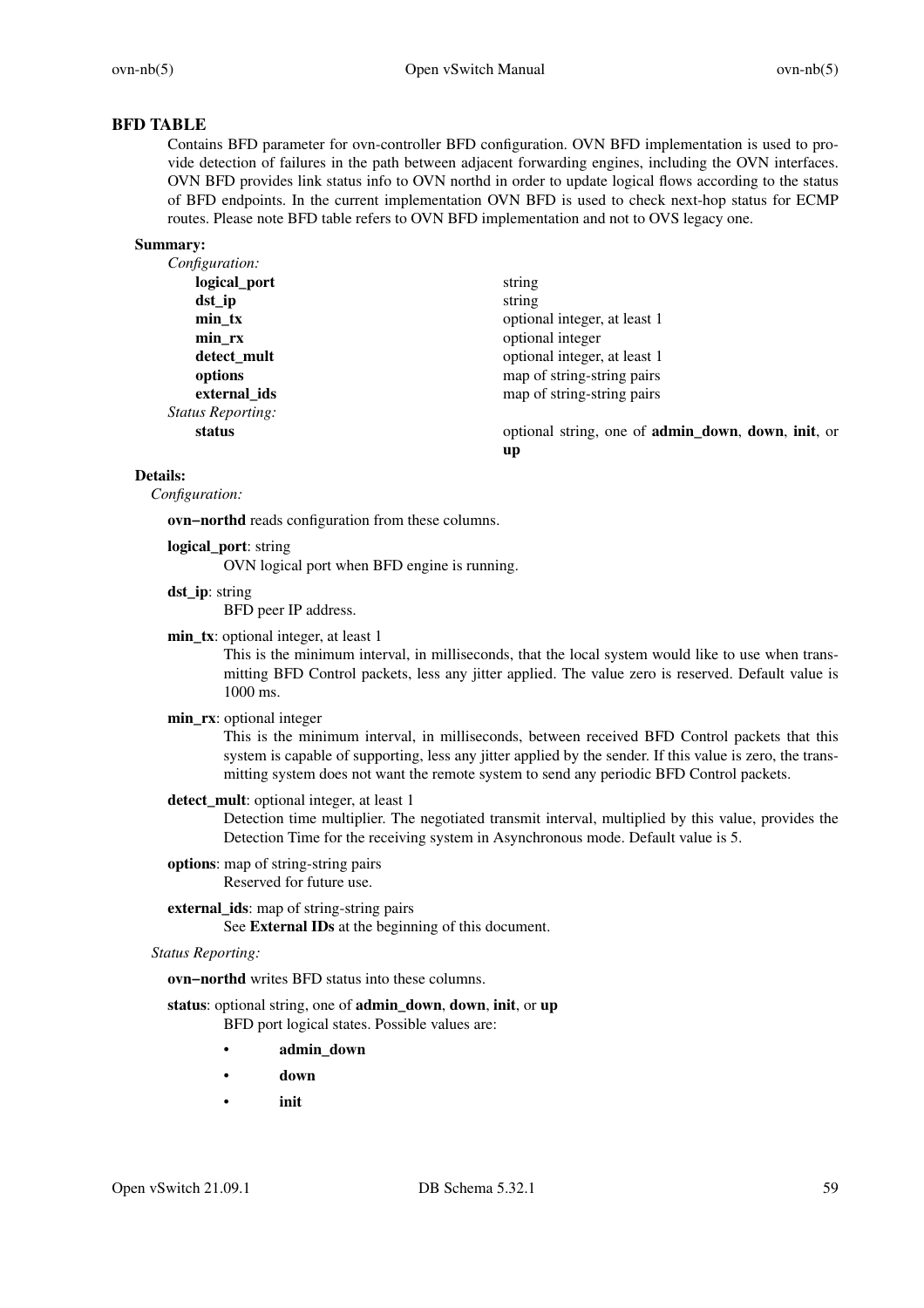## BFD TABLE

Contains BFD parameter for ovn-controller BFD configuration. OVN BFD implementation is used to provide detection of failures in the path between adjacent forwarding engines, including the OVN interfaces. OVN BFD provides link status info to OVN northd in order to update logical flows according to the status of BFD endpoints. In the current implementation OVN BFD is used to check next-hop status for ECMP routes. Please note BFD table refers to OVN BFD implementation and not to OVS legacy one.

### Summary:

*Configuration:*

| | |
|---|---|
| **logical_port** | string |
| **dst_ip** | string |
| **min_tx** | optional integer, at least 1 |
| **min_rx** | optional integer |
| **detect_mult** | optional integer, at least 1 |
| **options** | map of string-string pairs |
| **external_ids** | map of string-string pairs |

*Status Reporting:*

| | |
|---|---|
| **status** | optional string, one of **admin_down**, **down**, **init**, or **up** |

### Details:

*Configuration:*

**ovn−northd** reads configuration from these columns.

**logical_port**: string

OVN logical port when BFD engine is running.

**dst_ip**: string

BFD peer IP address.

**min_tx**: optional integer, at least 1

This is the minimum interval, in milliseconds, that the local system would like to use when transmitting BFD Control packets, less any jitter applied. The value zero is reserved. Default value is 1000 ms.

**min_rx**: optional integer

This is the minimum interval, in milliseconds, between received BFD Control packets that this system is capable of supporting, less any jitter applied by the sender. If this value is zero, the transmitting system does not want the remote system to send any periodic BFD Control packets.

**detect_mult**: optional integer, at least 1

Detection time multiplier. The negotiated transmit interval, multiplied by this value, provides the Detection Time for the receiving system in Asynchronous mode. Default value is 5.

**options**: map of string-string pairs

Reserved for future use.

**external_ids**: map of string-string pairs

See **External IDs** at the beginning of this document.

*Status Reporting:*

**ovn−northd** writes BFD status into these columns.

**status**: optional string, one of **admin_down**, **down**, **init**, or **up**

BFD port logical states. Possible values are:

- **admin_down**
- **down**
- **init**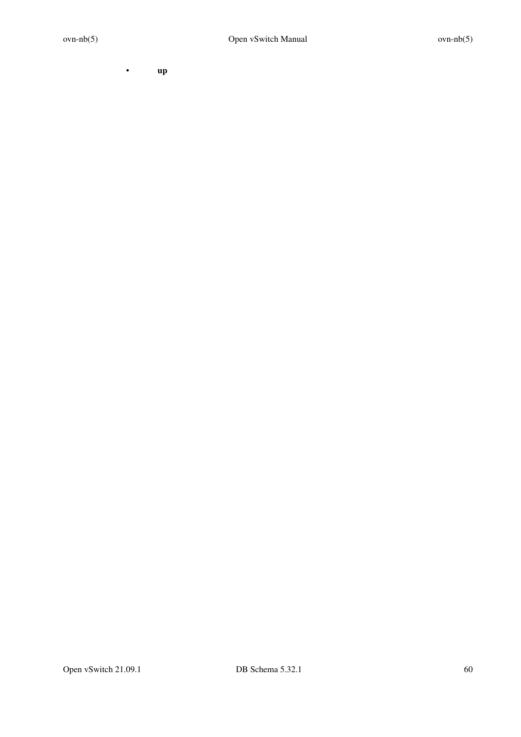- **up**